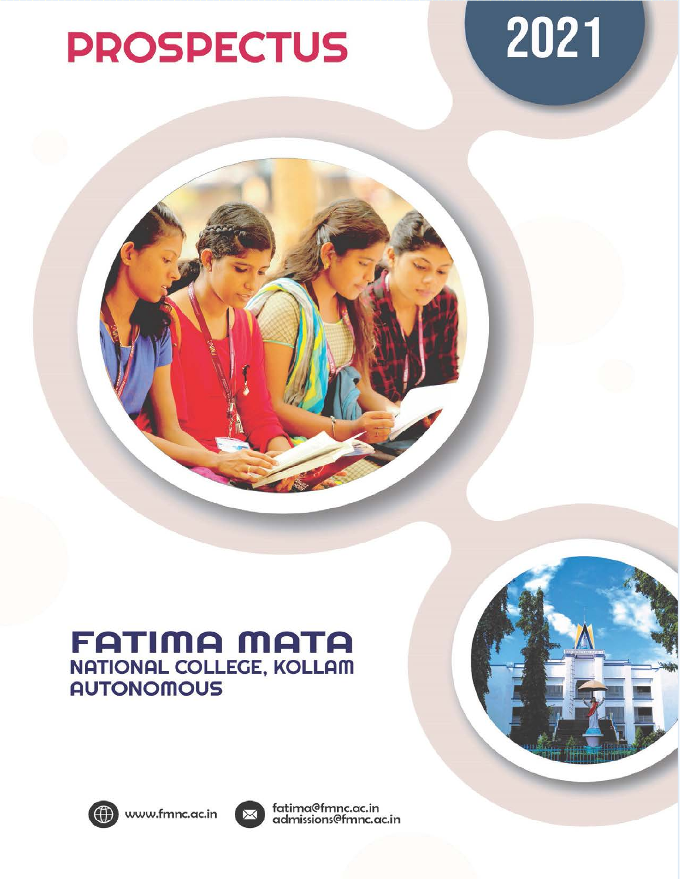# PROSPECTUS

2021

# FATIMA MATA
## NATIONAL COLLEGE, KOLLAM
## AUTONOMOUS

www.fmnc.ac.in

fatima@fmnc.ac.in
admissions@fmnc.ac.in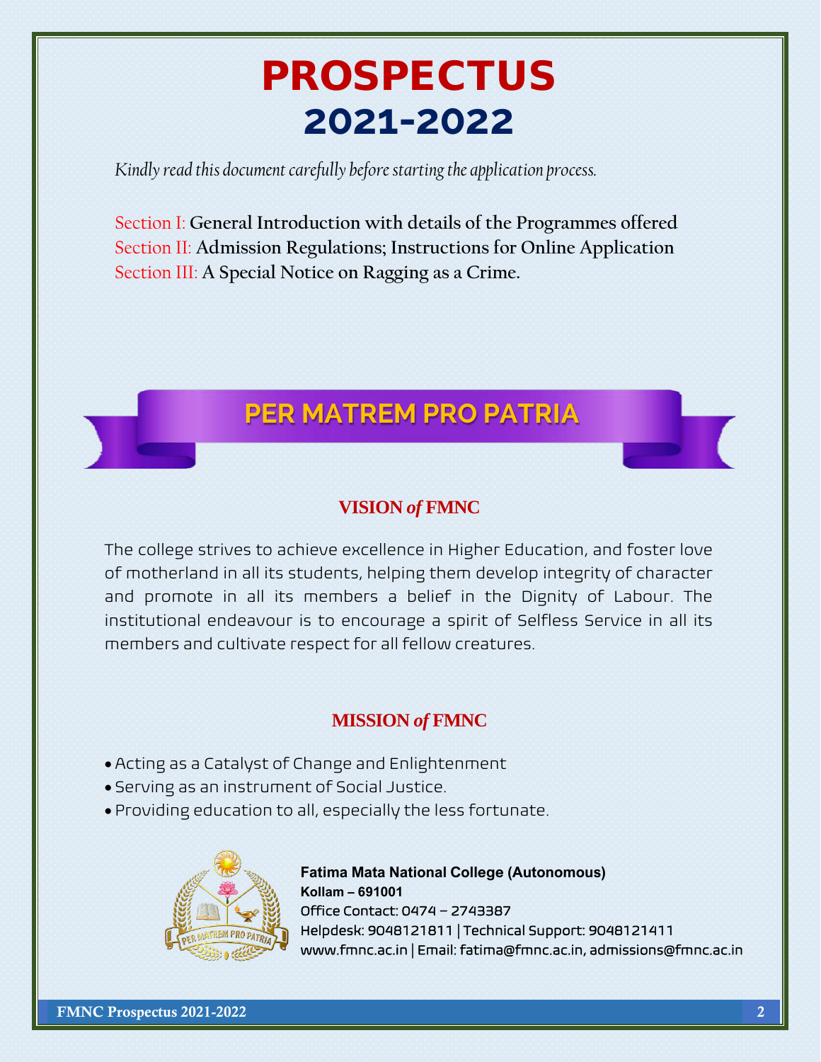# PROSPECTUS
# 2021-2022

*Kindly read this document carefully before starting the application process.*

Section I: **General Introduction with details of the Programmes offered**
Section II: **Admission Regulations; Instructions for Online Application**
Section III: **A Special Notice on Ragging as a Crime.**

## PER MATREM PRO PATRIA

### VISION *of* FMNC

The college strives to achieve excellence in Higher Education, and foster love of motherland in all its students, helping them develop integrity of character and promote in all its members a belief in the Dignity of Labour. The institutional endeavour is to encourage a spirit of Selfless Service in all its members and cultivate respect for all fellow creatures.

### MISSION *of* FMNC

- Acting as a Catalyst of Change and Enlightenment
- Serving as an instrument of Social Justice.
- Providing education to all, especially the less fortunate.

**Fatima Mata National College (Autonomous)**
**Kollam – 691001**
Office Contact: 0474 – 2743387
Helpdesk: 9048121811 | Technical Support: 9048121411
www.fmnc.ac.in | Email: fatima@fmnc.ac.in, admissions@fmnc.ac.in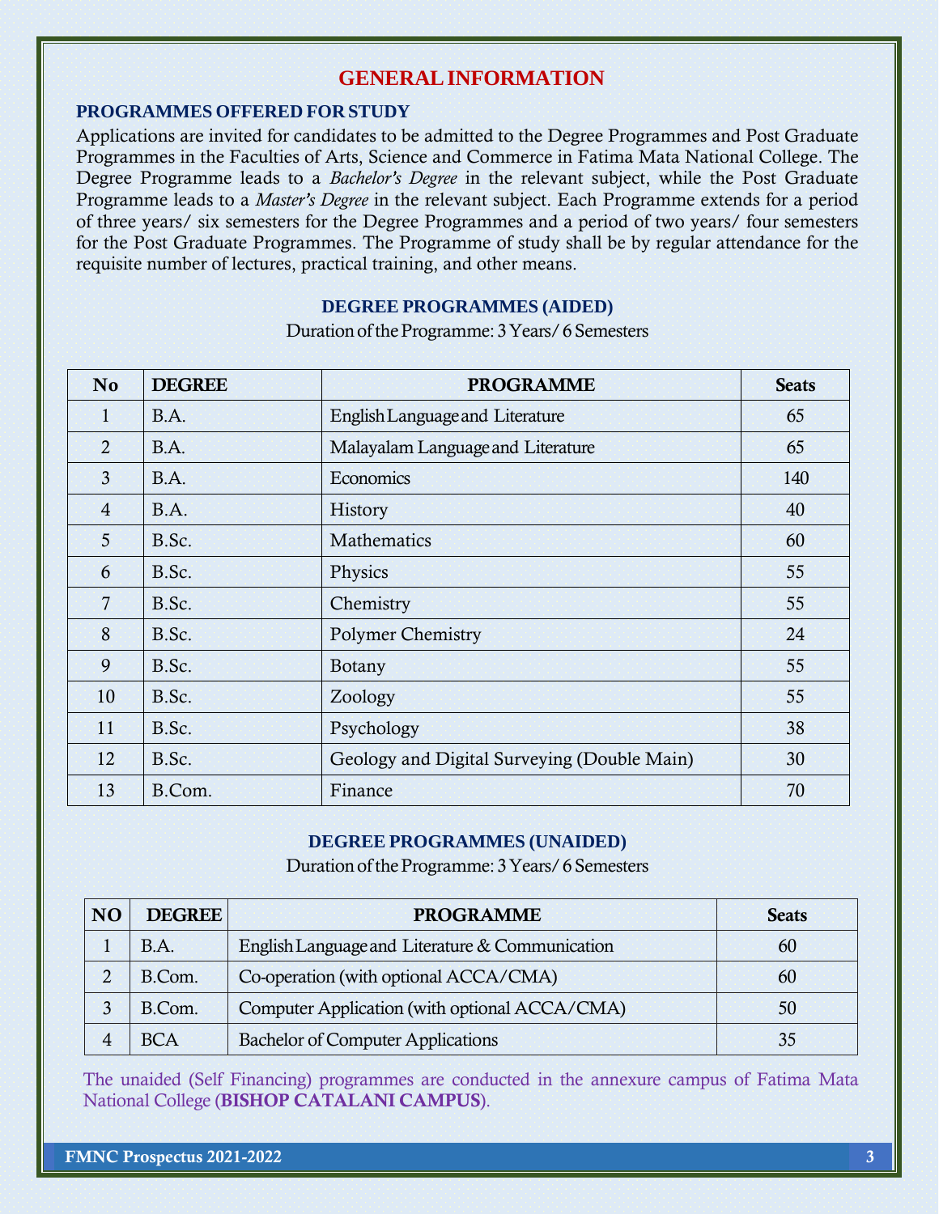# GENERAL INFORMATION

## PROGRAMMES OFFERED FOR STUDY

Applications are invited for candidates to be admitted to the Degree Programmes and Post Graduate Programmes in the Faculties of Arts, Science and Commerce in Fatima Mata National College. The Degree Programme leads to a *Bachelor's Degree* in the relevant subject, while the Post Graduate Programme leads to a *Master's Degree* in the relevant subject. Each Programme extends for a period of three years/ six semesters for the Degree Programmes and a period of two years/ four semesters for the Post Graduate Programmes. The Programme of study shall be by regular attendance for the requisite number of lectures, practical training, and other means.

### DEGREE PROGRAMMES (AIDED)

Duration of the Programme: 3 Years/ 6 Semesters

| No | DEGREE | PROGRAMME | Seats |
|---|---|---|---|
| 1 | B.A. | English Language and Literature | 65 |
| 2 | B.A. | Malayalam Language and Literature | 65 |
| 3 | B.A. | Economics | 140 |
| 4 | B.A. | History | 40 |
| 5 | B.Sc. | Mathematics | 60 |
| 6 | B.Sc. | Physics | 55 |
| 7 | B.Sc. | Chemistry | 55 |
| 8 | B.Sc. | Polymer Chemistry | 24 |
| 9 | B.Sc. | Botany | 55 |
| 10 | B.Sc. | Zoology | 55 |
| 11 | B.Sc. | Psychology | 38 |
| 12 | B.Sc. | Geology and Digital Surveying (Double Main) | 30 |
| 13 | B.Com. | Finance | 70 |

### DEGREE PROGRAMMES (UNAIDED)

Duration of the Programme: 3 Years/ 6 Semesters

| NO | DEGREE | PROGRAMME | Seats |
|---|---|---|---|
| 1 | B.A. | English Language and Literature & Communication | 60 |
| 2 | B.Com. | Co-operation (with optional ACCA/CMA) | 60 |
| 3 | B.Com. | Computer Application (with optional ACCA/CMA) | 50 |
| 4 | BCA | Bachelor of Computer Applications | 35 |

The unaided (Self Financing) programmes are conducted in the annexure campus of Fatima Mata National College (**BISHOP CATALANI CAMPUS**).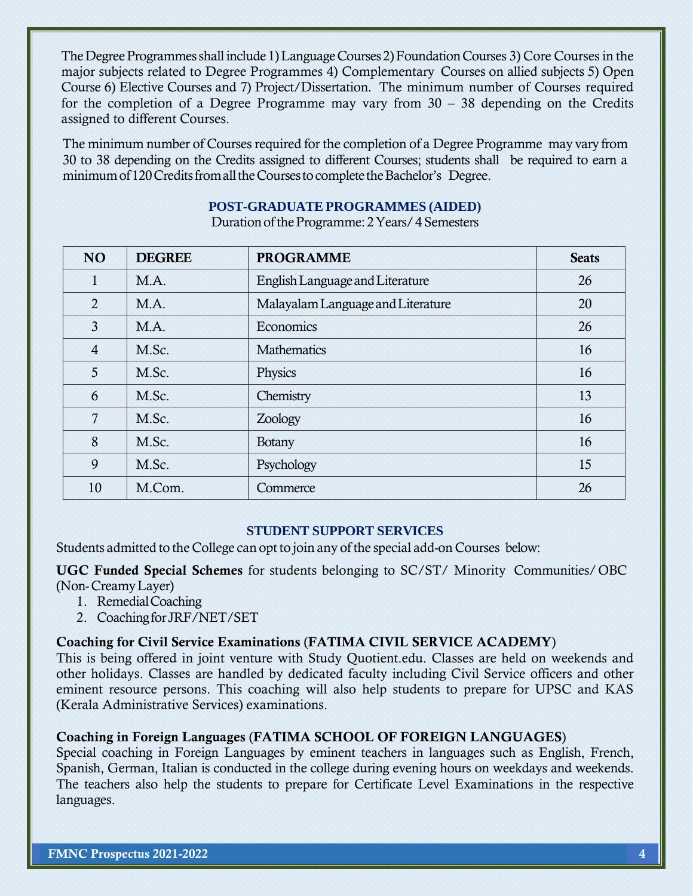The Degree Programmes shall include 1) Language Courses 2) Foundation Courses 3) Core Courses in the major subjects related to Degree Programmes 4) Complementary Courses on allied subjects 5) Open Course 6) Elective Courses and 7) Project/Dissertation. The minimum number of Courses required for the completion of a Degree Programme may vary from 30 – 38 depending on the Credits assigned to different Courses.

The minimum number of Courses required for the completion of a Degree Programme may vary from 30 to 38 depending on the Credits assigned to different Courses; students shall be required to earn a minimum of 120 Credits from all the Courses to complete the Bachelor's Degree.

## POST-GRADUATE PROGRAMMES (AIDED)

Duration of the Programme: 2 Years/ 4 Semesters

| NO | DEGREE | PROGRAMME | Seats |
|---|---|---|---|
| 1 | M.A. | English Language and Literature | 26 |
| 2 | M.A. | Malayalam Language and Literature | 20 |
| 3 | M.A. | Economics | 26 |
| 4 | M.Sc. | Mathematics | 16 |
| 5 | M.Sc. | Physics | 16 |
| 6 | M.Sc. | Chemistry | 13 |
| 7 | M.Sc. | Zoology | 16 |
| 8 | M.Sc. | Botany | 16 |
| 9 | M.Sc. | Psychology | 15 |
| 10 | M.Com. | Commerce | 26 |

## STUDENT SUPPORT SERVICES

Students admitted to the College can opt to join any of the special add-on Courses below:

**UGC Funded Special Schemes** for students belonging to SC/ST/ Minority Communities/ OBC (Non- Creamy Layer)

1. Remedial Coaching
2. Coaching for JRF/NET/SET

**Coaching for Civil Service Examinations (FATIMA CIVIL SERVICE ACADEMY)**

This is being offered in joint venture with Study Quotient.edu. Classes are held on weekends and other holidays. Classes are handled by dedicated faculty including Civil Service officers and other eminent resource persons. This coaching will also help students to prepare for UPSC and KAS (Kerala Administrative Services) examinations.

**Coaching in Foreign Languages (FATIMA SCHOOL OF FOREIGN LANGUAGES)**

Special coaching in Foreign Languages by eminent teachers in languages such as English, French, Spanish, German, Italian is conducted in the college during evening hours on weekdays and weekends. The teachers also help the students to prepare for Certificate Level Examinations in the respective languages.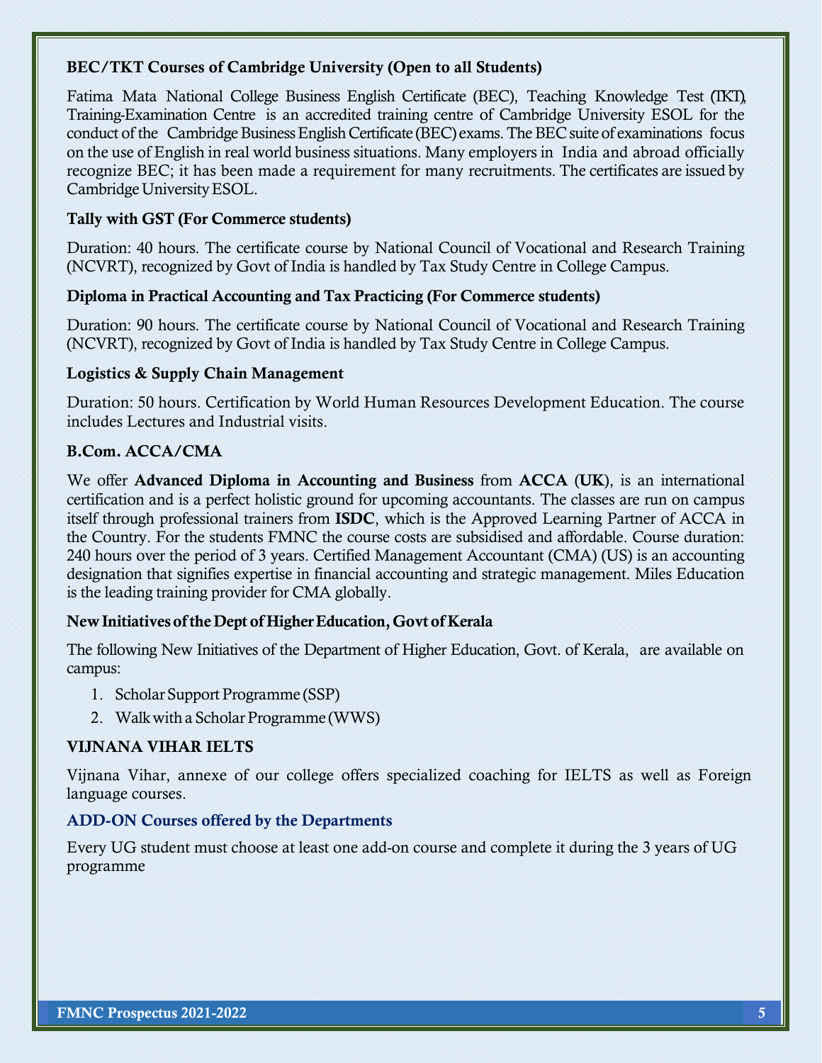### BEC/TKT Courses of Cambridge University (Open to all Students)

Fatima Mata National College Business English Certificate (BEC), Teaching Knowledge Test (TKT), Training-Examination Centre is an accredited training centre of Cambridge University ESOL for the conduct of the Cambridge Business English Certificate (BEC) exams. The BEC suite of examinations focus on the use of English in real world business situations. Many employers in India and abroad officially recognize BEC; it has been made a requirement for many recruitments. The certificates are issued by Cambridge University ESOL.

### Tally with GST (For Commerce students)

Duration: 40 hours. The certificate course by National Council of Vocational and Research Training (NCVRT), recognized by Govt of India is handled by Tax Study Centre in College Campus.

### Diploma in Practical Accounting and Tax Practicing (For Commerce students)

Duration: 90 hours. The certificate course by National Council of Vocational and Research Training (NCVRT), recognized by Govt of India is handled by Tax Study Centre in College Campus.

### Logistics & Supply Chain Management

Duration: 50 hours. Certification by World Human Resources Development Education. The course includes Lectures and Industrial visits.

### B.Com. ACCA/CMA

We offer **Advanced Diploma in Accounting and Business** from **ACCA** (**UK**), is an international certification and is a perfect holistic ground for upcoming accountants. The classes are run on campus itself through professional trainers from **ISDC**, which is the Approved Learning Partner of ACCA in the Country. For the students FMNC the course costs are subsidised and affordable. Course duration: 240 hours over the period of 3 years. Certified Management Accountant (CMA) (US) is an accounting designation that signifies expertise in financial accounting and strategic management. Miles Education is the leading training provider for CMA globally.

### New Initiatives of the Dept of Higher Education, Govt of Kerala

The following New Initiatives of the Department of Higher Education, Govt. of Kerala, are available on campus:

1. Scholar Support Programme (SSP)
2. Walk with a Scholar Programme (WWS)

### VIJNANA VIHAR IELTS

Vijnana Vihar, annexe of our college offers specialized coaching for IELTS as well as Foreign language courses.

### ADD-ON Courses offered by the Departments

Every UG student must choose at least one add-on course and complete it during the 3 years of UG programme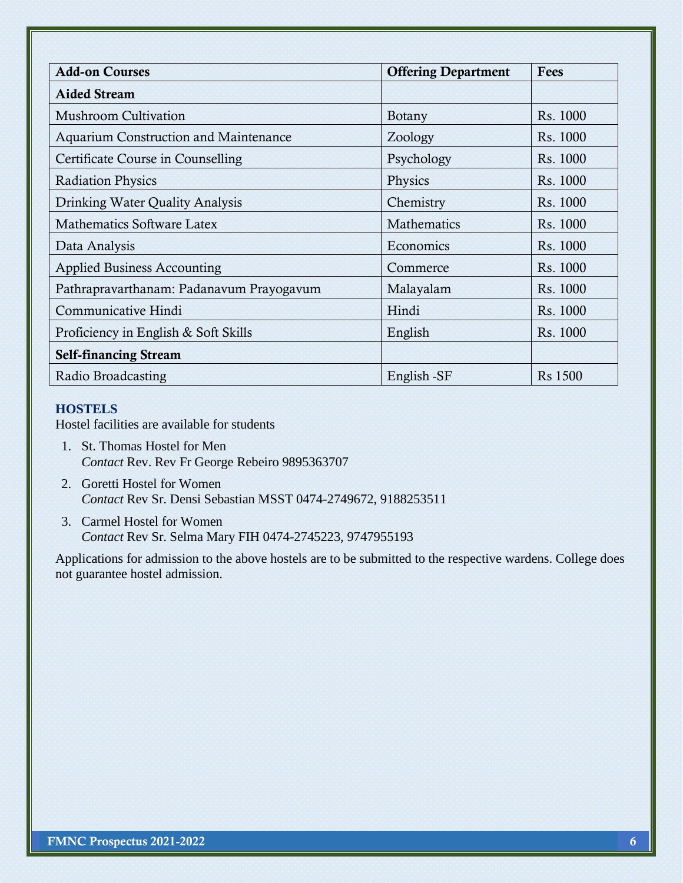| Add-on Courses | Offering Department | Fees |
|---|---|---|
| **Aided Stream** | | |
| Mushroom Cultivation | Botany | Rs. 1000 |
| Aquarium Construction and Maintenance | Zoology | Rs. 1000 |
| Certificate Course in Counselling | Psychology | Rs. 1000 |
| Radiation Physics | Physics | Rs. 1000 |
| Drinking Water Quality Analysis | Chemistry | Rs. 1000 |
| Mathematics Software Latex | Mathematics | Rs. 1000 |
| Data Analysis | Economics | Rs. 1000 |
| Applied Business Accounting | Commerce | Rs. 1000 |
| Pathrapravarthanam: Padanavum Prayogavum | Malayalam | Rs. 1000 |
| Communicative Hindi | Hindi | Rs. 1000 |
| Proficiency in English & Soft Skills | English | Rs. 1000 |
| **Self-financing Stream** | | |
| Radio Broadcasting | English -SF | Rs 1500 |

## HOSTELS

Hostel facilities are available for students

1. St. Thomas Hostel for Men
   *Contact* Rev. Rev Fr George Rebeiro 9895363707
2. Goretti Hostel for Women
   *Contact* Rev Sr. Densi Sebastian MSST 0474-2749672, 9188253511
3. Carmel Hostel for Women
   *Contact* Rev Sr. Selma Mary FIH 0474-2745223, 9747955193

Applications for admission to the above hostels are to be submitted to the respective wardens. College does not guarantee hostel admission.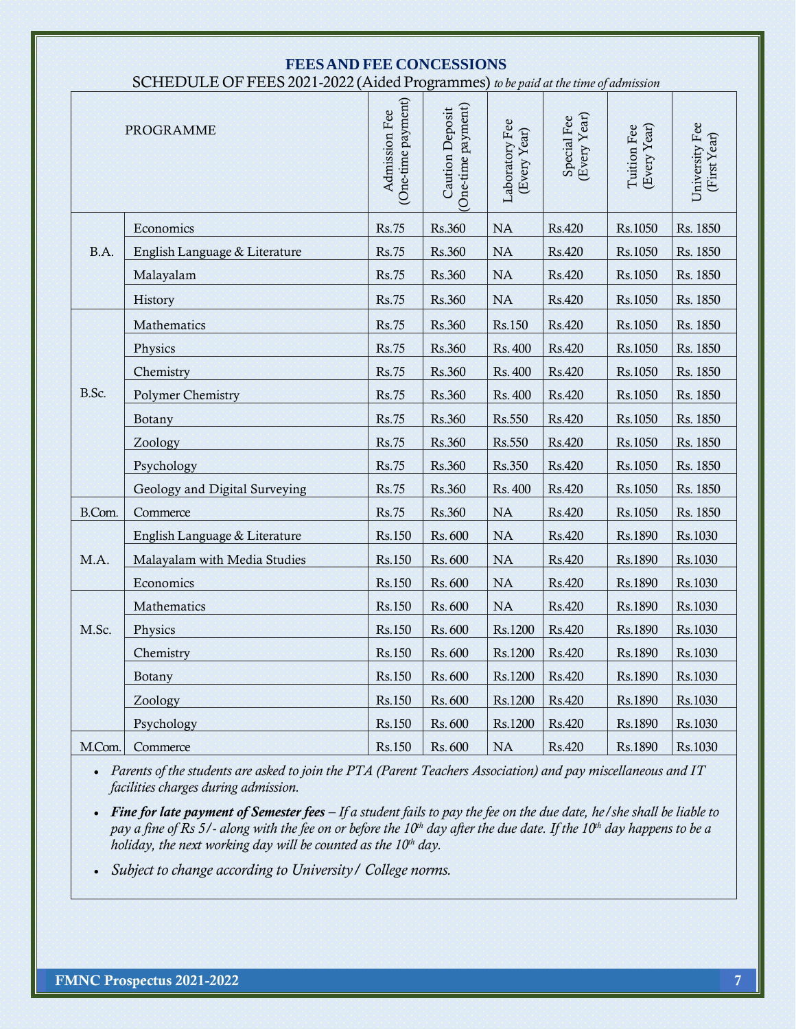## FEES AND FEE CONCESSIONS

SCHEDULE OF FEES 2021-2022 (Aided Programmes) *to be paid at the time of admission*

| PROGRAMME | | Admission Fee (One-time payment) | Caution Deposit (One-time payment) | Laboratory Fee (Every Year) | Special Fee (Every Year) | Tuition Fee (Every Year) | University Fee (First Year) |
|---|---|---|---|---|---|---|---|
| B.A. | Economics | Rs.75 | Rs.360 | NA | Rs.420 | Rs.1050 | Rs. 1850 |
| | English Language & Literature | Rs.75 | Rs.360 | NA | Rs.420 | Rs.1050 | Rs. 1850 |
| | Malayalam | Rs.75 | Rs.360 | NA | Rs.420 | Rs.1050 | Rs. 1850 |
| | History | Rs.75 | Rs.360 | NA | Rs.420 | Rs.1050 | Rs. 1850 |
| B.Sc. | Mathematics | Rs.75 | Rs.360 | Rs.150 | Rs.420 | Rs.1050 | Rs. 1850 |
| | Physics | Rs.75 | Rs.360 | Rs. 400 | Rs.420 | Rs.1050 | Rs. 1850 |
| | Chemistry | Rs.75 | Rs.360 | Rs. 400 | Rs.420 | Rs.1050 | Rs. 1850 |
| | Polymer Chemistry | Rs.75 | Rs.360 | Rs. 400 | Rs.420 | Rs.1050 | Rs. 1850 |
| | Botany | Rs.75 | Rs.360 | Rs.550 | Rs.420 | Rs.1050 | Rs. 1850 |
| | Zoology | Rs.75 | Rs.360 | Rs.550 | Rs.420 | Rs.1050 | Rs. 1850 |
| | Psychology | Rs.75 | Rs.360 | Rs.350 | Rs.420 | Rs.1050 | Rs. 1850 |
| | Geology and Digital Surveying | Rs.75 | Rs.360 | Rs. 400 | Rs.420 | Rs.1050 | Rs. 1850 |
| B.Com. | Commerce | Rs.75 | Rs.360 | NA | Rs.420 | Rs.1050 | Rs. 1850 |
| M.A. | English Language & Literature | Rs.150 | Rs. 600 | NA | Rs.420 | Rs.1890 | Rs.1030 |
| | Malayalam with Media Studies | Rs.150 | Rs. 600 | NA | Rs.420 | Rs.1890 | Rs.1030 |
| | Economics | Rs.150 | Rs. 600 | NA | Rs.420 | Rs.1890 | Rs.1030 |
| M.Sc. | Mathematics | Rs.150 | Rs. 600 | NA | Rs.420 | Rs.1890 | Rs.1030 |
| | Physics | Rs.150 | Rs. 600 | Rs.1200 | Rs.420 | Rs.1890 | Rs.1030 |
| | Chemistry | Rs.150 | Rs. 600 | Rs.1200 | Rs.420 | Rs.1890 | Rs.1030 |
| | Botany | Rs.150 | Rs. 600 | Rs.1200 | Rs.420 | Rs.1890 | Rs.1030 |
| | Zoology | Rs.150 | Rs. 600 | Rs.1200 | Rs.420 | Rs.1890 | Rs.1030 |
| | Psychology | Rs.150 | Rs. 600 | Rs.1200 | Rs.420 | Rs.1890 | Rs.1030 |
| M.Com. | Commerce | Rs.150 | Rs. 600 | NA | Rs.420 | Rs.1890 | Rs.1030 |

- *Parents of the students are asked to join the PTA (Parent Teachers Association) and pay miscellaneous and IT facilities charges during admission.*
- ***Fine for late payment of Semester fees** – If a student fails to pay the fee on the due date, he/she shall be liable to pay a fine of Rs 5/- along with the fee on or before the 10th day after the due date. If the 10th day happens to be a holiday, the next working day will be counted as the 10th day.*
- *Subject to change according to University/ College norms.*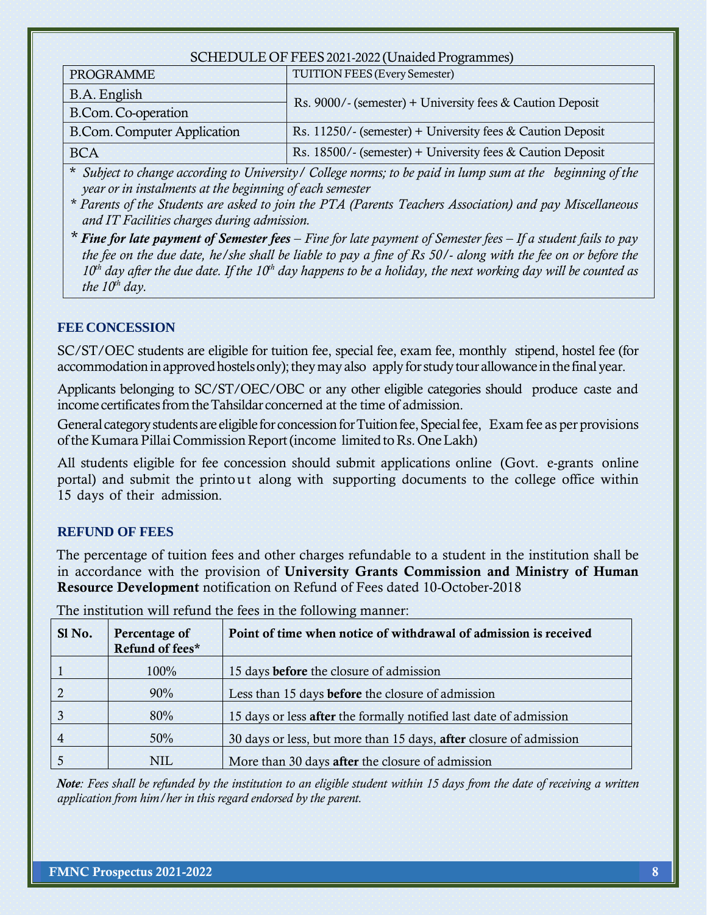SCHEDULE OF FEES 2021-2022 (Unaided Programmes)

| PROGRAMME | TUITION FEES (Every Semester) |
|---|---|
| B.A. English | Rs. 9000/- (semester) + University fees & Caution Deposit |
| B.Com. Co-operation | |
| B.Com. Computer Application | Rs. 11250/- (semester) + University fees & Caution Deposit |
| BCA | Rs. 18500/- (semester) + University fees & Caution Deposit |

* *Subject to change according to University/ College norms; to be paid in lump sum at the beginning of the year or in instalments at the beginning of each semester*
* *Parents of the Students are asked to join the PTA (Parents Teachers Association) and pay Miscellaneous and IT Facilities charges during admission.*
* ***Fine for late payment of Semester fees** – Fine for late payment of Semester fees – If a student fails to pay the fee on the due date, he/she shall be liable to pay a fine of Rs 50/- along with the fee on or before the 10th day after the due date. If the 10th day happens to be a holiday, the next working day will be counted as the 10th day.*

## FEE CONCESSION

SC/ST/OEC students are eligible for tuition fee, special fee, exam fee, monthly stipend, hostel fee (for accommodation in approved hostels only); they may also apply for study tour allowance in the final year.

Applicants belonging to SC/ST/OEC/OBC or any other eligible categories should produce caste and income certificates from the Tahsildar concerned at the time of admission.

General category students are eligible for concession for Tuition fee, Special fee, Exam fee as per provisions of the Kumara Pillai Commission Report (income limited to Rs. One Lakh)

All students eligible for fee concession should submit applications online (Govt. e-grants online portal) and submit the printout along with supporting documents to the college office within 15 days of their admission.

## REFUND OF FEES

The percentage of tuition fees and other charges refundable to a student in the institution shall be in accordance with the provision of **University Grants Commission and Ministry of Human Resource Development** notification on Refund of Fees dated 10-October-2018

The institution will refund the fees in the following manner:

| Sl No. | Percentage of Refund of fees* | Point of time when notice of withdrawal of admission is received |
|---|---|---|
| 1 | 100% | 15 days **before** the closure of admission |
| 2 | 90% | Less than 15 days **before** the closure of admission |
| 3 | 80% | 15 days or less **after** the formally notified last date of admission |
| 4 | 50% | 30 days or less, but more than 15 days, **after** closure of admission |
| 5 | NIL | More than 30 days **after** the closure of admission |

***Note**: Fees shall be refunded by the institution to an eligible student within 15 days from the date of receiving a written application from him/her in this regard endorsed by the parent.*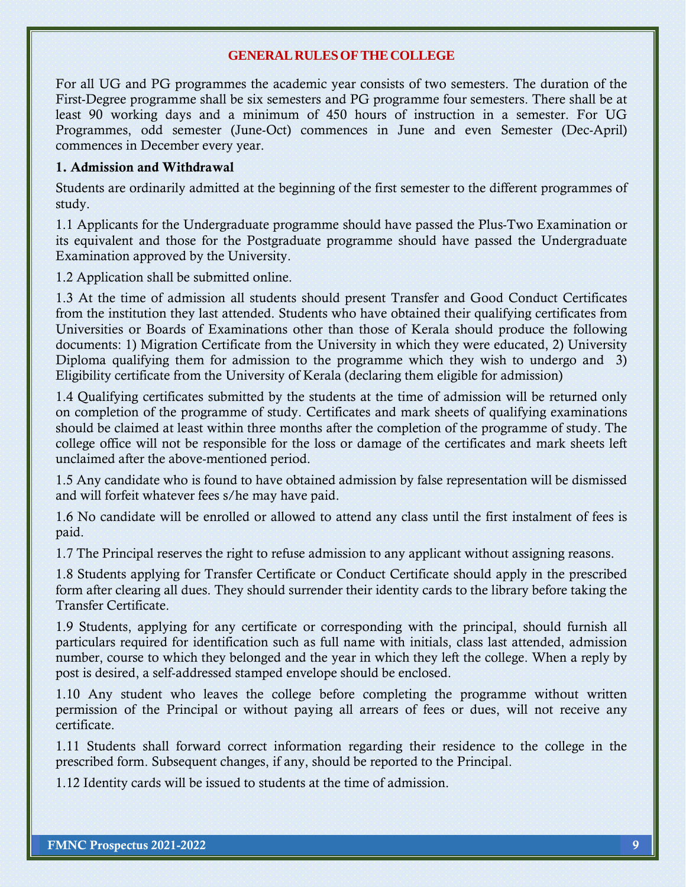## GENERAL RULES OF THE COLLEGE

For all UG and PG programmes the academic year consists of two semesters. The duration of the First-Degree programme shall be six semesters and PG programme four semesters. There shall be at least 90 working days and a minimum of 450 hours of instruction in a semester. For UG Programmes, odd semester (June-Oct) commences in June and even Semester (Dec-April) commences in December every year.

### 1. Admission and Withdrawal

Students are ordinarily admitted at the beginning of the first semester to the different programmes of study.

1.1 Applicants for the Undergraduate programme should have passed the Plus-Two Examination or its equivalent and those for the Postgraduate programme should have passed the Undergraduate Examination approved by the University.

1.2 Application shall be submitted online.

1.3 At the time of admission all students should present Transfer and Good Conduct Certificates from the institution they last attended. Students who have obtained their qualifying certificates from Universities or Boards of Examinations other than those of Kerala should produce the following documents: 1) Migration Certificate from the University in which they were educated, 2) University Diploma qualifying them for admission to the programme which they wish to undergo and 3) Eligibility certificate from the University of Kerala (declaring them eligible for admission)

1.4 Qualifying certificates submitted by the students at the time of admission will be returned only on completion of the programme of study. Certificates and mark sheets of qualifying examinations should be claimed at least within three months after the completion of the programme of study. The college office will not be responsible for the loss or damage of the certificates and mark sheets left unclaimed after the above-mentioned period.

1.5 Any candidate who is found to have obtained admission by false representation will be dismissed and will forfeit whatever fees s/he may have paid.

1.6 No candidate will be enrolled or allowed to attend any class until the first instalment of fees is paid.

1.7 The Principal reserves the right to refuse admission to any applicant without assigning reasons.

1.8 Students applying for Transfer Certificate or Conduct Certificate should apply in the prescribed form after clearing all dues. They should surrender their identity cards to the library before taking the Transfer Certificate.

1.9 Students, applying for any certificate or corresponding with the principal, should furnish all particulars required for identification such as full name with initials, class last attended, admission number, course to which they belonged and the year in which they left the college. When a reply by post is desired, a self-addressed stamped envelope should be enclosed.

1.10 Any student who leaves the college before completing the programme without written permission of the Principal or without paying all arrears of fees or dues, will not receive any certificate.

1.11 Students shall forward correct information regarding their residence to the college in the prescribed form. Subsequent changes, if any, should be reported to the Principal.

1.12 Identity cards will be issued to students at the time of admission.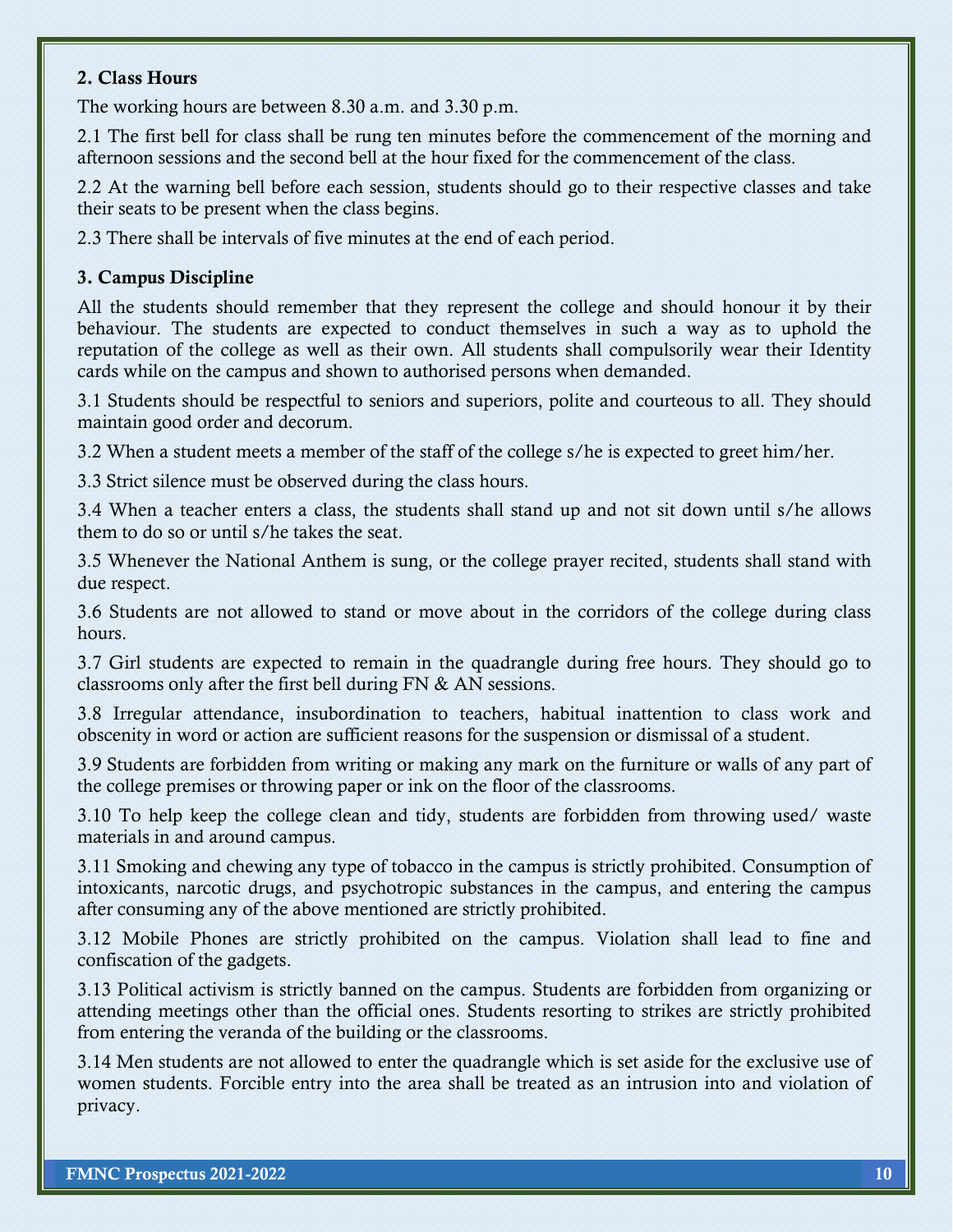**2. Class Hours**

The working hours are between 8.30 a.m. and 3.30 p.m.

2.1 The first bell for class shall be rung ten minutes before the commencement of the morning and afternoon sessions and the second bell at the hour fixed for the commencement of the class.

2.2 At the warning bell before each session, students should go to their respective classes and take their seats to be present when the class begins.

2.3 There shall be intervals of five minutes at the end of each period.

**3. Campus Discipline**

All the students should remember that they represent the college and should honour it by their behaviour. The students are expected to conduct themselves in such a way as to uphold the reputation of the college as well as their own. All students shall compulsorily wear their Identity cards while on the campus and shown to authorised persons when demanded.

3.1 Students should be respectful to seniors and superiors, polite and courteous to all. They should maintain good order and decorum.

3.2 When a student meets a member of the staff of the college s/he is expected to greet him/her.

3.3 Strict silence must be observed during the class hours.

3.4 When a teacher enters a class, the students shall stand up and not sit down until s/he allows them to do so or until s/he takes the seat.

3.5 Whenever the National Anthem is sung, or the college prayer recited, students shall stand with due respect.

3.6 Students are not allowed to stand or move about in the corridors of the college during class hours.

3.7 Girl students are expected to remain in the quadrangle during free hours. They should go to classrooms only after the first bell during FN & AN sessions.

3.8 Irregular attendance, insubordination to teachers, habitual inattention to class work and obscenity in word or action are sufficient reasons for the suspension or dismissal of a student.

3.9 Students are forbidden from writing or making any mark on the furniture or walls of any part of the college premises or throwing paper or ink on the floor of the classrooms.

3.10 To help keep the college clean and tidy, students are forbidden from throwing used/ waste materials in and around campus.

3.11 Smoking and chewing any type of tobacco in the campus is strictly prohibited. Consumption of intoxicants, narcotic drugs, and psychotropic substances in the campus, and entering the campus after consuming any of the above mentioned are strictly prohibited.

3.12 Mobile Phones are strictly prohibited on the campus. Violation shall lead to fine and confiscation of the gadgets.

3.13 Political activism is strictly banned on the campus. Students are forbidden from organizing or attending meetings other than the official ones. Students resorting to strikes are strictly prohibited from entering the veranda of the building or the classrooms.

3.14 Men students are not allowed to enter the quadrangle which is set aside for the exclusive use of women students. Forcible entry into the area shall be treated as an intrusion into and violation of privacy.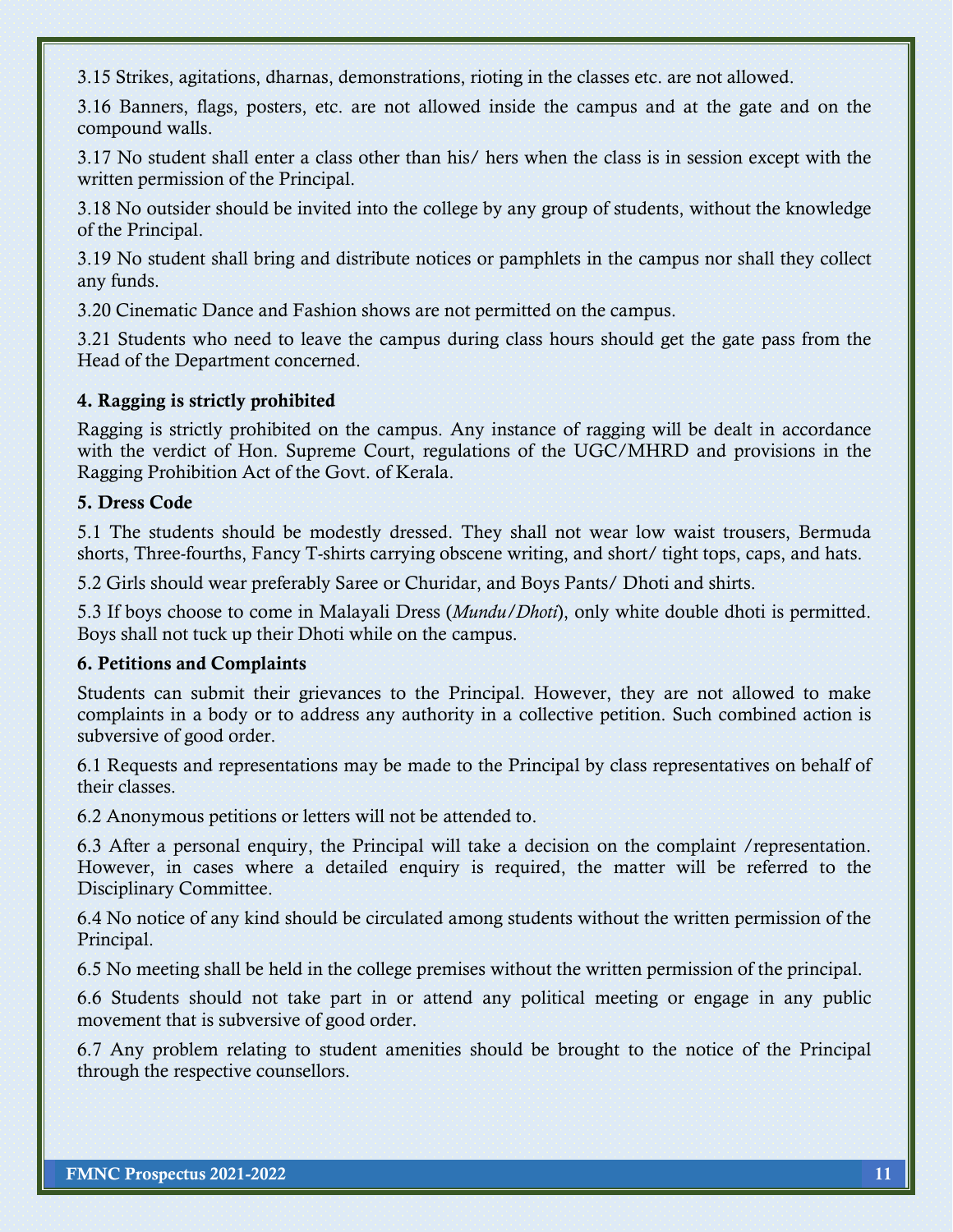3.15 Strikes, agitations, dharnas, demonstrations, rioting in the classes etc. are not allowed.

3.16 Banners, flags, posters, etc. are not allowed inside the campus and at the gate and on the compound walls.

3.17 No student shall enter a class other than his/ hers when the class is in session except with the written permission of the Principal.

3.18 No outsider should be invited into the college by any group of students, without the knowledge of the Principal.

3.19 No student shall bring and distribute notices or pamphlets in the campus nor shall they collect any funds.

3.20 Cinematic Dance and Fashion shows are not permitted on the campus.

3.21 Students who need to leave the campus during class hours should get the gate pass from the Head of the Department concerned.

**4. Ragging is strictly prohibited**

Ragging is strictly prohibited on the campus. Any instance of ragging will be dealt in accordance with the verdict of Hon. Supreme Court, regulations of the UGC/MHRD and provisions in the Ragging Prohibition Act of the Govt. of Kerala.

**5. Dress Code**

5.1 The students should be modestly dressed. They shall not wear low waist trousers, Bermuda shorts, Three-fourths, Fancy T-shirts carrying obscene writing, and short/ tight tops, caps, and hats.

5.2 Girls should wear preferably Saree or Churidar, and Boys Pants/ Dhoti and shirts.

5.3 If boys choose to come in Malayali Dress (*Mundu/Dhoti*), only white double dhoti is permitted. Boys shall not tuck up their Dhoti while on the campus.

**6. Petitions and Complaints**

Students can submit their grievances to the Principal. However, they are not allowed to make complaints in a body or to address any authority in a collective petition. Such combined action is subversive of good order.

6.1 Requests and representations may be made to the Principal by class representatives on behalf of their classes.

6.2 Anonymous petitions or letters will not be attended to.

6.3 After a personal enquiry, the Principal will take a decision on the complaint /representation. However, in cases where a detailed enquiry is required, the matter will be referred to the Disciplinary Committee.

6.4 No notice of any kind should be circulated among students without the written permission of the Principal.

6.5 No meeting shall be held in the college premises without the written permission of the principal.

6.6 Students should not take part in or attend any political meeting or engage in any public movement that is subversive of good order.

6.7 Any problem relating to student amenities should be brought to the notice of the Principal through the respective counsellors.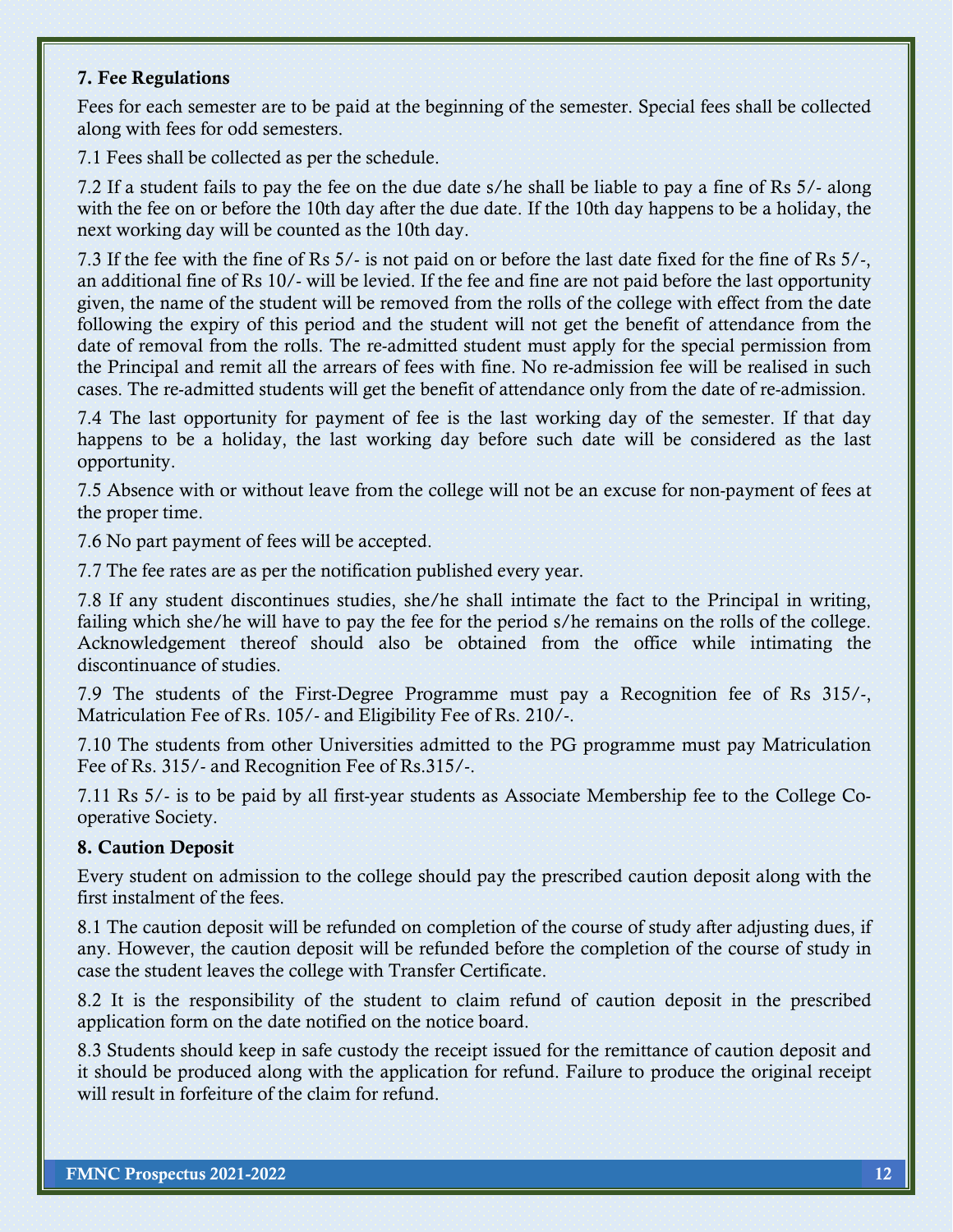## 7. Fee Regulations

Fees for each semester are to be paid at the beginning of the semester. Special fees shall be collected along with fees for odd semesters.

7.1 Fees shall be collected as per the schedule.

7.2 If a student fails to pay the fee on the due date s/he shall be liable to pay a fine of Rs 5/- along with the fee on or before the 10th day after the due date. If the 10th day happens to be a holiday, the next working day will be counted as the 10th day.

7.3 If the fee with the fine of Rs 5/- is not paid on or before the last date fixed for the fine of Rs 5/-, an additional fine of Rs 10/- will be levied. If the fee and fine are not paid before the last opportunity given, the name of the student will be removed from the rolls of the college with effect from the date following the expiry of this period and the student will not get the benefit of attendance from the date of removal from the rolls. The re-admitted student must apply for the special permission from the Principal and remit all the arrears of fees with fine. No re-admission fee will be realised in such cases. The re-admitted students will get the benefit of attendance only from the date of re-admission.

7.4 The last opportunity for payment of fee is the last working day of the semester. If that day happens to be a holiday, the last working day before such date will be considered as the last opportunity.

7.5 Absence with or without leave from the college will not be an excuse for non-payment of fees at the proper time.

7.6 No part payment of fees will be accepted.

7.7 The fee rates are as per the notification published every year.

7.8 If any student discontinues studies, she/he shall intimate the fact to the Principal in writing, failing which she/he will have to pay the fee for the period s/he remains on the rolls of the college. Acknowledgement thereof should also be obtained from the office while intimating the discontinuance of studies.

7.9 The students of the First-Degree Programme must pay a Recognition fee of Rs 315/-, Matriculation Fee of Rs. 105/- and Eligibility Fee of Rs. 210/-.

7.10 The students from other Universities admitted to the PG programme must pay Matriculation Fee of Rs. 315/- and Recognition Fee of Rs.315/-.

7.11 Rs 5/- is to be paid by all first-year students as Associate Membership fee to the College Co-operative Society.

## 8. Caution Deposit

Every student on admission to the college should pay the prescribed caution deposit along with the first instalment of the fees.

8.1 The caution deposit will be refunded on completion of the course of study after adjusting dues, if any. However, the caution deposit will be refunded before the completion of the course of study in case the student leaves the college with Transfer Certificate.

8.2 It is the responsibility of the student to claim refund of caution deposit in the prescribed application form on the date notified on the notice board.

8.3 Students should keep in safe custody the receipt issued for the remittance of caution deposit and it should be produced along with the application for refund. Failure to produce the original receipt will result in forfeiture of the claim for refund.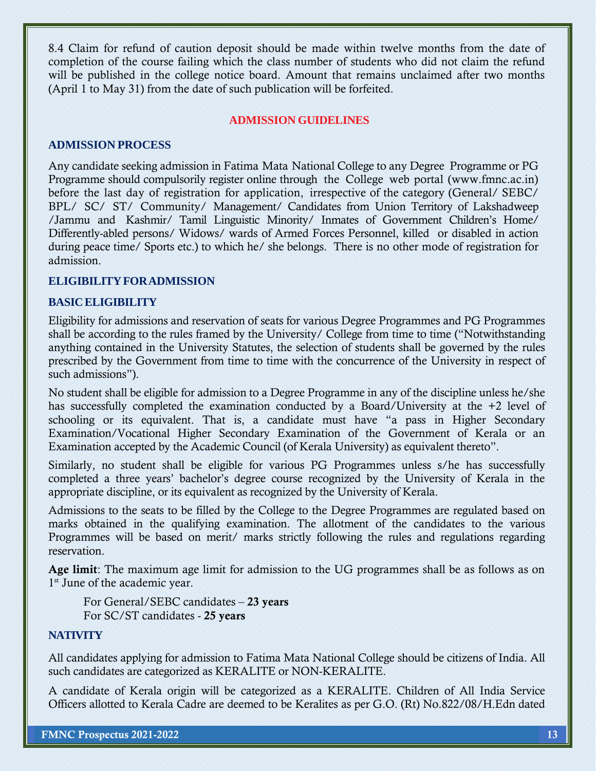8.4 Claim for refund of caution deposit should be made within twelve months from the date of completion of the course failing which the class number of students who did not claim the refund will be published in the college notice board. Amount that remains unclaimed after two months (April 1 to May 31) from the date of such publication will be forfeited.

## ADMISSION GUIDELINES

### ADMISSION PROCESS

Any candidate seeking admission in Fatima Mata National College to any Degree Programme or PG Programme should compulsorily register online through the College web portal (www.fmnc.ac.in) before the last day of registration for application, irrespective of the category (General/ SEBC/ BPL/ SC/ ST/ Community/ Management/ Candidates from Union Territory of Lakshadweep /Jammu and Kashmir/ Tamil Linguistic Minority/ Inmates of Government Children's Home/ Differently-abled persons/ Widows/ wards of Armed Forces Personnel, killed or disabled in action during peace time/ Sports etc.) to which he/ she belongs. There is no other mode of registration for admission.

### ELIGIBILITY FOR ADMISSION

### BASIC ELIGIBILITY

Eligibility for admissions and reservation of seats for various Degree Programmes and PG Programmes shall be according to the rules framed by the University/ College from time to time ("Notwithstanding anything contained in the University Statutes, the selection of students shall be governed by the rules prescribed by the Government from time to time with the concurrence of the University in respect of such admissions").

No student shall be eligible for admission to a Degree Programme in any of the discipline unless he/she has successfully completed the examination conducted by a Board/University at the +2 level of schooling or its equivalent. That is, a candidate must have "a pass in Higher Secondary Examination/Vocational Higher Secondary Examination of the Government of Kerala or an Examination accepted by the Academic Council (of Kerala University) as equivalent thereto".

Similarly, no student shall be eligible for various PG Programmes unless s/he has successfully completed a three years' bachelor's degree course recognized by the University of Kerala in the appropriate discipline, or its equivalent as recognized by the University of Kerala.

Admissions to the seats to be filled by the College to the Degree Programmes are regulated based on marks obtained in the qualifying examination. The allotment of the candidates to the various Programmes will be based on merit/ marks strictly following the rules and regulations regarding reservation.

**Age limit**: The maximum age limit for admission to the UG programmes shall be as follows as on 1st June of the academic year.

For General/SEBC candidates – **23 years**
For SC/ST candidates - **25 years**

### NATIVITY

All candidates applying for admission to Fatima Mata National College should be citizens of India. All such candidates are categorized as KERALITE or NON-KERALITE.

A candidate of Kerala origin will be categorized as a KERALITE. Children of All India Service Officers allotted to Kerala Cadre are deemed to be Keralites as per G.O. (Rt) No.822/08/H.Edn dated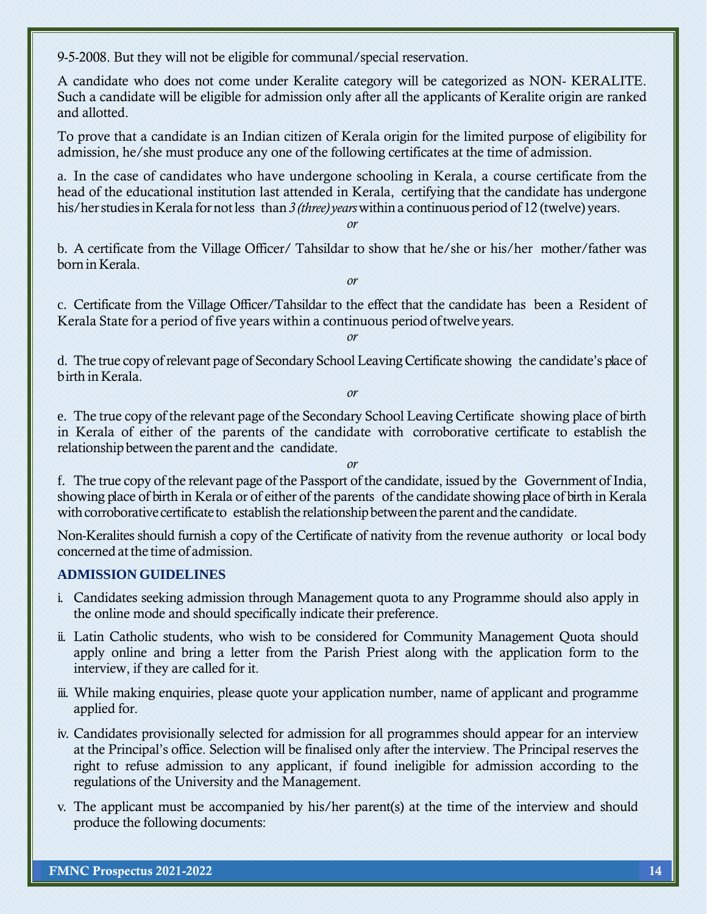9-5-2008. But they will not be eligible for communal/special reservation.

A candidate who does not come under Keralite category will be categorized as NON- KERALITE. Such a candidate will be eligible for admission only after all the applicants of Keralite origin are ranked and allotted.

To prove that a candidate is an Indian citizen of Kerala origin for the limited purpose of eligibility for admission, he/she must produce any one of the following certificates at the time of admission.

a. In the case of candidates who have undergone schooling in Kerala, a course certificate from the head of the educational institution last attended in Kerala, certifying that the candidate has undergone his/her studies in Kerala for not less than *3 (three) years* within a continuous period of 12 (twelve) years.

*or*

b. A certificate from the Village Officer/ Tahsildar to show that he/she or his/her mother/father was born in Kerala.

*or*

c. Certificate from the Village Officer/Tahsildar to the effect that the candidate has been a Resident of Kerala State for a period of five years within a continuous period of twelve years.

*or*

d. The true copy of relevant page of Secondary School Leaving Certificate showing the candidate's place of birth in Kerala.

*or*

e. The true copy of the relevant page of the Secondary School Leaving Certificate showing place of birth in Kerala of either of the parents of the candidate with corroborative certificate to establish the relationship between the parent and the candidate.

*or*

f. The true copy of the relevant page of the Passport of the candidate, issued by the Government of India, showing place of birth in Kerala or of either of the parents of the candidate showing place of birth in Kerala with corroborative certificate to establish the relationship between the parent and the candidate.

Non-Keralites should furnish a copy of the Certificate of nativity from the revenue authority or local body concerned at the time of admission.

## ADMISSION GUIDELINES

i. Candidates seeking admission through Management quota to any Programme should also apply in the online mode and should specifically indicate their preference.

ii. Latin Catholic students, who wish to be considered for Community Management Quota should apply online and bring a letter from the Parish Priest along with the application form to the interview, if they are called for it.

iii. While making enquiries, please quote your application number, name of applicant and programme applied for.

iv. Candidates provisionally selected for admission for all programmes should appear for an interview at the Principal's office. Selection will be finalised only after the interview. The Principal reserves the right to refuse admission to any applicant, if found ineligible for admission according to the regulations of the University and the Management.

v. The applicant must be accompanied by his/her parent(s) at the time of the interview and should produce the following documents: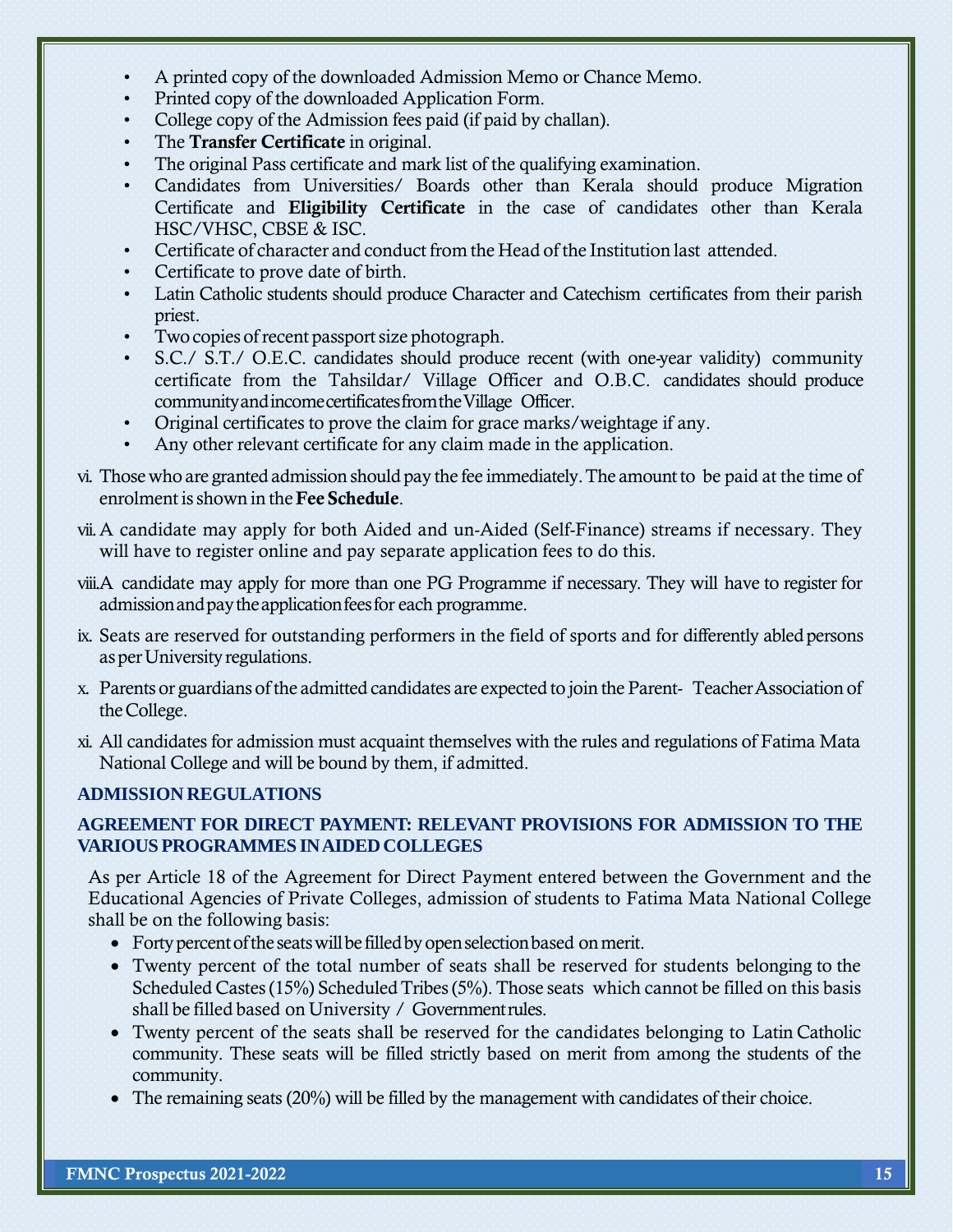- A printed copy of the downloaded Admission Memo or Chance Memo.
- Printed copy of the downloaded Application Form.
- College copy of the Admission fees paid (if paid by challan).
- The **Transfer Certificate** in original.
- The original Pass certificate and mark list of the qualifying examination.
- Candidates from Universities/ Boards other than Kerala should produce Migration Certificate and **Eligibility Certificate** in the case of candidates other than Kerala HSC/VHSC, CBSE & ISC.
- Certificate of character and conduct from the Head of the Institution last attended.
- Certificate to prove date of birth.
- Latin Catholic students should produce Character and Catechism certificates from their parish priest.
- Two copies of recent passport size photograph.
- S.C./ S.T./ O.E.C. candidates should produce recent (with one-year validity) community certificate from the Tahsildar/ Village Officer and O.B.C. candidates should produce community and income certificates from the Village Officer.
- Original certificates to prove the claim for grace marks/weightage if any.
- Any other relevant certificate for any claim made in the application.

vi. Those who are granted admission should pay the fee immediately. The amount to be paid at the time of enrolment is shown in the **Fee Schedule**.

vii. A candidate may apply for both Aided and un-Aided (Self-Finance) streams if necessary. They will have to register online and pay separate application fees to do this.

viii. A candidate may apply for more than one PG Programme if necessary. They will have to register for admission and pay the application fees for each programme.

ix. Seats are reserved for outstanding performers in the field of sports and for differently abled persons as per University regulations.

x. Parents or guardians of the admitted candidates are expected to join the Parent- Teacher Association of the College.

xi. All candidates for admission must acquaint themselves with the rules and regulations of Fatima Mata National College and will be bound by them, if admitted.

## ADMISSION REGULATIONS

### AGREEMENT FOR DIRECT PAYMENT: RELEVANT PROVISIONS FOR ADMISSION TO THE VARIOUS PROGRAMMES IN AIDED COLLEGES

As per Article 18 of the Agreement for Direct Payment entered between the Government and the Educational Agencies of Private Colleges, admission of students to Fatima Mata National College shall be on the following basis:

- Forty percent of the seats will be filled by open selection based on merit.
- Twenty percent of the total number of seats shall be reserved for students belonging to the Scheduled Castes (15%) Scheduled Tribes (5%). Those seats which cannot be filled on this basis shall be filled based on University / Government rules.
- Twenty percent of the seats shall be reserved for the candidates belonging to Latin Catholic community. These seats will be filled strictly based on merit from among the students of the community.
- The remaining seats (20%) will be filled by the management with candidates of their choice.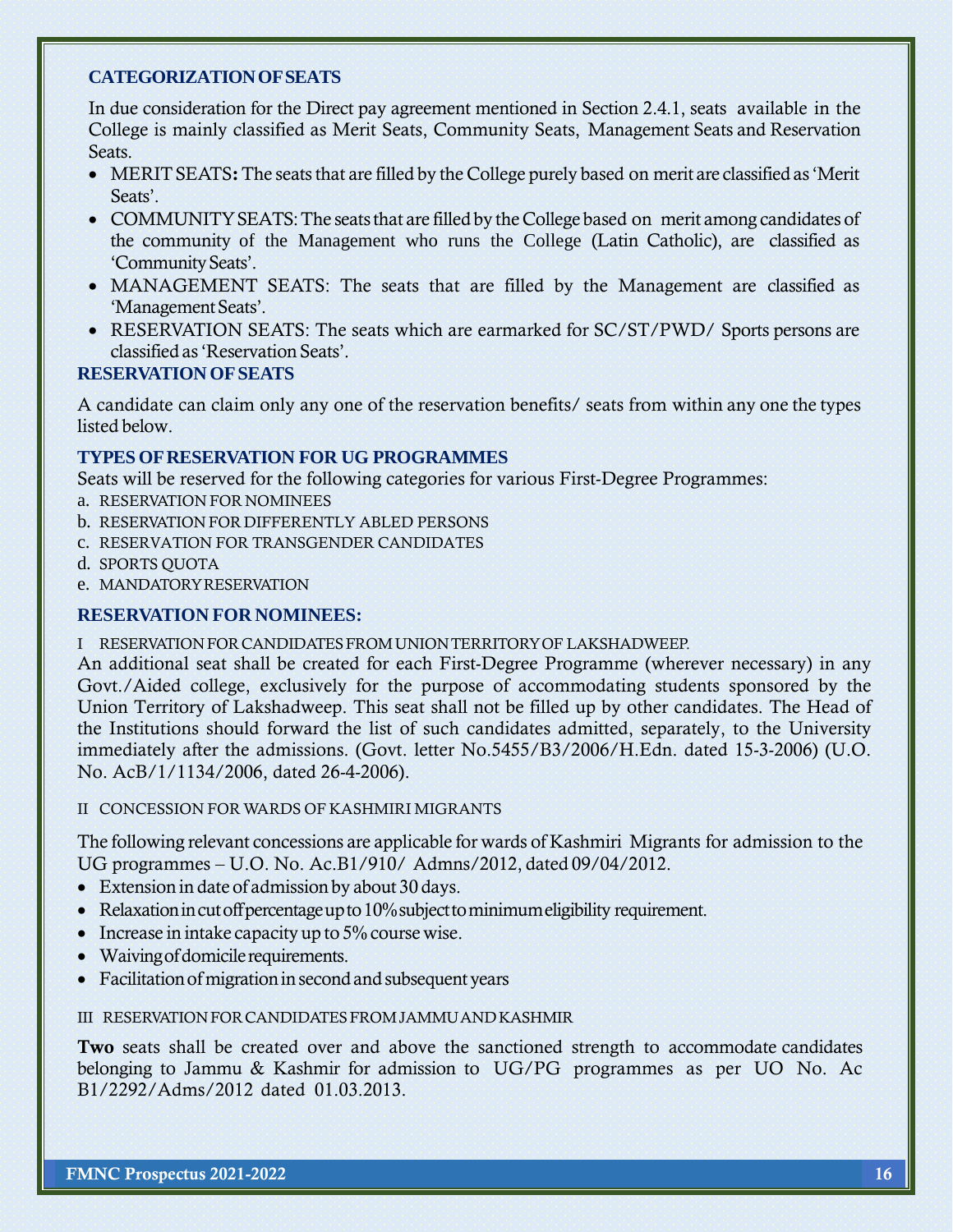## CATEGORIZATION OF SEATS

In due consideration for the Direct pay agreement mentioned in Section 2.4.1, seats available in the College is mainly classified as Merit Seats, Community Seats, Management Seats and Reservation Seats.

- MERIT SEATS**:** The seats that are filled by the College purely based on merit are classified as 'Merit Seats'.
- COMMUNITY SEATS: The seats that are filled by the College based on merit among candidates of the community of the Management who runs the College (Latin Catholic), are classified as 'Community Seats'.
- MANAGEMENT SEATS: The seats that are filled by the Management are classified as 'Management Seats'.
- RESERVATION SEATS: The seats which are earmarked for SC/ST/PWD/ Sports persons are classified as 'Reservation Seats'.

## RESERVATION OF SEATS

A candidate can claim only any one of the reservation benefits/ seats from within any one the types listed below.

### TYPES OF RESERVATION FOR UG PROGRAMMES

Seats will be reserved for the following categories for various First-Degree Programmes:

a. RESERVATION FOR NOMINEES
b. RESERVATION FOR DIFFERENTLY ABLED PERSONS
c. RESERVATION FOR TRANSGENDER CANDIDATES
d. SPORTS QUOTA
e. MANDATORY RESERVATION

### RESERVATION FOR NOMINEES:

I RESERVATION FOR CANDIDATES FROM UNION TERRITORY OF LAKSHADWEEP.

An additional seat shall be created for each First-Degree Programme (wherever necessary) in any Govt./Aided college, exclusively for the purpose of accommodating students sponsored by the Union Territory of Lakshadweep. This seat shall not be filled up by other candidates. The Head of the Institutions should forward the list of such candidates admitted, separately, to the University immediately after the admissions. (Govt. letter No.5455/B3/2006/H.Edn. dated 15-3-2006) (U.O. No. AcB/1/1134/2006, dated 26-4-2006).

II CONCESSION FOR WARDS OF KASHMIRI MIGRANTS

The following relevant concessions are applicable for wards of Kashmiri Migrants for admission to the UG programmes – U.O. No. Ac.B1/910/ Admns/2012, dated 09/04/2012.

- Extension in date of admission by about 30 days.
- Relaxation in cut off percentage up to 10% subject to minimum eligibility requirement.
- Increase in intake capacity up to 5% course wise.
- Waiving of domicile requirements.
- Facilitation of migration in second and subsequent years

III RESERVATION FOR CANDIDATES FROM JAMMU AND KASHMIR

**Two** seats shall be created over and above the sanctioned strength to accommodate candidates belonging to Jammu & Kashmir for admission to UG/PG programmes as per UO No. Ac B1/2292/Adms/2012 dated 01.03.2013.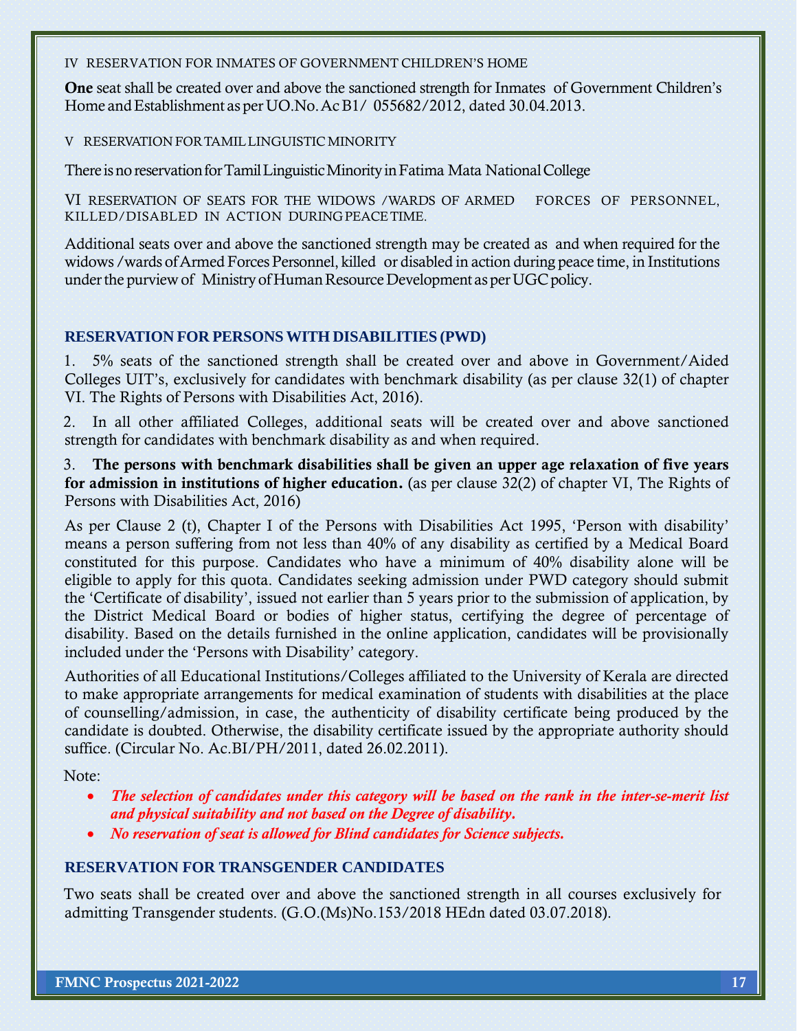IV RESERVATION FOR INMATES OF GOVERNMENT CHILDREN'S HOME

**One** seat shall be created over and above the sanctioned strength for Inmates of Government Children's Home and Establishment as per UO.No. Ac B1/ 055682/2012, dated 30.04.2013.

V RESERVATION FOR TAMIL LINGUISTIC MINORITY

There is no reservation for Tamil Linguistic Minority in Fatima Mata National College

VI RESERVATION OF SEATS FOR THE WIDOWS /WARDS OF ARMED FORCES OF PERSONNEL, KILLED/DISABLED IN ACTION DURING PEACE TIME.

Additional seats over and above the sanctioned strength may be created as and when required for the widows /wards of Armed Forces Personnel, killed or disabled in action during peace time, in Institutions under the purview of Ministry of Human Resource Development as per UGC policy.

## RESERVATION FOR PERSONS WITH DISABILITIES (PWD)

1. 5% seats of the sanctioned strength shall be created over and above in Government/Aided Colleges UIT's, exclusively for candidates with benchmark disability (as per clause 32(1) of chapter VI. The Rights of Persons with Disabilities Act, 2016).

2. In all other affiliated Colleges, additional seats will be created over and above sanctioned strength for candidates with benchmark disability as and when required.

3. **The persons with benchmark disabilities shall be given an upper age relaxation of five years for admission in institutions of higher education.** (as per clause 32(2) of chapter VI, The Rights of Persons with Disabilities Act, 2016)

As per Clause 2 (t), Chapter I of the Persons with Disabilities Act 1995, 'Person with disability' means a person suffering from not less than 40% of any disability as certified by a Medical Board constituted for this purpose. Candidates who have a minimum of 40% disability alone will be eligible to apply for this quota. Candidates seeking admission under PWD category should submit the 'Certificate of disability', issued not earlier than 5 years prior to the submission of application, by the District Medical Board or bodies of higher status, certifying the degree of percentage of disability. Based on the details furnished in the online application, candidates will be provisionally included under the 'Persons with Disability' category.

Authorities of all Educational Institutions/Colleges affiliated to the University of Kerala are directed to make appropriate arrangements for medical examination of students with disabilities at the place of counselling/admission, in case, the authenticity of disability certificate being produced by the candidate is doubted. Otherwise, the disability certificate issued by the appropriate authority should suffice. (Circular No. Ac.BI/PH/2011, dated 26.02.2011).

Note:

- ***The selection of candidates under this category will be based on the rank in the inter-se-merit list and physical suitability and not based on the Degree of disability.***
- ***No reservation of seat is allowed for Blind candidates for Science subjects.***

## RESERVATION FOR TRANSGENDER CANDIDATES

Two seats shall be created over and above the sanctioned strength in all courses exclusively for admitting Transgender students. (G.O.(Ms)No.153/2018 HEdn dated 03.07.2018).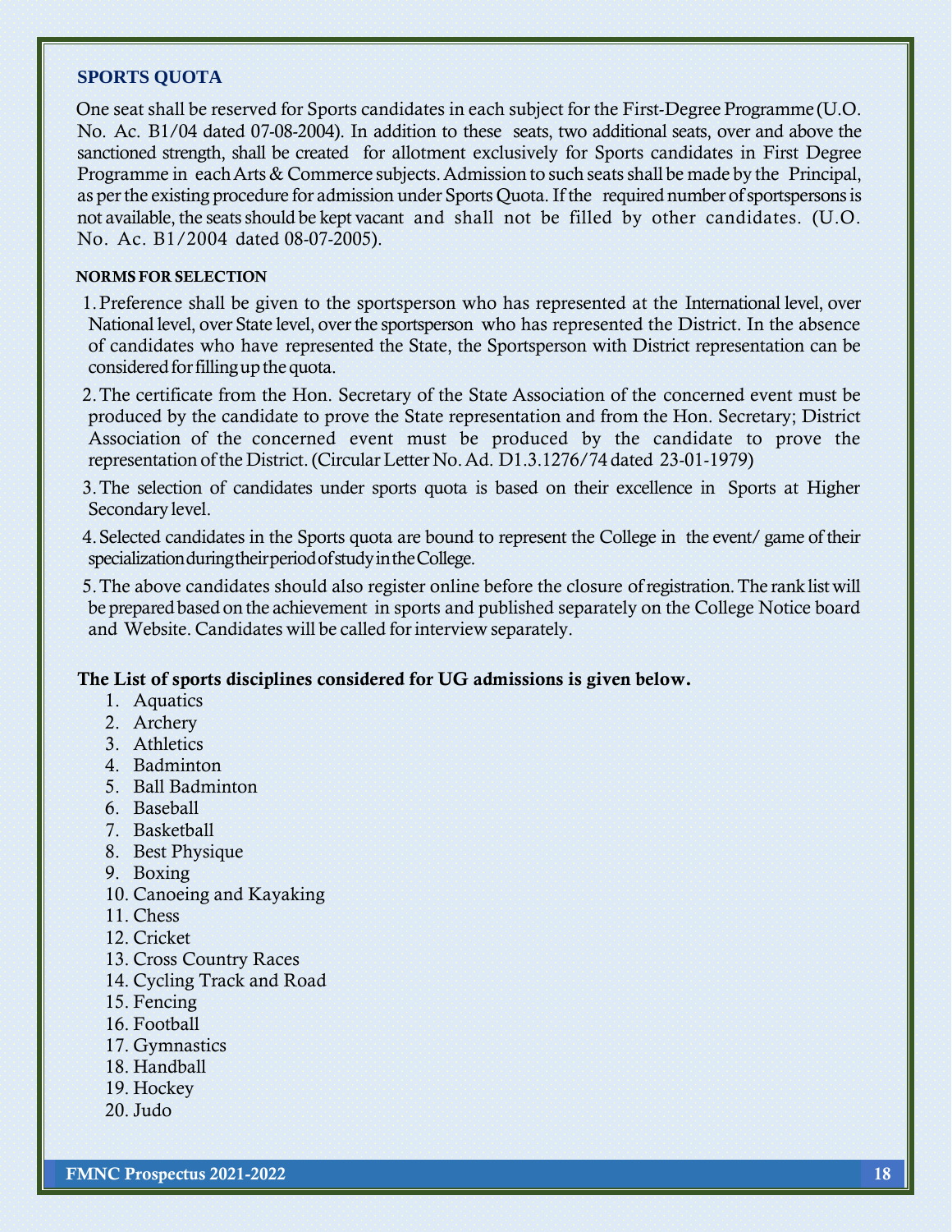## SPORTS QUOTA

One seat shall be reserved for Sports candidates in each subject for the First-Degree Programme (U.O. No. Ac. B1/04 dated 07-08-2004). In addition to these seats, two additional seats, over and above the sanctioned strength, shall be created for allotment exclusively for Sports candidates in First Degree Programme in each Arts & Commerce subjects. Admission to such seats shall be made by the Principal, as per the existing procedure for admission under Sports Quota. If the required number of sportspersons is not available, the seats should be kept vacant and shall not be filled by other candidates. (U.O. No. Ac. B1/2004 dated 08-07-2005).

### NORMS FOR SELECTION

1. Preference shall be given to the sportsperson who has represented at the International level, over National level, over State level, over the sportsperson who has represented the District. In the absence of candidates who have represented the State, the Sportsperson with District representation can be considered for filling up the quota.
2. The certificate from the Hon. Secretary of the State Association of the concerned event must be produced by the candidate to prove the State representation and from the Hon. Secretary; District Association of the concerned event must be produced by the candidate to prove the representation of the District. (Circular Letter No. Ad. D1.3.1276/74 dated 23-01-1979)
3. The selection of candidates under sports quota is based on their excellence in Sports at Higher Secondary level.
4. Selected candidates in the Sports quota are bound to represent the College in the event/ game of their specialization during their period of study in the College.
5. The above candidates should also register online before the closure of registration. The rank list will be prepared based on the achievement in sports and published separately on the College Notice board and Website. Candidates will be called for interview separately.

**The List of sports disciplines considered for UG admissions is given below.**

1. Aquatics
2. Archery
3. Athletics
4. Badminton
5. Ball Badminton
6. Baseball
7. Basketball
8. Best Physique
9. Boxing
10. Canoeing and Kayaking
11. Chess
12. Cricket
13. Cross Country Races
14. Cycling Track and Road
15. Fencing
16. Football
17. Gymnastics
18. Handball
19. Hockey
20. Judo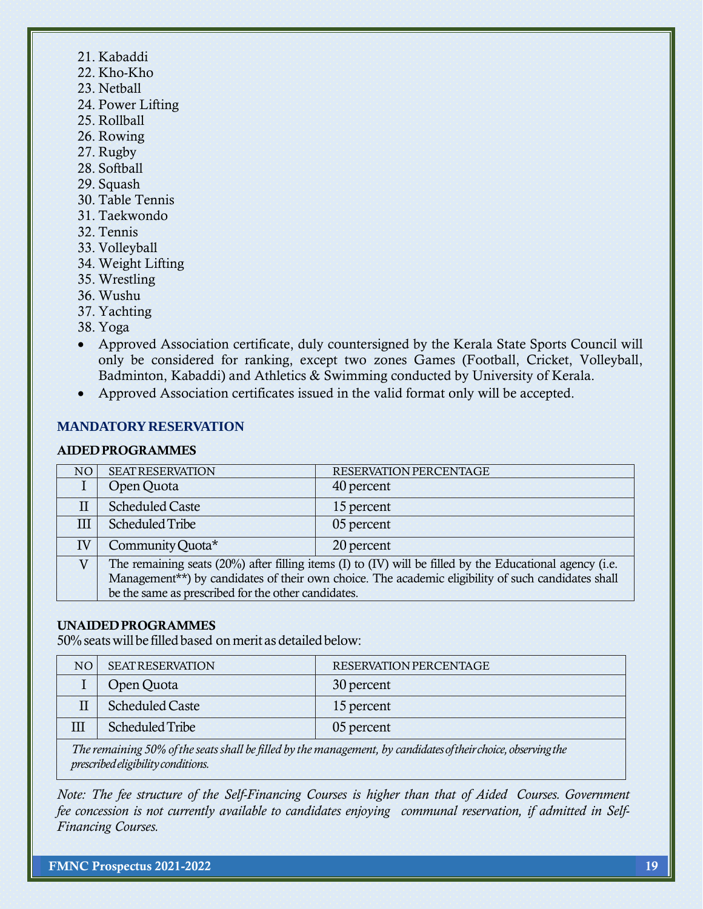21. Kabaddi
22. Kho-Kho
23. Netball
24. Power Lifting
25. Rollball
26. Rowing
27. Rugby
28. Softball
29. Squash
30. Table Tennis
31. Taekwondo
32. Tennis
33. Volleyball
34. Weight Lifting
35. Wrestling
36. Wushu
37. Yachting
38. Yoga

- Approved Association certificate, duly countersigned by the Kerala State Sports Council will only be considered for ranking, except two zones Games (Football, Cricket, Volleyball, Badminton, Kabaddi) and Athletics & Swimming conducted by University of Kerala.
- Approved Association certificates issued in the valid format only will be accepted.

## MANDATORY RESERVATION

### AIDED PROGRAMMES

| NO | SEAT RESERVATION | RESERVATION PERCENTAGE |
|---|---|---|
| I | Open Quota | 40 percent |
| II | Scheduled Caste | 15 percent |
| III | Scheduled Tribe | 05 percent |
| IV | Community Quota* | 20 percent |
| V | The remaining seats (20%) after filling items (I) to (IV) will be filled by the Educational agency (i.e. Management**) by candidates of their own choice. The academic eligibility of such candidates shall be the same as prescribed for the other candidates. | |

### UNAIDED PROGRAMMES

50% seats will be filled based on merit as detailed below:

| NO | SEAT RESERVATION | RESERVATION PERCENTAGE |
|---|---|---|
| I | Open Quota | 30 percent |
| II | Scheduled Caste | 15 percent |
| III | Scheduled Tribe | 05 percent |
| *The remaining 50% of the seats shall be filled by the management, by candidates of their choice, observing the prescribed eligibility conditions.* | | |

*Note: The fee structure of the Self-Financing Courses is higher than that of Aided Courses. Government fee concession is not currently available to candidates enjoying communal reservation, if admitted in Self-Financing Courses.*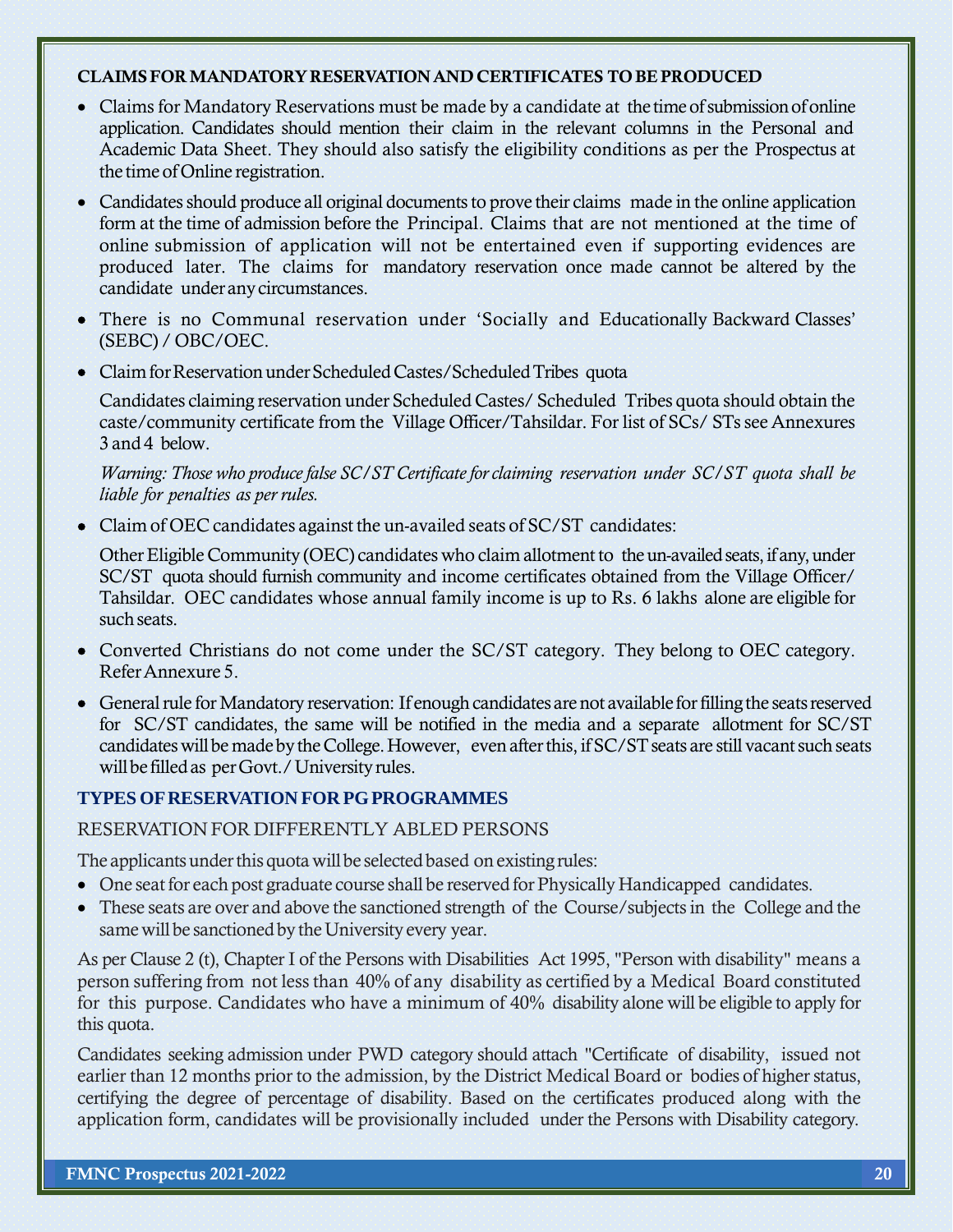## CLAIMS FOR MANDATORY RESERVATION AND CERTIFICATES TO BE PRODUCED

- Claims for Mandatory Reservations must be made by a candidate at the time of submission of online application. Candidates should mention their claim in the relevant columns in the Personal and Academic Data Sheet. They should also satisfy the eligibility conditions as per the Prospectus at the time of Online registration.
- Candidates should produce all original documents to prove their claims made in the online application form at the time of admission before the Principal. Claims that are not mentioned at the time of online submission of application will not be entertained even if supporting evidences are produced later. The claims for mandatory reservation once made cannot be altered by the candidate under any circumstances.
- There is no Communal reservation under 'Socially and Educationally Backward Classes' (SEBC) / OBC/OEC.
- Claim for Reservation under Scheduled Castes/Scheduled Tribes quota

  Candidates claiming reservation under Scheduled Castes/ Scheduled Tribes quota should obtain the caste/community certificate from the Village Officer/Tahsildar. For list of SCs/ STs see Annexures 3 and 4 below.

  *Warning: Those who produce false SC/ST Certificate for claiming reservation under SC/ST quota shall be liable for penalties as per rules.*

- Claim of OEC candidates against the un-availed seats of SC/ST candidates:

  Other Eligible Community (OEC) candidates who claim allotment to the un-availed seats, if any, under SC/ST quota should furnish community and income certificates obtained from the Village Officer/ Tahsildar. OEC candidates whose annual family income is up to Rs. 6 lakhs alone are eligible for such seats.

- Converted Christians do not come under the SC/ST category. They belong to OEC category. Refer Annexure 5.
- General rule for Mandatory reservation: If enough candidates are not available for filling the seats reserved for SC/ST candidates, the same will be notified in the media and a separate allotment for SC/ST candidates will be made by the College. However, even after this, if SC/ST seats are still vacant such seats will be filled as per Govt./ University rules.

## TYPES OF RESERVATION FOR PG PROGRAMMES

### RESERVATION FOR DIFFERENTLY ABLED PERSONS

The applicants under this quota will be selected based on existing rules:

- One seat for each post graduate course shall be reserved for Physically Handicapped candidates.
- These seats are over and above the sanctioned strength of the Course/subjects in the College and the same will be sanctioned by the University every year.

As per Clause 2 (t), Chapter I of the Persons with Disabilities Act 1995, "Person with disability" means a person suffering from not less than 40% of any disability as certified by a Medical Board constituted for this purpose. Candidates who have a minimum of 40% disability alone will be eligible to apply for this quota.

Candidates seeking admission under PWD category should attach "Certificate of disability, issued not earlier than 12 months prior to the admission, by the District Medical Board or bodies of higher status, certifying the degree of percentage of disability. Based on the certificates produced along with the application form, candidates will be provisionally included under the Persons with Disability category.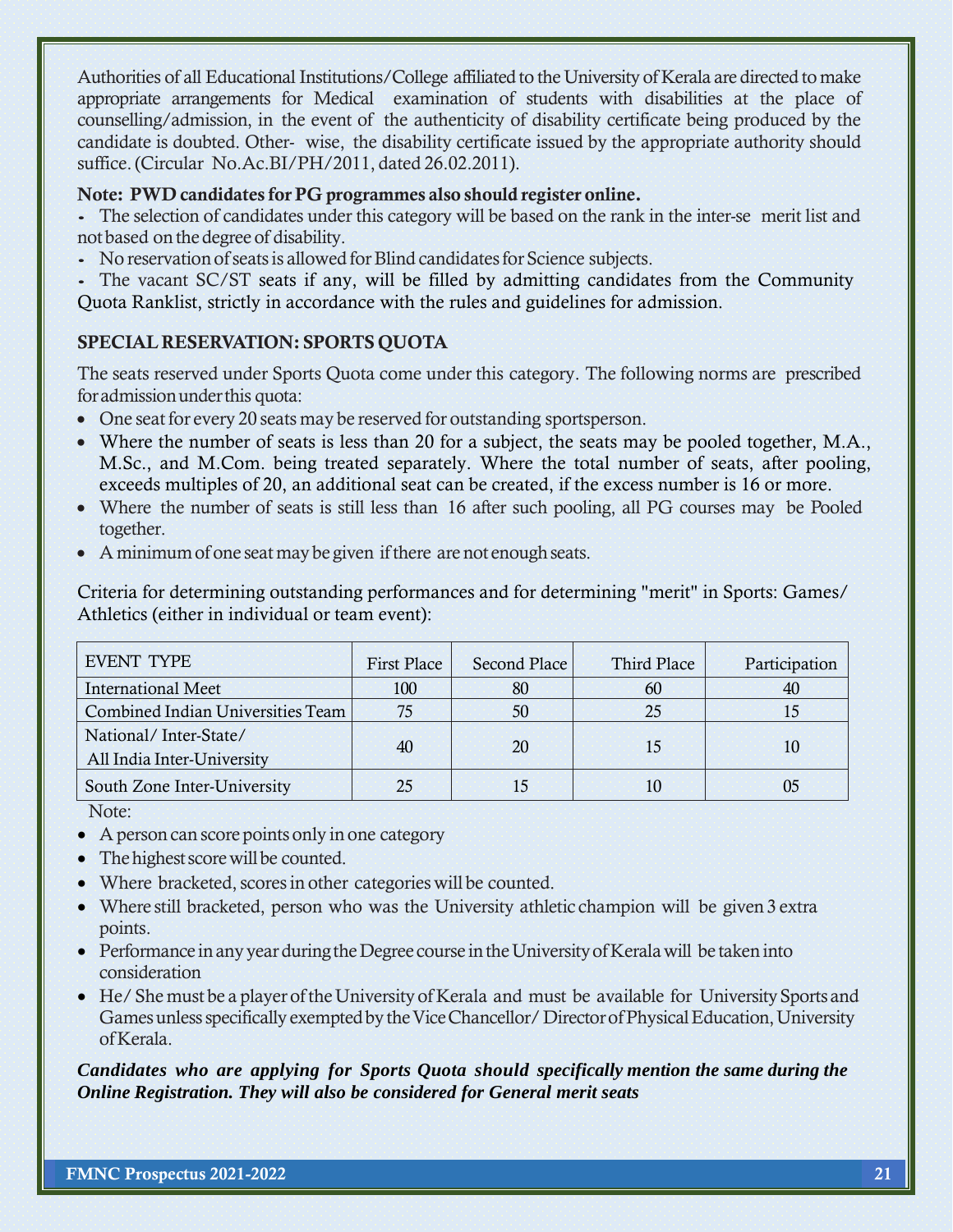Authorities of all Educational Institutions/College affiliated to the University of Kerala are directed to make appropriate arrangements for Medical examination of students with disabilities at the place of counselling/admission, in the event of the authenticity of disability certificate being produced by the candidate is doubted. Other- wise, the disability certificate issued by the appropriate authority should suffice. (Circular No.Ac.BI/PH/2011, dated 26.02.2011).

**Note: PWD candidates for PG programmes also should register online.**

- The selection of candidates under this category will be based on the rank in the inter-se merit list and not based on the degree of disability.
- No reservation of seats is allowed for Blind candidates for Science subjects.
- The vacant SC/ST seats if any, will be filled by admitting candidates from the Community Quota Ranklist, strictly in accordance with the rules and guidelines for admission.

### SPECIAL RESERVATION: SPORTS QUOTA

The seats reserved under Sports Quota come under this category. The following norms are prescribed for admission under this quota:

- One seat for every 20 seats may be reserved for outstanding sportsperson.
- Where the number of seats is less than 20 for a subject, the seats may be pooled together, M.A., M.Sc., and M.Com. being treated separately. Where the total number of seats, after pooling, exceeds multiples of 20, an additional seat can be created, if the excess number is 16 or more.
- Where the number of seats is still less than 16 after such pooling, all PG courses may be Pooled together.
- A minimum of one seat may be given if there are not enough seats.

Criteria for determining outstanding performances and for determining "merit" in Sports: Games/ Athletics (either in individual or team event):

| EVENT TYPE | First Place | Second Place | Third Place | Participation |
|---|---|---|---|---|
| International Meet | 100 | 80 | 60 | 40 |
| Combined Indian Universities Team | 75 | 50 | 25 | 15 |
| National/ Inter-State/ All India Inter-University | 40 | 20 | 15 | 10 |
| South Zone Inter-University | 25 | 15 | 10 | 05 |

Note:

- A person can score points only in one category
- The highest score will be counted.
- Where bracketed, scores in other categories will be counted.
- Where still bracketed, person who was the University athletic champion will be given 3 extra points.
- Performance in any year during the Degree course in the University of Kerala will be taken into consideration
- He/ She must be a player of the University of Kerala and must be available for University Sports and Games unless specifically exempted by the Vice Chancellor/ Director of Physical Education, University of Kerala.

***Candidates who are applying for Sports Quota should specifically mention the same during the Online Registration. They will also be considered for General merit seats***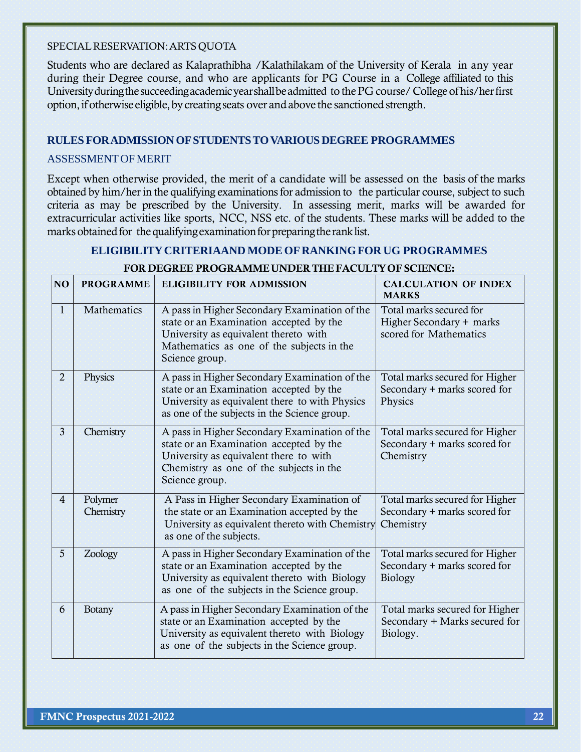SPECIAL RESERVATION: ARTS QUOTA

Students who are declared as Kalaprathibha /Kalathilakam of the University of Kerala in any year during their Degree course, and who are applicants for PG Course in a College affiliated to this University during the succeeding academic year shall be admitted to the PG course/ College of his/her first option, if otherwise eligible, by creating seats over and above the sanctioned strength.

## RULES FOR ADMISSION OF STUDENTS TO VARIOUS DEGREE PROGRAMMES

### ASSESSMENT OF MERIT

Except when otherwise provided, the merit of a candidate will be assessed on the basis of the marks obtained by him/her in the qualifying examinations for admission to the particular course, subject to such criteria as may be prescribed by the University. In assessing merit, marks will be awarded for extracurricular activities like sports, NCC, NSS etc. of the students. These marks will be added to the marks obtained for the qualifying examination for preparing the rank list.

### ELIGIBILITY CRITERIA AND MODE OF RANKING FOR UG PROGRAMMES

**FOR DEGREE PROGRAMME UNDER THE FACULTY OF SCIENCE:**

| NO | PROGRAMME | ELIGIBILITY FOR ADMISSION | CALCULATION OF INDEX MARKS |
|---|---|---|---|
| 1 | Mathematics | A pass in Higher Secondary Examination of the state or an Examination accepted by the University as equivalent thereto with Mathematics as one of the subjects in the Science group. | Total marks secured for Higher Secondary + marks scored for Mathematics |
| 2 | Physics | A pass in Higher Secondary Examination of the state or an Examination accepted by the University as equivalent there to with Physics as one of the subjects in the Science group. | Total marks secured for Higher Secondary + marks scored for Physics |
| 3 | Chemistry | A pass in Higher Secondary Examination of the state or an Examination accepted by the University as equivalent there to with Chemistry as one of the subjects in the Science group. | Total marks secured for Higher Secondary + marks scored for Chemistry |
| 4 | Polymer Chemistry | A Pass in Higher Secondary Examination of the state or an Examination accepted by the University as equivalent thereto with Chemistry as one of the subjects. | Total marks secured for Higher Secondary + marks scored for Chemistry |
| 5 | Zoology | A pass in Higher Secondary Examination of the state or an Examination accepted by the University as equivalent thereto with Biology as one of the subjects in the Science group. | Total marks secured for Higher Secondary + marks scored for Biology |
| 6 | Botany | A pass in Higher Secondary Examination of the state or an Examination accepted by the University as equivalent thereto with Biology as one of the subjects in the Science group. | Total marks secured for Higher Secondary + Marks secured for Biology. |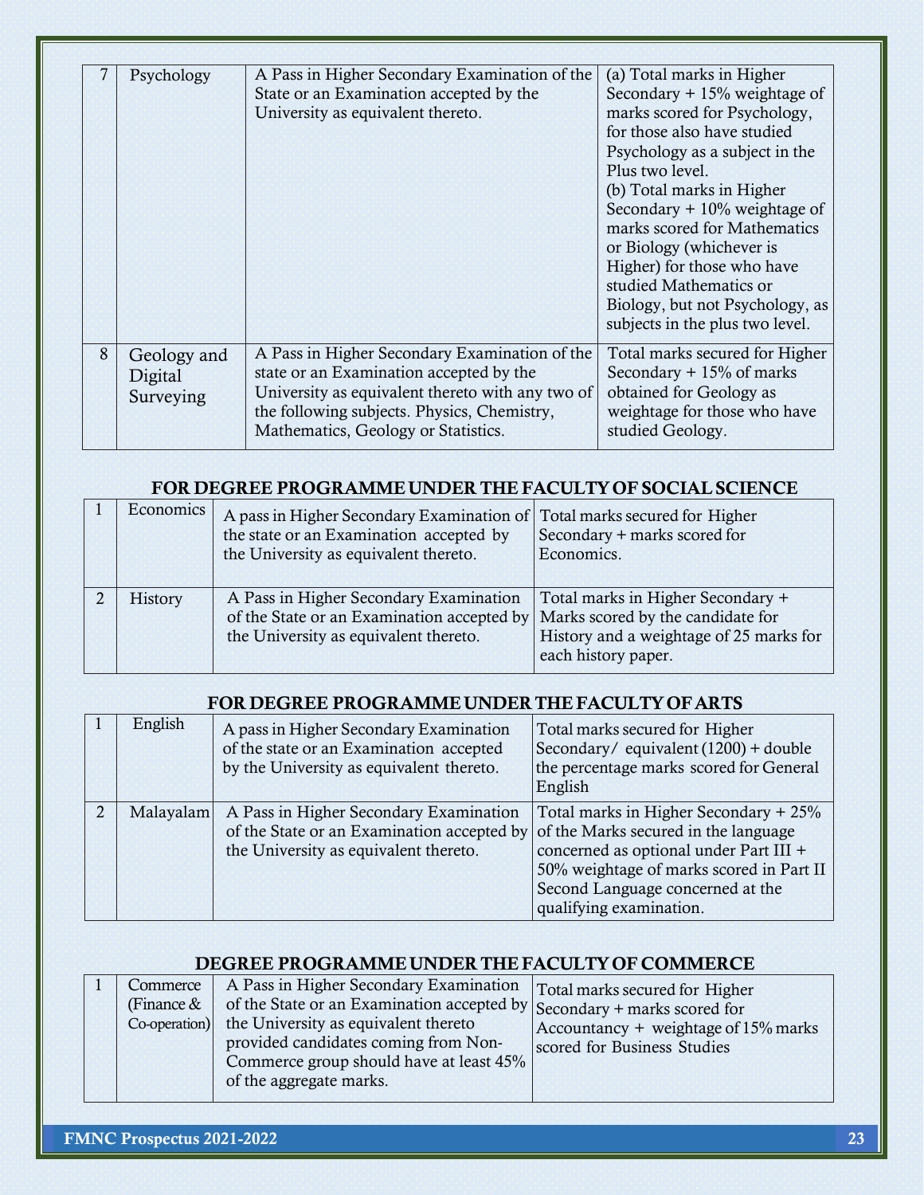| | | | |
|---|---|---|---|
| 7 | Psychology | A Pass in Higher Secondary Examination of the State or an Examination accepted by the University as equivalent thereto. | (a) Total marks in Higher Secondary + 15% weightage of marks scored for Psychology, for those also have studied Psychology as a subject in the Plus two level. (b) Total marks in Higher Secondary + 10% weightage of marks scored for Mathematics or Biology (whichever is Higher) for those who have studied Mathematics or Biology, but not Psychology, as subjects in the plus two level. |
| 8 | Geology and Digital Surveying | A Pass in Higher Secondary Examination of the state or an Examination accepted by the University as equivalent thereto with any two of the following subjects. Physics, Chemistry, Mathematics, Geology or Statistics. | Total marks secured for Higher Secondary + 15% of marks obtained for Geology as weightage for those who have studied Geology. |

## FOR DEGREE PROGRAMME UNDER THE FACULTY OF SOCIAL SCIENCE

| | | | |
|---|---|---|---|
| 1 | Economics | A pass in Higher Secondary Examination of the state or an Examination accepted by the University as equivalent thereto. | Total marks secured for Higher Secondary + marks scored for Economics. |
| 2 | History | A Pass in Higher Secondary Examination of the State or an Examination accepted by the University as equivalent thereto. | Total marks in Higher Secondary + Marks scored by the candidate for History and a weightage of 25 marks for each history paper. |

## FOR DEGREE PROGRAMME UNDER THE FACULTY OF ARTS

| | | | |
|---|---|---|---|
| 1 | English | A pass in Higher Secondary Examination of the state or an Examination accepted by the University as equivalent thereto. | Total marks secured for Higher Secondary/ equivalent (1200) + double the percentage marks scored for General English |
| 2 | Malayalam | A Pass in Higher Secondary Examination of the State or an Examination accepted by the University as equivalent thereto. | Total marks in Higher Secondary + 25% of the Marks secured in the language concerned as optional under Part III + 50% weightage of marks scored in Part II Second Language concerned at the qualifying examination. |

## DEGREE PROGRAMME UNDER THE FACULTY OF COMMERCE

| | | | |
|---|---|---|---|
| 1 | Commerce (Finance & Co-operation) | A Pass in Higher Secondary Examination of the State or an Examination accepted by the University as equivalent thereto provided candidates coming from Non-Commerce group should have at least 45% of the aggregate marks. | Total marks secured for Higher Secondary + marks scored for Accountancy + weightage of 15% marks scored for Business Studies |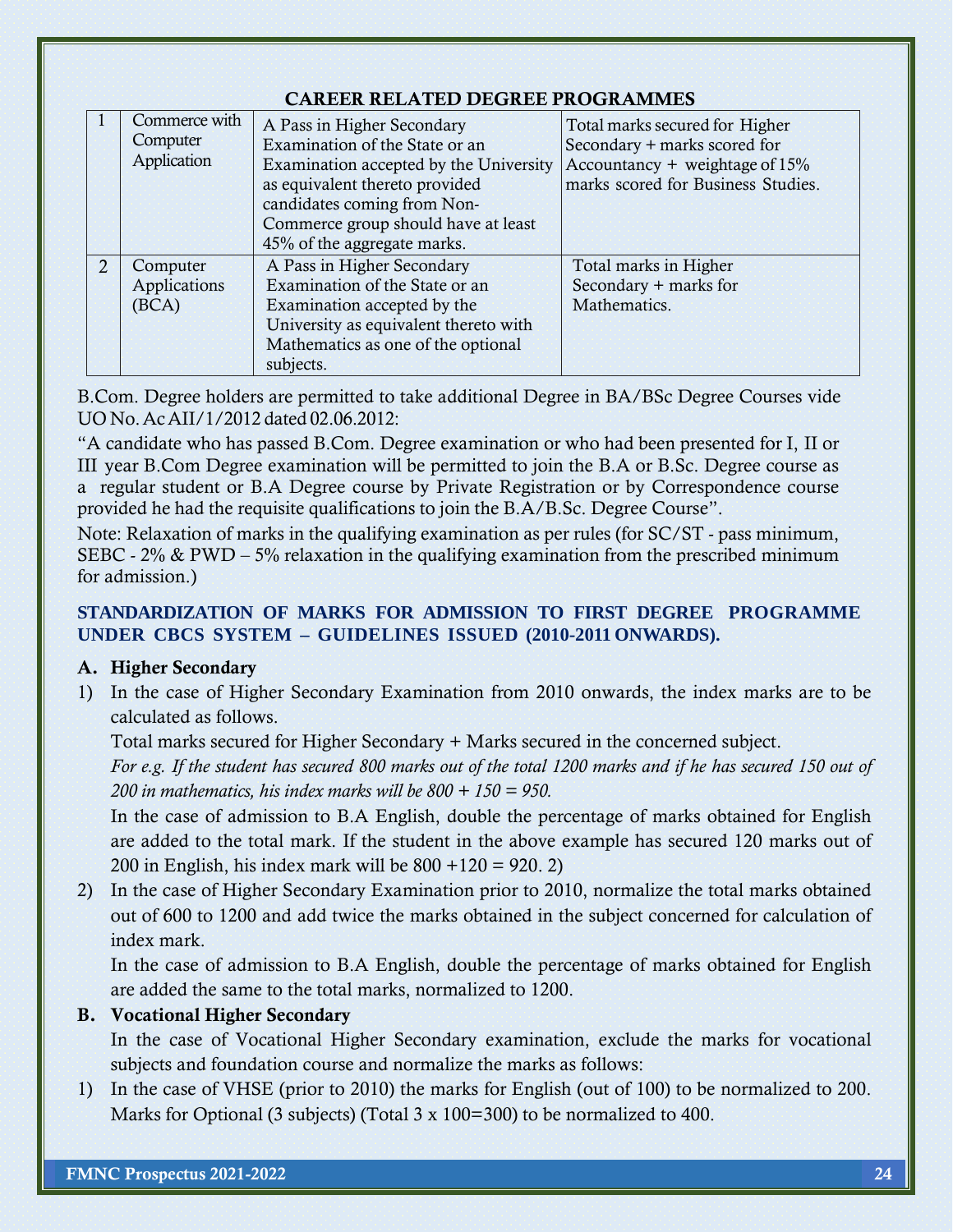## CAREER RELATED DEGREE PROGRAMMES

| | | | |
|---|---|---|---|
| 1 | Commerce with Computer Application | A Pass in Higher Secondary Examination of the State or an Examination accepted by the University as equivalent thereto provided candidates coming from Non-Commerce group should have at least 45% of the aggregate marks. | Total marks secured for Higher Secondary + marks scored for Accountancy + weightage of 15% marks scored for Business Studies. |
| 2 | Computer Applications (BCA) | A Pass in Higher Secondary Examination of the State or an Examination accepted by the University as equivalent thereto with Mathematics as one of the optional subjects. | Total marks in Higher Secondary + marks for Mathematics. |

B.Com. Degree holders are permitted to take additional Degree in BA/BSc Degree Courses vide UO No. Ac AII/1/2012 dated 02.06.2012:

"A candidate who has passed B.Com. Degree examination or who had been presented for I, II or III year B.Com Degree examination will be permitted to join the B.A or B.Sc. Degree course as a regular student or B.A Degree course by Private Registration or by Correspondence course provided he had the requisite qualifications to join the B.A/B.Sc. Degree Course".

Note: Relaxation of marks in the qualifying examination as per rules (for SC/ST - pass minimum, SEBC - 2% & PWD – 5% relaxation in the qualifying examination from the prescribed minimum for admission.)

### STANDARDIZATION OF MARKS FOR ADMISSION TO FIRST DEGREE PROGRAMME UNDER CBCS SYSTEM – GUIDELINES ISSUED (2010-2011 ONWARDS).

**A. Higher Secondary**

1) In the case of Higher Secondary Examination from 2010 onwards, the index marks are to be calculated as follows.

   Total marks secured for Higher Secondary + Marks secured in the concerned subject.

   *For e.g. If the student has secured 800 marks out of the total 1200 marks and if he has secured 150 out of 200 in mathematics, his index marks will be 800 + 150 = 950.*

   In the case of admission to B.A English, double the percentage of marks obtained for English are added to the total mark. If the student in the above example has secured 120 marks out of 200 in English, his index mark will be 800 +120 = 920. 2)

2) In the case of Higher Secondary Examination prior to 2010, normalize the total marks obtained out of 600 to 1200 and add twice the marks obtained in the subject concerned for calculation of index mark.

   In the case of admission to B.A English, double the percentage of marks obtained for English are added the same to the total marks, normalized to 1200.

**B. Vocational Higher Secondary**

In the case of Vocational Higher Secondary examination, exclude the marks for vocational subjects and foundation course and normalize the marks as follows:

1) In the case of VHSE (prior to 2010) the marks for English (out of 100) to be normalized to 200. Marks for Optional (3 subjects) (Total 3 x 100=300) to be normalized to 400.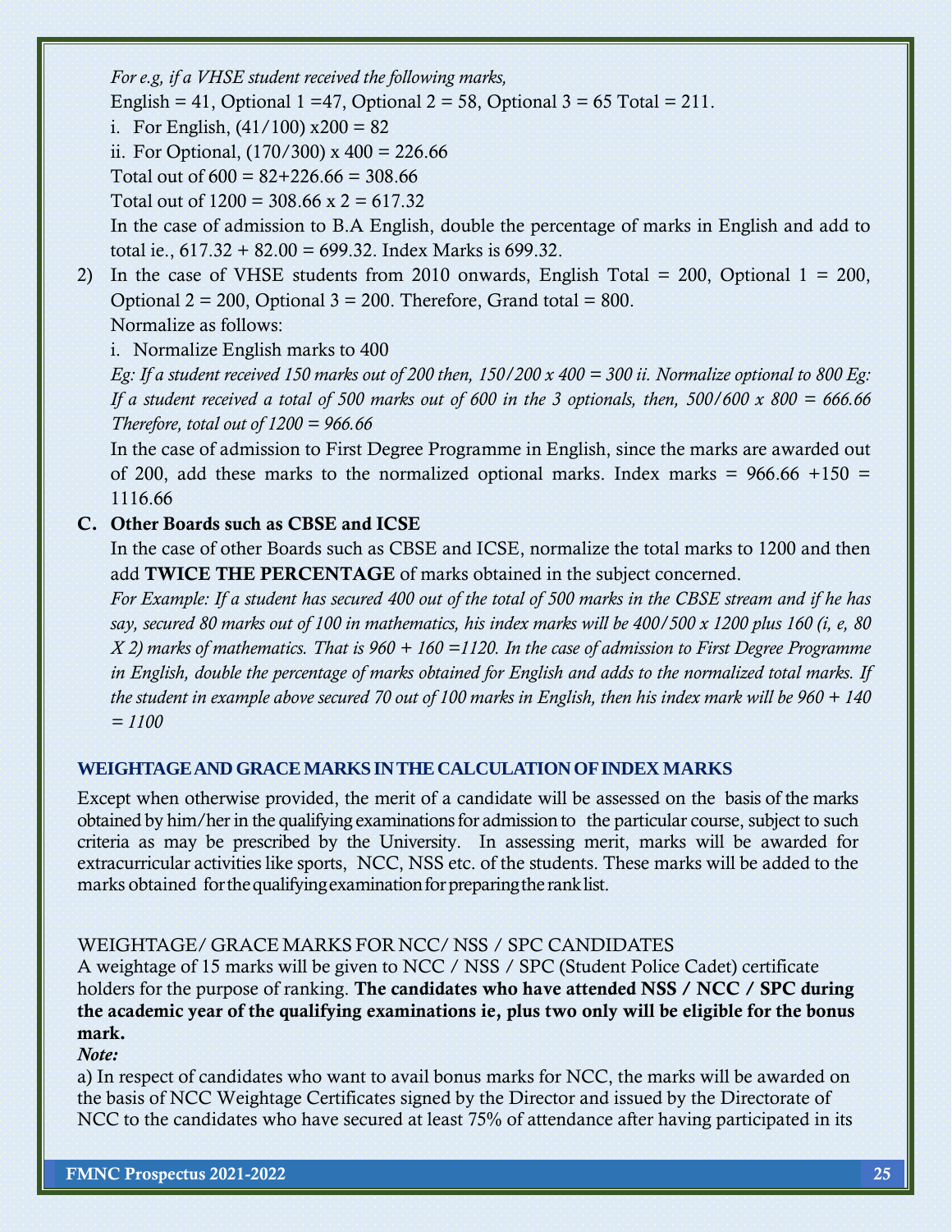*For e.g, if a VHSE student received the following marks,*

English = 41, Optional 1 =47, Optional 2 = 58, Optional 3 = 65 Total = 211.

i. For English, (41/100) x200 = 82

ii. For Optional, (170/300) x 400 = 226.66

Total out of 600 = 82+226.66 = 308.66

Total out of 1200 = 308.66 x 2 = 617.32

In the case of admission to B.A English, double the percentage of marks in English and add to total ie., 617.32 + 82.00 = 699.32. Index Marks is 699.32.

2) In the case of VHSE students from 2010 onwards, English Total = 200, Optional 1 = 200, Optional 2 = 200, Optional 3 = 200. Therefore, Grand total = 800.

   Normalize as follows:

   i. Normalize English marks to 400

   *Eg: If a student received 150 marks out of 200 then, 150/200 x 400 = 300 ii. Normalize optional to 800 Eg: If a student received a total of 500 marks out of 600 in the 3 optionals, then, 500/600 x 800 = 666.66 Therefore, total out of 1200 = 966.66*

   In the case of admission to First Degree Programme in English, since the marks are awarded out of 200, add these marks to the normalized optional marks. Index marks = 966.66 +150 = 1116.66

**C. Other Boards such as CBSE and ICSE**

In the case of other Boards such as CBSE and ICSE, normalize the total marks to 1200 and then add **TWICE THE PERCENTAGE** of marks obtained in the subject concerned.

*For Example: If a student has secured 400 out of the total of 500 marks in the CBSE stream and if he has say, secured 80 marks out of 100 in mathematics, his index marks will be 400/500 x 1200 plus 160 (i, e, 80 X 2) marks of mathematics. That is 960 + 160 =1120. In the case of admission to First Degree Programme in English, double the percentage of marks obtained for English and adds to the normalized total marks. If the student in example above secured 70 out of 100 marks in English, then his index mark will be 960 + 140 = 1100*

## WEIGHTAGE AND GRACE MARKS IN THE CALCULATION OF INDEX MARKS

Except when otherwise provided, the merit of a candidate will be assessed on the basis of the marks obtained by him/her in the qualifying examinations for admission to the particular course, subject to such criteria as may be prescribed by the University. In assessing merit, marks will be awarded for extracurricular activities like sports, NCC, NSS etc. of the students. These marks will be added to the marks obtained for the qualifying examination for preparing the rank list.

### WEIGHTAGE/ GRACE MARKS FOR NCC/ NSS / SPC CANDIDATES

A weightage of 15 marks will be given to NCC / NSS / SPC (Student Police Cadet) certificate holders for the purpose of ranking. **The candidates who have attended NSS / NCC / SPC during the academic year of the qualifying examinations ie, plus two only will be eligible for the bonus mark.**

***Note:***

a) In respect of candidates who want to avail bonus marks for NCC, the marks will be awarded on the basis of NCC Weightage Certificates signed by the Director and issued by the Directorate of NCC to the candidates who have secured at least 75% of attendance after having participated in its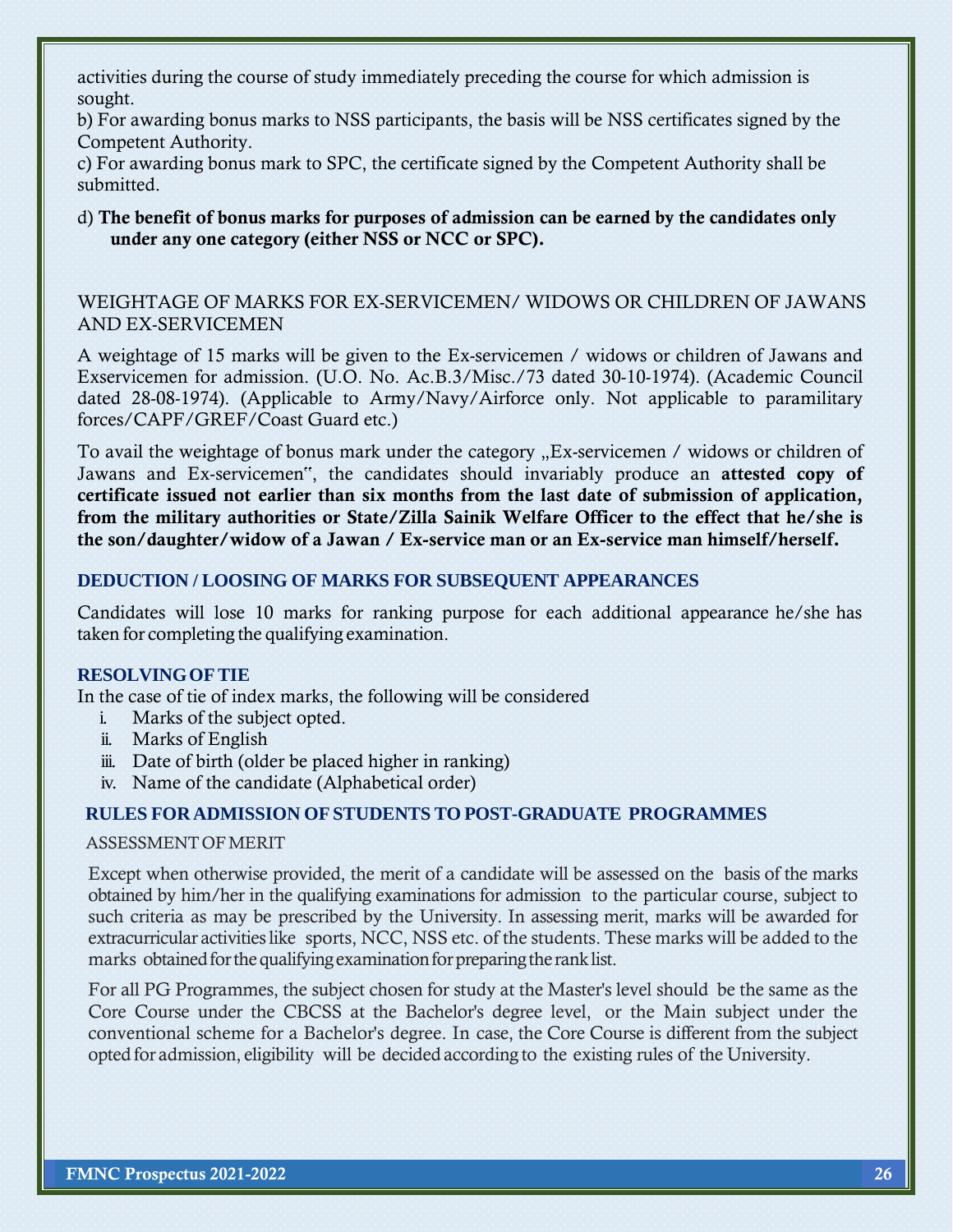activities during the course of study immediately preceding the course for which admission is sought.

b) For awarding bonus marks to NSS participants, the basis will be NSS certificates signed by the Competent Authority.

c) For awarding bonus mark to SPC, the certificate signed by the Competent Authority shall be submitted.

d) **The benefit of bonus marks for purposes of admission can be earned by the candidates only under any one category (either NSS or NCC or SPC).**

## WEIGHTAGE OF MARKS FOR EX-SERVICEMEN/ WIDOWS OR CHILDREN OF JAWANS AND EX-SERVICEMEN

A weightage of 15 marks will be given to the Ex-servicemen / widows or children of Jawans and Exservicemen for admission. (U.O. No. Ac.B.3/Misc./73 dated 30-10-1974). (Academic Council dated 28-08-1974). (Applicable to Army/Navy/Airforce only. Not applicable to paramilitary forces/CAPF/GREF/Coast Guard etc.)

To avail the weightage of bonus mark under the category „Ex-servicemen / widows or children of Jawans and Ex-servicemen", the candidates should invariably produce an **attested copy of certificate issued not earlier than six months from the last date of submission of application, from the military authorities or State/Zilla Sainik Welfare Officer to the effect that he/she is the son/daughter/widow of a Jawan / Ex-service man or an Ex-service man himself/herself.**

## DEDUCTION / LOOSING OF MARKS FOR SUBSEQUENT APPEARANCES

Candidates will lose 10 marks for ranking purpose for each additional appearance he/she has taken for completing the qualifying examination.

## RESOLVING OF TIE

In the case of tie of index marks, the following will be considered

i. Marks of the subject opted.
ii. Marks of English
iii. Date of birth (older be placed higher in ranking)
iv. Name of the candidate (Alphabetical order)

## RULES FOR ADMISSION OF STUDENTS TO POST-GRADUATE PROGRAMMES

ASSESSMENT OF MERIT

Except when otherwise provided, the merit of a candidate will be assessed on the basis of the marks obtained by him/her in the qualifying examinations for admission to the particular course, subject to such criteria as may be prescribed by the University. In assessing merit, marks will be awarded for extracurricular activities like sports, NCC, NSS etc. of the students. These marks will be added to the marks obtained for the qualifying examination for preparing the rank list.

For all PG Programmes, the subject chosen for study at the Master's level should be the same as the Core Course under the CBCSS at the Bachelor's degree level, or the Main subject under the conventional scheme for a Bachelor's degree. In case, the Core Course is different from the subject opted for admission, eligibility will be decided according to the existing rules of the University.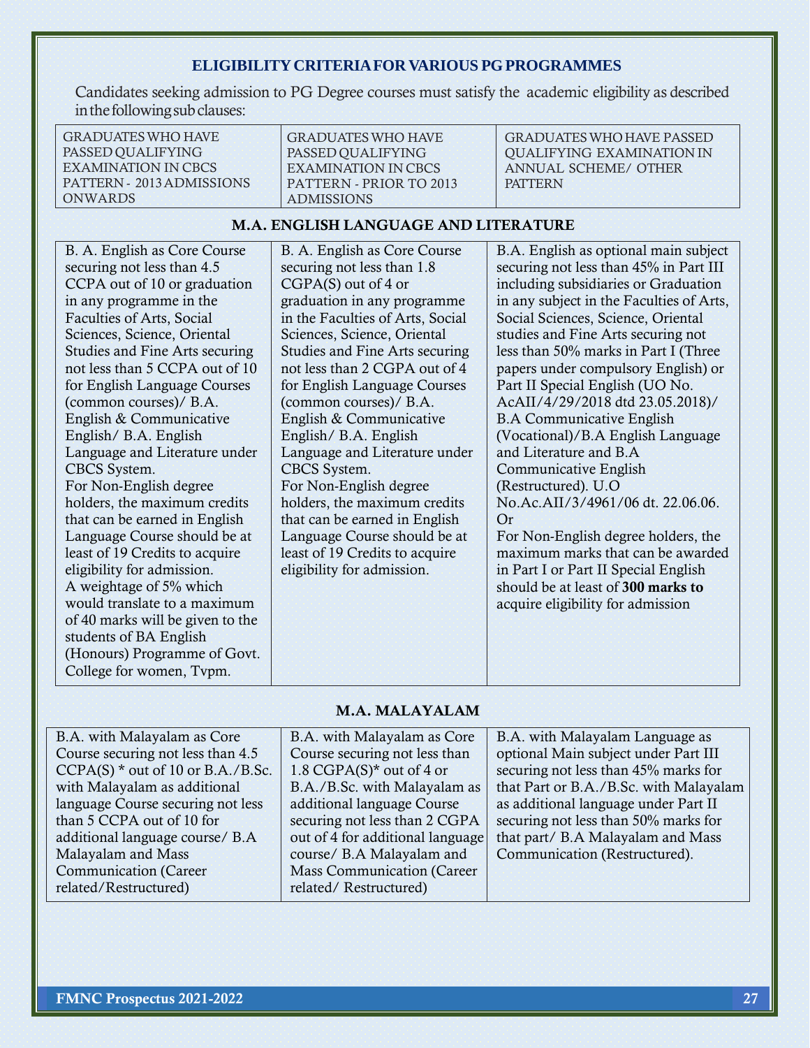## ELIGIBILITY CRITERIA FOR VARIOUS PG PROGRAMMES

Candidates seeking admission to PG Degree courses must satisfy the academic eligibility as described in the following sub clauses:

| GRADUATES WHO HAVE PASSED QUALIFYING EXAMINATION IN CBCS PATTERN - 2013 ADMISSIONS ONWARDS | GRADUATES WHO HAVE PASSED QUALIFYING EXAMINATION IN CBCS PATTERN - PRIOR TO 2013 ADMISSIONS | GRADUATES WHO HAVE PASSED QUALIFYING EXAMINATION IN ANNUAL SCHEME/ OTHER PATTERN |
|---|---|---|
| **M.A. ENGLISH LANGUAGE AND LITERATURE** | | |
| B. A. English as Core Course securing not less than 4.5 CCPA out of 10 or graduation in any programme in the Faculties of Arts, Social Sciences, Science, Oriental Studies and Fine Arts securing not less than 5 CCPA out of 10 for English Language Courses (common courses)/ B.A. English & Communicative English/ B.A. English Language and Literature under CBCS System.<br>For Non-English degree holders, the maximum credits that can be earned in English Language Course should be at least of 19 Credits to acquire eligibility for admission.<br>A weightage of 5% which would translate to a maximum of 40 marks will be given to the students of BA English (Honours) Programme of Govt. College for women, Tvpm. | B. A. English as Core Course securing not less than 1.8 CGPA(S) out of 4 or graduation in any programme in the Faculties of Arts, Social Sciences, Science, Oriental Studies and Fine Arts securing not less than 2 CGPA out of 4 for English Language Courses (common courses)/ B.A. English & Communicative English/ B.A. English Language and Literature under CBCS System.<br>For Non-English degree holders, the maximum credits that can be earned in English Language Course should be at least of 19 Credits to acquire eligibility for admission. | B.A. English as optional main subject securing not less than 45% in Part III including subsidiaries or Graduation in any subject in the Faculties of Arts, Social Sciences, Science, Oriental studies and Fine Arts securing not less than 50% marks in Part I (Three papers under compulsory English) or Part II Special English (UO No. AcAII/4/29/2018 dtd 23.05.2018)/ B.A Communicative English (Vocational)/B.A English Language and Literature and B.A Communicative English (Restructured). U.O No.Ac.AII/3/4961/06 dt. 22.06.06.<br>Or<br>For Non-English degree holders, the maximum marks that can be awarded in Part I or Part II Special English should be at least of **300 marks to** acquire eligibility for admission |
| **M.A. MALAYALAM** | | |
| B.A. with Malayalam as Core Course securing not less than 4.5 CCPA(S) * out of 10 or B.A./B.Sc. with Malayalam as additional language Course securing not less than 5 CCPA out of 10 for additional language course/ B.A Malayalam and Mass Communication (Career related/Restructured) | B.A. with Malayalam as Core Course securing not less than 1.8 CGPA(S)* out of 4 or B.A./B.Sc. with Malayalam as additional language Course securing not less than 2 CGPA out of 4 for additional language course/ B.A Malayalam and Mass Communication (Career related/ Restructured) | B.A. with Malayalam Language as optional Main subject under Part III securing not less than 45% marks for that Part or B.A./B.Sc. with Malayalam as additional language under Part II securing not less than 50% marks for that part/ B.A Malayalam and Mass Communication (Restructured). |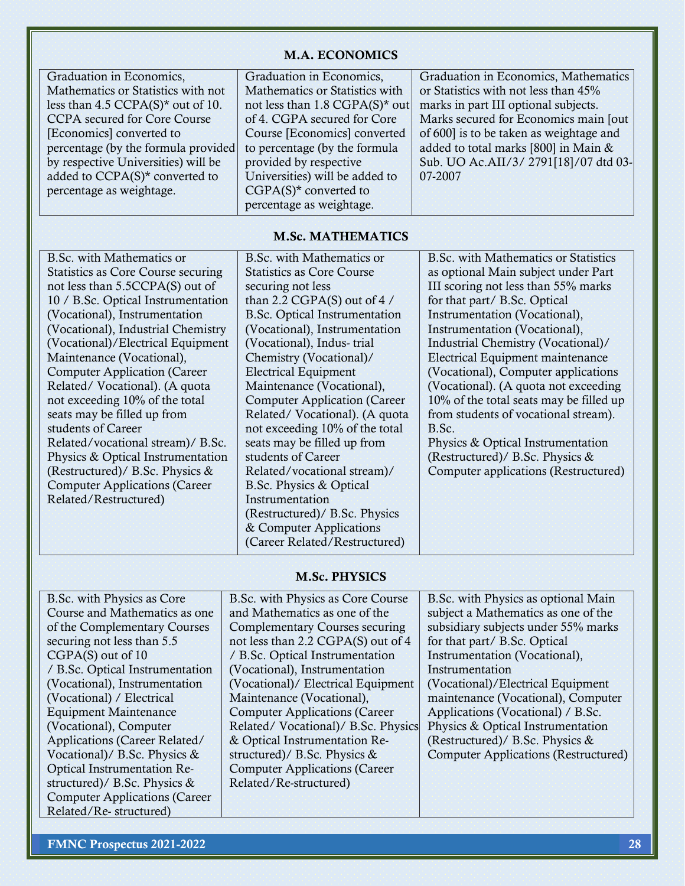### M.A. ECONOMICS

| | | |
|---|---|---|
| Graduation in Economics, Mathematics or Statistics with not less than 4.5 CCPA(S)* out of 10. CCPA secured for Core Course [Economics] converted to percentage (by the formula provided by respective Universities) will be added to CCPA(S)* converted to percentage as weightage. | Graduation in Economics, Mathematics or Statistics with not less than 1.8 CGPA(S)* out of 4. CGPA secured for Core Course [Economics] converted to percentage (by the formula provided by respective Universities) will be added to CGPA(S)* converted to percentage as weightage. | Graduation in Economics, Mathematics or Statistics with not less than 45% marks in part III optional subjects. Marks secured for Economics main [out of 600] is to be taken as weightage and added to total marks [800] in Main & Sub. UO Ac.AII/3/ 2791[18]/07 dtd 03-07-2007 |

### M.Sc. MATHEMATICS

| | | |
|---|---|---|
| B.Sc. with Mathematics or Statistics as Core Course securing not less than 5.5CCPA(S) out of 10 / B.Sc. Optical Instrumentation (Vocational), Instrumentation (Vocational), Industrial Chemistry (Vocational)/Electrical Equipment Maintenance (Vocational), Computer Application (Career Related/ Vocational). (A quota not exceeding 10% of the total seats may be filled up from students of Career Related/vocational stream)/ B.Sc. Physics & Optical Instrumentation (Restructured)/ B.Sc. Physics & Computer Applications (Career Related/Restructured) | B.Sc. with Mathematics or Statistics as Core Course securing not less than 2.2 CGPA(S) out of 4 / B.Sc. Optical Instrumentation (Vocational), Instrumentation (Vocational), Indus- trial Chemistry (Vocational)/ Electrical Equipment Maintenance (Vocational), Computer Application (Career Related/ Vocational). (A quota not exceeding 10% of the total seats may be filled up from students of Career Related/vocational stream)/ B.Sc. Physics & Optical Instrumentation (Restructured)/ B.Sc. Physics & Computer Applications (Career Related/Restructured) | B.Sc. with Mathematics or Statistics as optional Main subject under Part III scoring not less than 55% marks for that part/ B.Sc. Optical Instrumentation (Vocational), Instrumentation (Vocational), Industrial Chemistry (Vocational)/ Electrical Equipment maintenance (Vocational), Computer applications (Vocational). (A quota not exceeding 10% of the total seats may be filled up from students of vocational stream). B.Sc. Physics & Optical Instrumentation (Restructured)/ B.Sc. Physics & Computer applications (Restructured) |

### M.Sc. PHYSICS

| | | |
|---|---|---|
| B.Sc. with Physics as Core Course and Mathematics as one of the Complementary Courses securing not less than 5.5 CGPA(S) out of 10 / B.Sc. Optical Instrumentation (Vocational), Instrumentation (Vocational) / Electrical Equipment Maintenance (Vocational), Computer Applications (Career Related/ Vocational)/ B.Sc. Physics & Optical Instrumentation Re-structured)/ B.Sc. Physics & Computer Applications (Career Related/Re- structured) | B.Sc. with Physics as Core Course and Mathematics as one of the Complementary Courses securing not less than 2.2 CGPA(S) out of 4 / B.Sc. Optical Instrumentation (Vocational), Instrumentation (Vocational)/ Electrical Equipment Maintenance (Vocational), Computer Applications (Career Related/ Vocational)/ B.Sc. Physics & Optical Instrumentation Re-structured)/ B.Sc. Physics & Computer Applications (Career Related/Re-structured) | B.Sc. with Physics as optional Main subject a Mathematics as one of the subsidiary subjects under 55% marks for that part/ B.Sc. Optical Instrumentation (Vocational), Instrumentation (Vocational)/Electrical Equipment maintenance (Vocational), Computer Applications (Vocational) / B.Sc. Physics & Optical Instrumentation (Restructured)/ B.Sc. Physics & Computer Applications (Restructured) |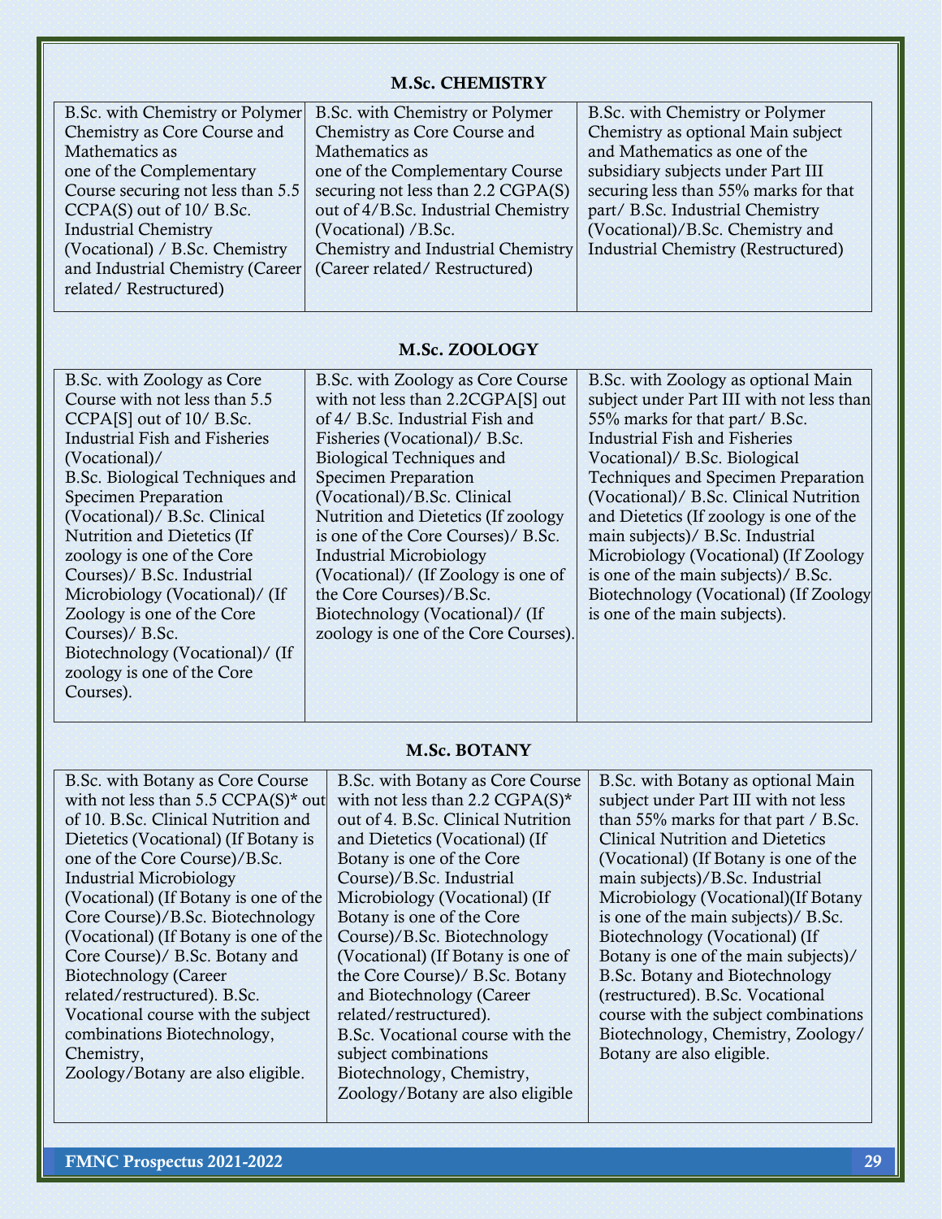### M.Sc. CHEMISTRY

| | | |
|---|---|---|
| B.Sc. with Chemistry or Polymer Chemistry as Core Course and Mathematics as one of the Complementary Course securing not less than 5.5 CCPA(S) out of 10/ B.Sc. Industrial Chemistry (Vocational) / B.Sc. Chemistry and Industrial Chemistry (Career related/ Restructured) | B.Sc. with Chemistry or Polymer Chemistry as Core Course and Mathematics as one of the Complementary Course securing not less than 2.2 CGPA(S) out of 4/B.Sc. Industrial Chemistry (Vocational) /B.Sc. Chemistry and Industrial Chemistry (Career related/ Restructured) | B.Sc. with Chemistry or Polymer Chemistry as optional Main subject and Mathematics as one of the subsidiary subjects under Part III securing less than 55% marks for that part/ B.Sc. Industrial Chemistry (Vocational)/B.Sc. Chemistry and Industrial Chemistry (Restructured) |

### M.Sc. ZOOLOGY

| | | |
|---|---|---|
| B.Sc. with Zoology as Core Course with not less than 5.5 CCPA[S] out of 10/ B.Sc. Industrial Fish and Fisheries (Vocational)/ B.Sc. Biological Techniques and Specimen Preparation (Vocational)/ B.Sc. Clinical Nutrition and Dietetics (If zoology is one of the Core Courses)/ B.Sc. Industrial Microbiology (Vocational)/ (If Zoology is one of the Core Courses)/ B.Sc. Biotechnology (Vocational)/ (If zoology is one of the Core Courses). | B.Sc. with Zoology as Core Course with not less than 2.2CGPA[S] out of 4/ B.Sc. Industrial Fish and Fisheries (Vocational)/ B.Sc. Biological Techniques and Specimen Preparation (Vocational)/B.Sc. Clinical Nutrition and Dietetics (If zoology is one of the Core Courses)/ B.Sc. Industrial Microbiology (Vocational)/ (If Zoology is one of the Core Courses)/B.Sc. Biotechnology (Vocational)/ (If zoology is one of the Core Courses). | B.Sc. with Zoology as optional Main subject under Part III with not less than 55% marks for that part/ B.Sc. Industrial Fish and Fisheries Vocational)/ B.Sc. Biological Techniques and Specimen Preparation (Vocational)/ B.Sc. Clinical Nutrition and Dietetics (If zoology is one of the main subjects)/ B.Sc. Industrial Microbiology (Vocational) (If Zoology is one of the main subjects)/ B.Sc. Biotechnology (Vocational) (If Zoology is one of the main subjects). |

### M.Sc. BOTANY

| | | |
|---|---|---|
| B.Sc. with Botany as Core Course with not less than 5.5 CCPA(S)* out of 10. B.Sc. Clinical Nutrition and Dietetics (Vocational) (If Botany is one of the Core Course)/B.Sc. Industrial Microbiology (Vocational) (If Botany is one of the Core Course)/B.Sc. Biotechnology (Vocational) (If Botany is one of the Core Course)/ B.Sc. Botany and Biotechnology (Career related/restructured). B.Sc. Vocational course with the subject combinations Biotechnology, Chemistry, Zoology/Botany are also eligible. | B.Sc. with Botany as Core Course with not less than 2.2 CGPA(S)* out of 4. B.Sc. Clinical Nutrition and Dietetics (Vocational) (If Botany is one of the Core Course)/B.Sc. Industrial Microbiology (Vocational) (If Botany is one of the Core Course)/B.Sc. Biotechnology (Vocational) (If Botany is one of the Core Course)/ B.Sc. Botany and Biotechnology (Career related/restructured). B.Sc. Vocational course with the subject combinations Biotechnology, Chemistry, Zoology/Botany are also eligible | B.Sc. with Botany as optional Main subject under Part III with not less than 55% marks for that part / B.Sc. Clinical Nutrition and Dietetics (Vocational) (If Botany is one of the main subjects)/B.Sc. Industrial Microbiology (Vocational)(If Botany is one of the main subjects)/ B.Sc. Biotechnology (Vocational) (If Botany is one of the main subjects)/ B.Sc. Botany and Biotechnology (restructured). B.Sc. Vocational course with the subject combinations Biotechnology, Chemistry, Zoology/ Botany are also eligible. |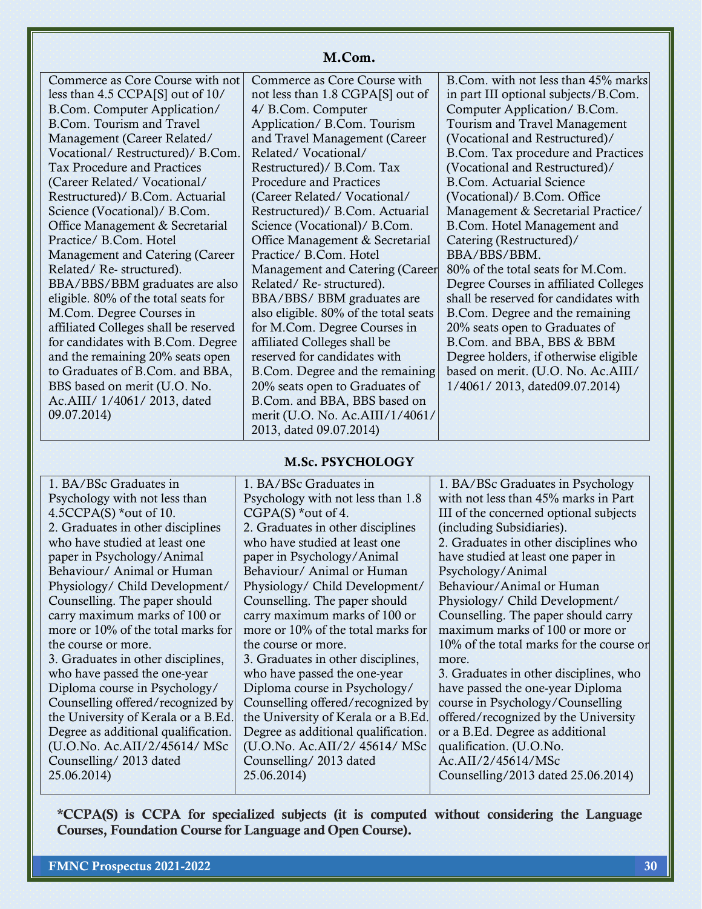## M.Com.

| | | |
|---|---|---|
| Commerce as Core Course with not less than 4.5 CCPA[S] out of 10/ B.Com. Computer Application/ B.Com. Tourism and Travel Management (Career Related/ Vocational/ Restructured)/ B.Com. Tax Procedure and Practices (Career Related/ Vocational/ Restructured)/ B.Com. Actuarial Science (Vocational)/ B.Com. Office Management & Secretarial Practice/ B.Com. Hotel Management and Catering (Career Related/ Re- structured). BBA/BBS/BBM graduates are also eligible. 80% of the total seats for M.Com. Degree Courses in affiliated Colleges shall be reserved for candidates with B.Com. Degree and the remaining 20% seats open to Graduates of B.Com. and BBA, BBS based on merit (U.O. No. Ac.AIII/ 1/4061/ 2013, dated 09.07.2014) | Commerce as Core Course with not less than 1.8 CGPA[S] out of 4/ B.Com. Computer Application/ B.Com. Tourism and Travel Management (Career Related/ Vocational/ Restructured)/ B.Com. Tax Procedure and Practices (Career Related/ Vocational/ Restructured)/ B.Com. Actuarial Science (Vocational)/ B.Com. Office Management & Secretarial Practice/ B.Com. Hotel Management and Catering (Career Related/ Re- structured). BBA/BBS/ BBM graduates are also eligible. 80% of the total seats for M.Com. Degree Courses in affiliated Colleges shall be reserved for candidates with B.Com. Degree and the remaining 20% seats open to Graduates of B.Com. and BBA, BBS based on merit (U.O. No. Ac.AIII/1/4061/ 2013, dated 09.07.2014) | B.Com. with not less than 45% marks in part III optional subjects/B.Com. Computer Application/ B.Com. Tourism and Travel Management (Vocational and Restructured)/ B.Com. Tax procedure and Practices (Vocational and Restructured)/ B.Com. Actuarial Science (Vocational)/ B.Com. Office Management & Secretarial Practice/ B.Com. Hotel Management and Catering (Restructured)/ BBA/BBS/BBM. 80% of the total seats for M.Com. Degree Courses in affiliated Colleges shall be reserved for candidates with B.Com. Degree and the remaining 20% seats open to Graduates of B.Com. and BBA, BBS & BBM Degree holders, if otherwise eligible based on merit. (U.O. No. Ac.AIII/ 1/4061/ 2013, dated09.07.2014) |

## M.Sc. PSYCHOLOGY

| | | |
|---|---|---|
| 1. BA/BSc Graduates in Psychology with not less than 4.5CCPA(S) *out of 10.<br>2. Graduates in other disciplines who have studied at least one paper in Psychology/Animal Behaviour/ Animal or Human Physiology/ Child Development/ Counselling. The paper should carry maximum marks of 100 or more or 10% of the total marks for the course or more.<br>3. Graduates in other disciplines, who have passed the one-year Diploma course in Psychology/ Counselling offered/recognized by the University of Kerala or a B.Ed. Degree as additional qualification. (U.O.No. Ac.AII/2/45614/ MSc Counselling/ 2013 dated 25.06.2014) | 1. BA/BSc Graduates in Psychology with not less than 1.8 CGPA(S) *out of 4.<br>2. Graduates in other disciplines who have studied at least one paper in Psychology/Animal Behaviour/ Animal or Human Physiology/ Child Development/ Counselling. The paper should carry maximum marks of 100 or more or 10% of the total marks for the course or more.<br>3. Graduates in other disciplines, who have passed the one-year Diploma course in Psychology/ Counselling offered/recognized by the University of Kerala or a B.Ed. Degree as additional qualification. (U.O.No. Ac.AII/2/ 45614/ MSc Counselling/ 2013 dated 25.06.2014) | 1. BA/BSc Graduates in Psychology with not less than 45% marks in Part III of the concerned optional subjects (including Subsidiaries).<br>2. Graduates in other disciplines who have studied at least one paper in Psychology/Animal Behaviour/Animal or Human Physiology/ Child Development/ Counselling. The paper should carry maximum marks of 100 or more or 10% of the total marks for the course or more.<br>3. Graduates in other disciplines, who have passed the one-year Diploma course in Psychology/Counselling offered/recognized by the University or a B.Ed. Degree as additional qualification. (U.O.No. Ac.AII/2/45614/MSc Counselling/2013 dated 25.06.2014) |

**\*CCPA(S) is CCPA for specialized subjects (it is computed without considering the Language Courses, Foundation Course for Language and Open Course).**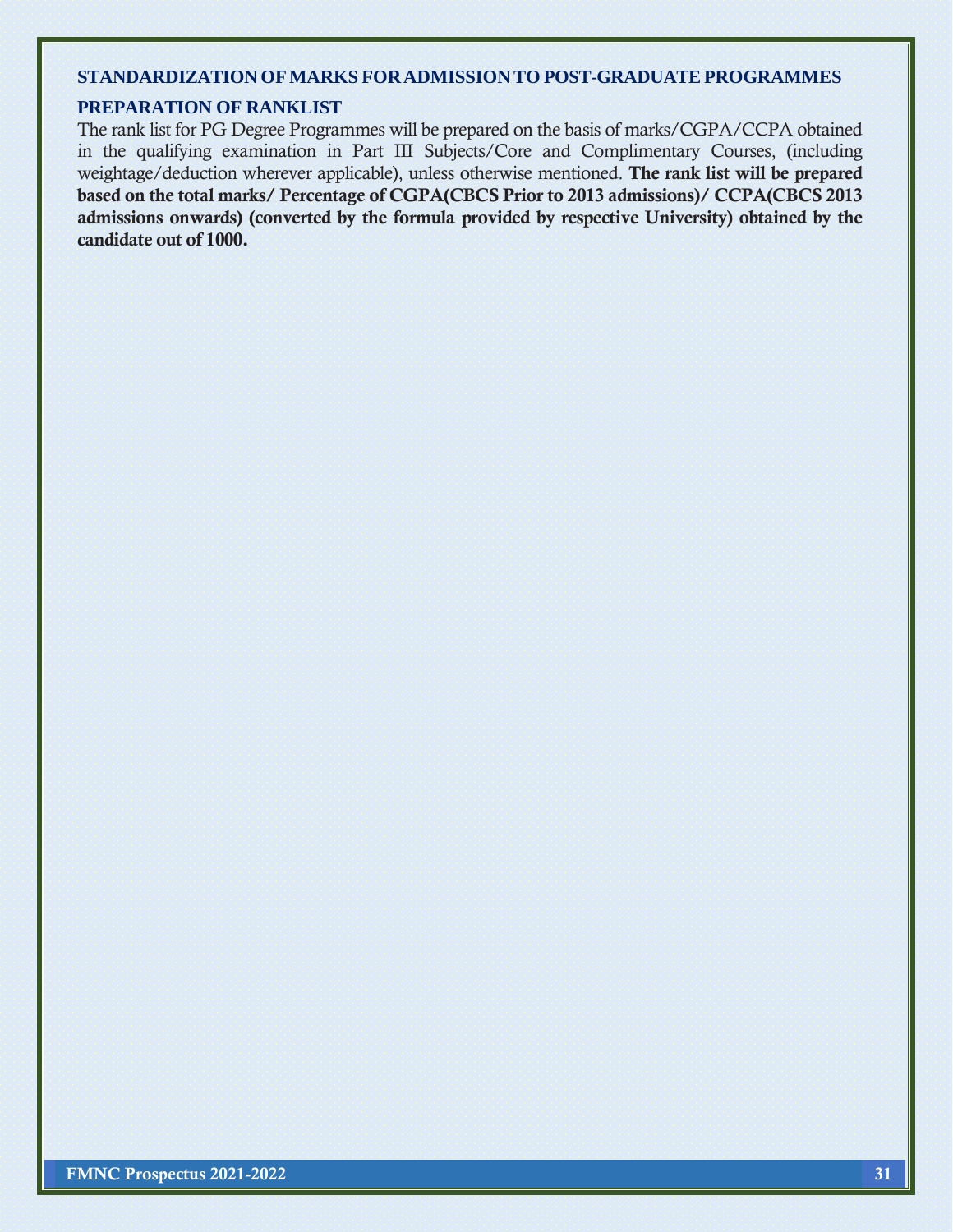## STANDARDIZATION OF MARKS FOR ADMISSION TO POST-GRADUATE PROGRAMMES

### PREPARATION OF RANKLIST

The rank list for PG Degree Programmes will be prepared on the basis of marks/CGPA/CCPA obtained in the qualifying examination in Part III Subjects/Core and Complimentary Courses, (including weightage/deduction wherever applicable), unless otherwise mentioned. **The rank list will be prepared based on the total marks/ Percentage of CGPA(CBCS Prior to 2013 admissions)/ CCPA(CBCS 2013 admissions onwards) (converted by the formula provided by respective University) obtained by the candidate out of 1000.**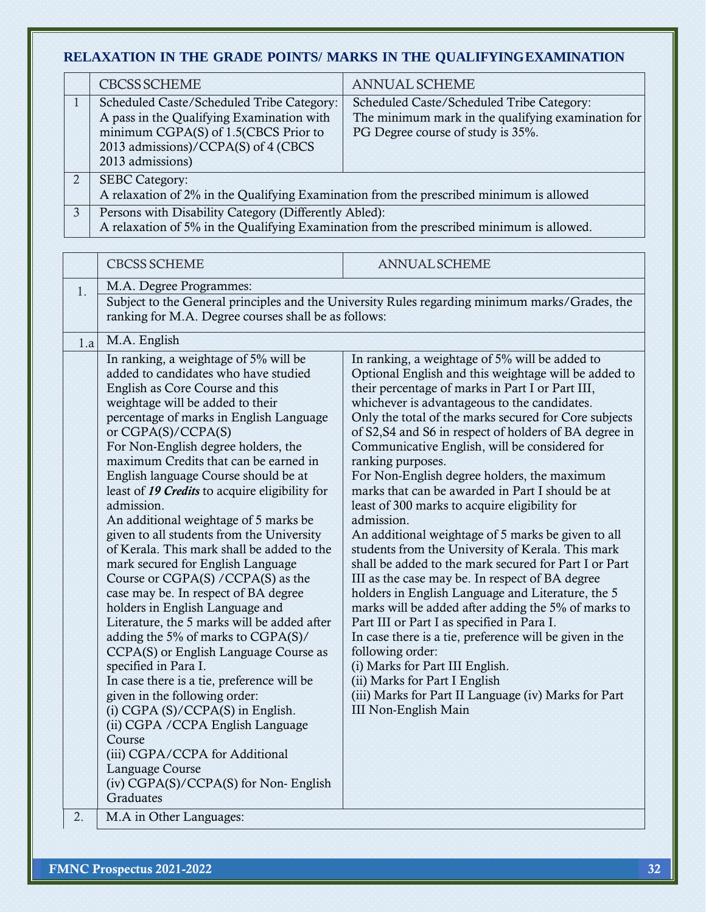## RELAXATION IN THE GRADE POINTS/ MARKS IN THE QUALIFYINGEXAMINATION

| | CBCSS SCHEME | ANNUAL SCHEME |
|---|---|---|
| 1 | Scheduled Caste/Scheduled Tribe Category: A pass in the Qualifying Examination with minimum CGPA(S) of 1.5(CBCS Prior to 2013 admissions)/CCPA(S) of 4 (CBCS 2013 admissions) | Scheduled Caste/Scheduled Tribe Category: The minimum mark in the qualifying examination for PG Degree course of study is 35%. |
| 2 | SEBC Category: A relaxation of 2% in the Qualifying Examination from the prescribed minimum is allowed | |
| 3 | Persons with Disability Category (Differently Abled): A relaxation of 5% in the Qualifying Examination from the prescribed minimum is allowed. | |

| | CBCSS SCHEME | ANNUAL SCHEME |
|---|---|---|
| 1. | M.A. Degree Programmes: Subject to the General principles and the University Rules regarding minimum marks/Grades, the ranking for M.A. Degree courses shall be as follows: | |
| 1.a | M.A. English | |
| | In ranking, a weightage of 5% will be added to candidates who have studied English as Core Course and this weightage will be added to their percentage of marks in English Language or CGPA(S)/CCPA(S)<br>For Non-English degree holders, the maximum Credits that can be earned in English language Course should be at least of ***19 Credits*** to acquire eligibility for admission.<br>An additional weightage of 5 marks be given to all students from the University of Kerala. This mark shall be added to the mark secured for English Language Course or CGPA(S) /CCPA(S) as the case may be. In respect of BA degree holders in English Language and Literature, the 5 marks will be added after adding the 5% of marks to CGPA(S)/ CCPA(S) or English Language Course as specified in Para I.<br>In case there is a tie, preference will be given in the following order:<br>(i) CGPA (S)/CCPA(S) in English.<br>(ii) CGPA /CCPA English Language Course<br>(iii) CGPA/CCPA for Additional Language Course<br>(iv) CGPA(S)/CCPA(S) for Non- English Graduates | In ranking, a weightage of 5% will be added to Optional English and this weightage will be added to their percentage of marks in Part I or Part III, whichever is advantageous to the candidates.<br>Only the total of the marks secured for Core subjects of S2,S4 and S6 in respect of holders of BA degree in Communicative English, will be considered for ranking purposes.<br>For Non-English degree holders, the maximum marks that can be awarded in Part I should be at least of 300 marks to acquire eligibility for admission.<br>An additional weightage of 5 marks be given to all students from the University of Kerala. This mark shall be added to the mark secured for Part I or Part III as the case may be. In respect of BA degree holders in English Language and Literature, the 5 marks will be added after adding the 5% of marks to Part III or Part I as specified in Para I.<br>In case there is a tie, preference will be given in the following order:<br>(i) Marks for Part III English.<br>(ii) Marks for Part I English<br>(iii) Marks for Part II Language (iv) Marks for Part III Non-English Main |
| 2. | M.A in Other Languages: | |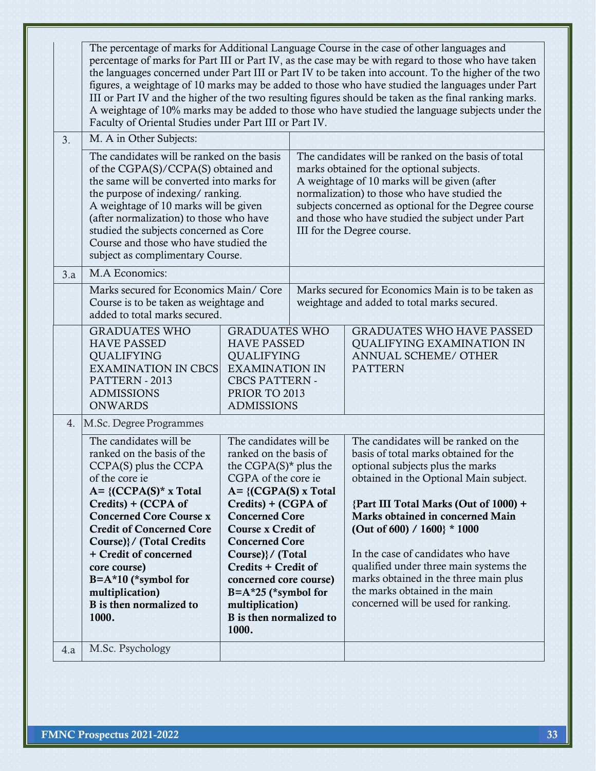| | | | |
|---|---|---|---|
| | The percentage of marks for Additional Language Course in the case of other languages and percentage of marks for Part III or Part IV, as the case may be with regard to those who have taken the languages concerned under Part III or Part IV to be taken into account. To the higher of the two figures, a weightage of 10 marks may be added to those who have studied the languages under Part III or Part IV and the higher of the two resulting figures should be taken as the final ranking marks. A weightage of 10% marks may be added to those who have studied the language subjects under the Faculty of Oriental Studies under Part III or Part IV. | | |
| 3. | M. A in Other Subjects: | | |
| | The candidates will be ranked on the basis of the CGPA(S)/CCPA(S) obtained and the same will be converted into marks for the purpose of indexing/ ranking. A weightage of 10 marks will be given (after normalization) to those who have studied the subjects concerned as Core Course and those who have studied the subject as complimentary Course. | | The candidates will be ranked on the basis of total marks obtained for the optional subjects. A weightage of 10 marks will be given (after normalization) to those who have studied the subjects concerned as optional for the Degree course and those who have studied the subject under Part III for the Degree course. |
| 3.a | M.A Economics: | | |
| | Marks secured for Economics Main/ Core Course is to be taken as weightage and added to total marks secured. | | Marks secured for Economics Main is to be taken as weightage and added to total marks secured. |
| | GRADUATES WHO HAVE PASSED QUALIFYING EXAMINATION IN CBCS PATTERN - 2013 ADMISSIONS ONWARDS | GRADUATES WHO HAVE PASSED QUALIFYING EXAMINATION IN CBCS PATTERN - PRIOR TO 2013 ADMISSIONS | GRADUATES WHO HAVE PASSED QUALIFYING EXAMINATION IN ANNUAL SCHEME/ OTHER PATTERN |
| 4. | M.Sc. Degree Programmes | | |
| | The candidates will be ranked on the basis of the CCPA(S) plus the CCPA of the core ie **A= {(CCPA(S)* x Total Credits) + (CCPA of Concerned Core Course x Credit of Concerned Core Course)}/ (Total Credits + Credit of concerned core course) B=A*10 (*symbol for multiplication) B is then normalized to 1000.** | The candidates will be ranked on the basis of the CGPA(S)* plus the CGPA of the core ie **A= {(CGPA(S) x Total Credits) + (CGPA of Concerned Core Course x Credit of Concerned Core Course)}/ (Total Credits + Credit of concerned core course) B=A*25 (*symbol for multiplication) B is then normalized to 1000.** | The candidates will be ranked on the basis of total marks obtained for the optional subjects plus the marks obtained in the Optional Main subject. **{Part III Total Marks (Out of 1000) + Marks obtained in concerned Main (Out of 600) / 1600} * 1000** In the case of candidates who have qualified under three main systems the marks obtained in the three main plus the marks obtained in the main concerned will be used for ranking. |
| 4.a | M.Sc. Psychology | | |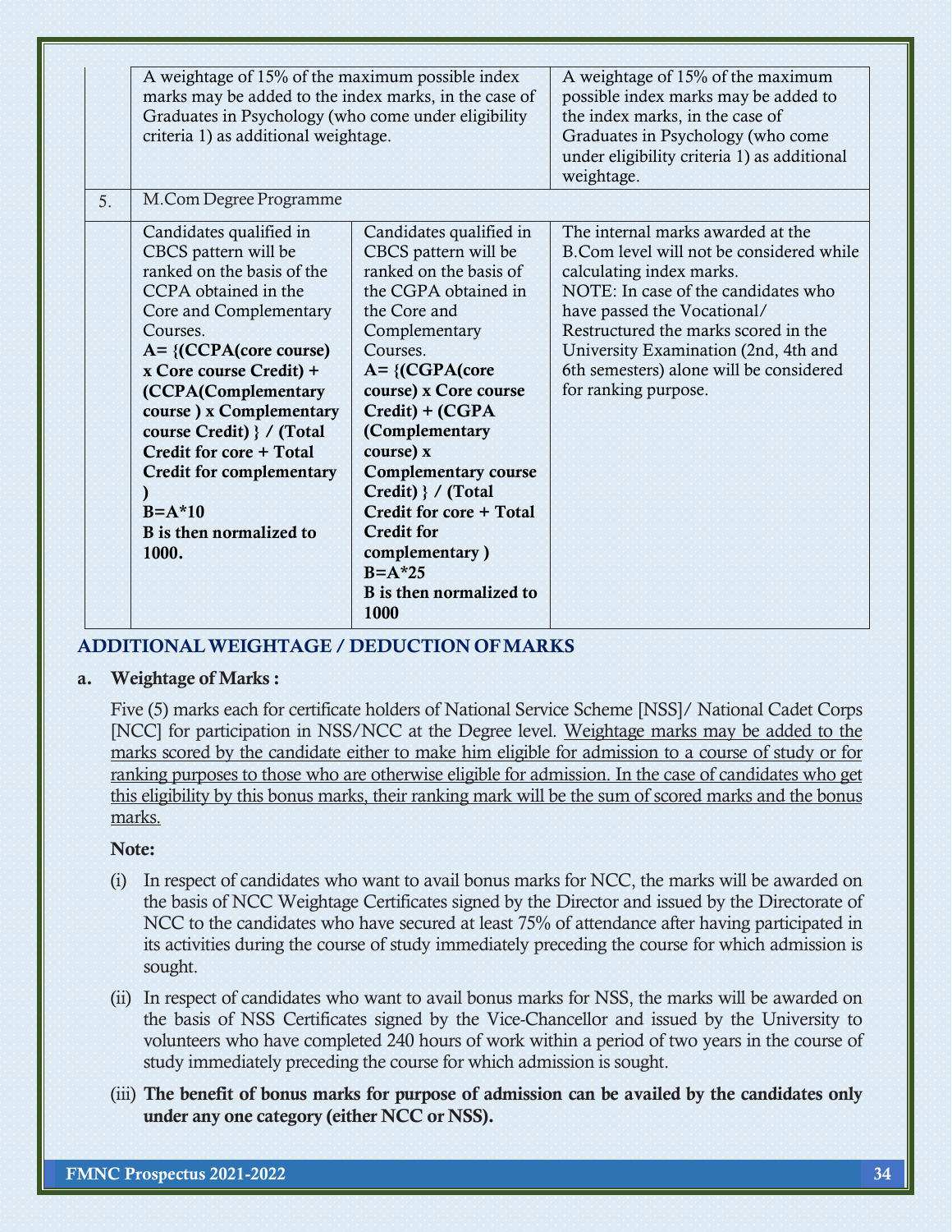| | | | |
|---|---|---|---|
| | A weightage of 15% of the maximum possible index marks may be added to the index marks, in the case of Graduates in Psychology (who come under eligibility criteria 1) as additional weightage. | | A weightage of 15% of the maximum possible index marks may be added to the index marks, in the case of Graduates in Psychology (who come under eligibility criteria 1) as additional weightage. |
| 5. | M.Com Degree Programme | | |
| | Candidates qualified in CBCS pattern will be ranked on the basis of the CCPA obtained in the Core and Complementary Courses. **A= {(CCPA(core course) x Core course Credit) + (CCPA(Complementary course ) x Complementary course Credit) } / (Total Credit for core + Total Credit for complementary )** **B=A*10** **B is then normalized to 1000.** | Candidates qualified in CBCS pattern will be ranked on the basis of the CGPA obtained in the Core and Complementary Courses. **A= {(CGPA(core course) x Core course Credit) + (CGPA (Complementary course) x Complementary course Credit) } / (Total Credit for core + Total Credit for complementary )** **B=A*25** **B is then normalized to 1000** | The internal marks awarded at the B.Com level will not be considered while calculating index marks. NOTE: In case of the candidates who have passed the Vocational/ Restructured the marks scored in the University Examination (2nd, 4th and 6th semesters) alone will be considered for ranking purpose. |

## ADDITIONAL WEIGHTAGE / DEDUCTION OF MARKS

**a. Weightage of Marks :**

Five (5) marks each for certificate holders of National Service Scheme [NSS]/ National Cadet Corps [NCC] for participation in NSS/NCC at the Degree level. Weightage marks may be added to the marks scored by the candidate either to make him eligible for admission to a course of study or for ranking purposes to those who are otherwise eligible for admission. In the case of candidates who get this eligibility by this bonus marks, their ranking mark will be the sum of scored marks and the bonus marks.

**Note:**

(i) In respect of candidates who want to avail bonus marks for NCC, the marks will be awarded on the basis of NCC Weightage Certificates signed by the Director and issued by the Directorate of NCC to the candidates who have secured at least 75% of attendance after having participated in its activities during the course of study immediately preceding the course for which admission is sought.

(ii) In respect of candidates who want to avail bonus marks for NSS, the marks will be awarded on the basis of NSS Certificates signed by the Vice-Chancellor and issued by the University to volunteers who have completed 240 hours of work within a period of two years in the course of study immediately preceding the course for which admission is sought.

(iii) **The benefit of bonus marks for purpose of admission can be availed by the candidates only under any one category (either NCC or NSS).**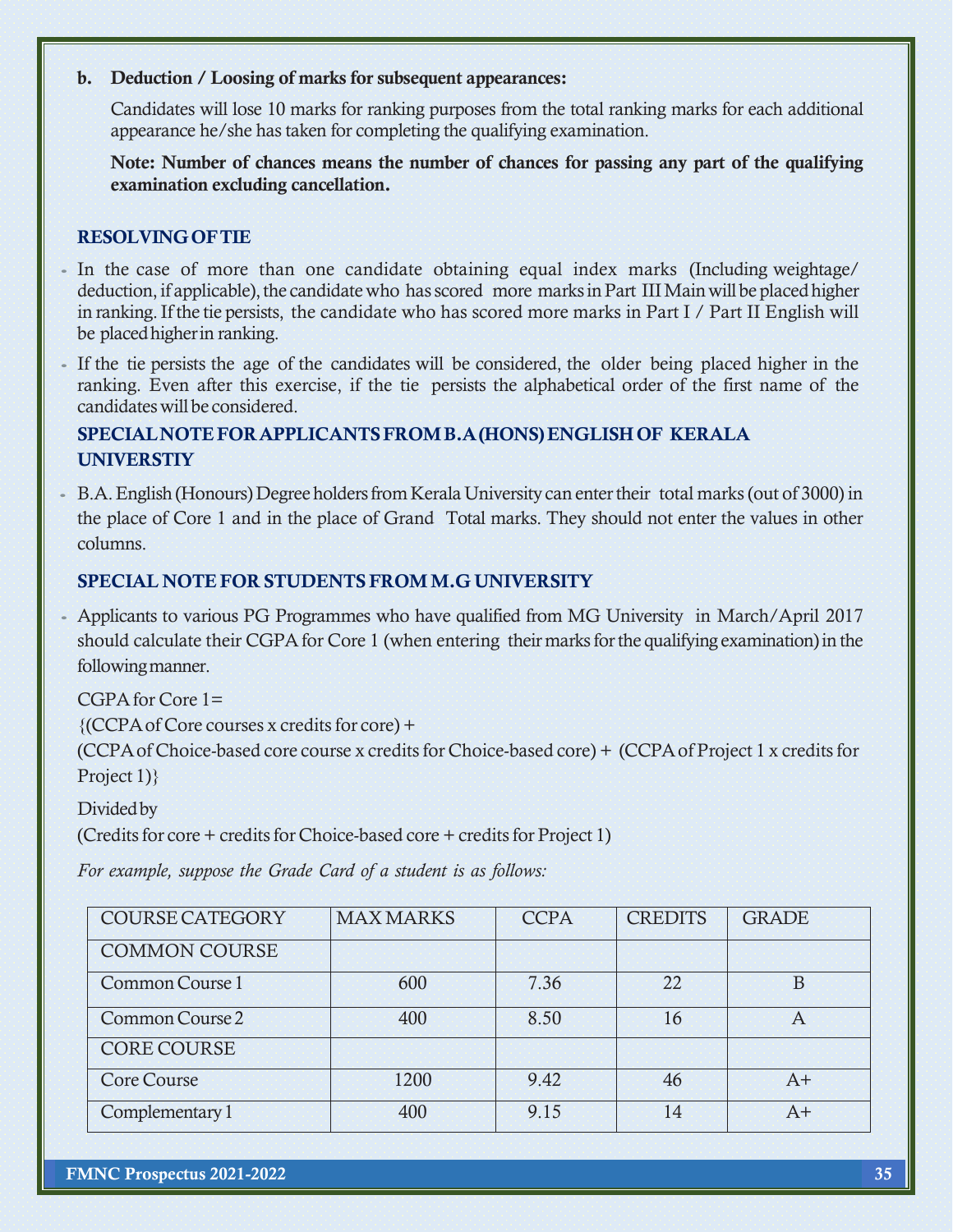**b. Deduction / Loosing of marks for subsequent appearances:**

Candidates will lose 10 marks for ranking purposes from the total ranking marks for each additional appearance he/she has taken for completing the qualifying examination.

**Note: Number of chances means the number of chances for passing any part of the qualifying examination excluding cancellation.**

### RESOLVING OF TIE

- In the case of more than one candidate obtaining equal index marks (Including weightage/ deduction, if applicable), the candidate who has scored more marks in Part III Main will be placed higher in ranking. If the tie persists, the candidate who has scored more marks in Part I / Part II English will be placed higher in ranking.
- If the tie persists the age of the candidates will be considered, the older being placed higher in the ranking. Even after this exercise, if the tie persists the alphabetical order of the first name of the candidates will be considered.

### SPECIAL NOTE FOR APPLICANTS FROM B.A (HONS) ENGLISH OF KERALA UNIVERSTIY

- B.A. English (Honours) Degree holders from Kerala University can enter their total marks (out of 3000) in the place of Core 1 and in the place of Grand Total marks. They should not enter the values in other columns.

### SPECIAL NOTE FOR STUDENTS FROM M.G UNIVERSITY

- Applicants to various PG Programmes who have qualified from MG University in March/April 2017 should calculate their CGPA for Core 1 (when entering their marks for the qualifying examination) in the following manner.

CGPA for Core 1=

{(CCPA of Core courses x credits for core) +

(CCPA of Choice-based core course x credits for Choice-based core) + (CCPA of Project 1 x credits for Project 1)}

Divided by

(Credits for core + credits for Choice-based core + credits for Project 1)

*For example, suppose the Grade Card of a student is as follows:*

| COURSE CATEGORY | MAX MARKS | CCPA | CREDITS | GRADE |
|---|---|---|---|---|
| COMMON COURSE | | | | |
| Common Course 1 | 600 | 7.36 | 22 | B |
| Common Course 2 | 400 | 8.50 | 16 | A |
| CORE COURSE | | | | |
| Core Course | 1200 | 9.42 | 46 | A+ |
| Complementary 1 | 400 | 9.15 | 14 | A+ |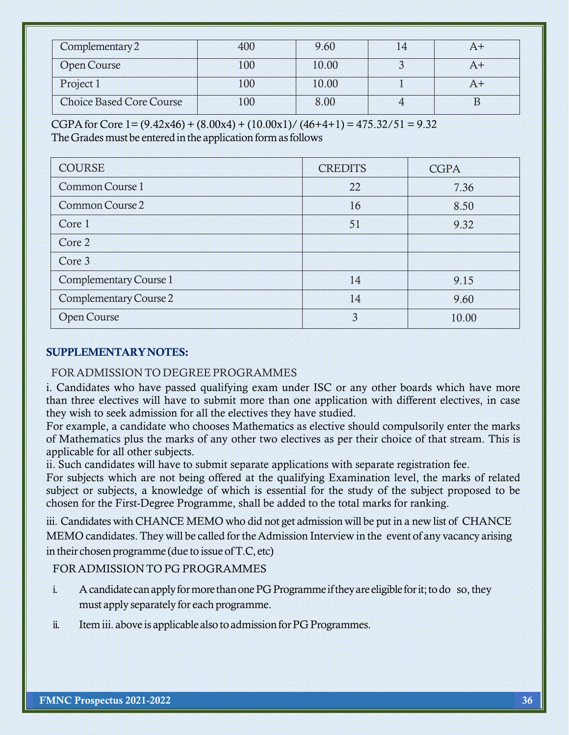| | | | | |
|---|---|---|---|---|
| Complementary 2 | 400 | 9.60 | 14 | A+ |
| Open Course | 100 | 10.00 | 3 | A+ |
| Project 1 | 100 | 10.00 | 1 | A+ |
| Choice Based Core Course | 100 | 8.00 | 4 | B |

CGPA for Core 1= (9.42x46) + (8.00x4) + (10.00x1)/ (46+4+1) = 475.32/51 = 9.32

The Grades must be entered in the application form as follows

| COURSE | CREDITS | CGPA |
|---|---|---|
| Common Course 1 | 22 | 7.36 |
| Common Course 2 | 16 | 8.50 |
| Core 1 | 51 | 9.32 |
| Core 2 | | |
| Core 3 | | |
| Complementary Course 1 | 14 | 9.15 |
| Complementary Course 2 | 14 | 9.60 |
| Open Course | 3 | 10.00 |

## SUPPLEMENTARY NOTES:

FOR ADMISSION TO DEGREE PROGRAMMES

i. Candidates who have passed qualifying exam under ISC or any other boards which have more than three electives will have to submit more than one application with different electives, in case they wish to seek admission for all the electives they have studied.

For example, a candidate who chooses Mathematics as elective should compulsorily enter the marks of Mathematics plus the marks of any other two electives as per their choice of that stream. This is applicable for all other subjects.

ii. Such candidates will have to submit separate applications with separate registration fee.

For subjects which are not being offered at the qualifying Examination level, the marks of related subject or subjects, a knowledge of which is essential for the study of the subject proposed to be chosen for the First-Degree Programme, shall be added to the total marks for ranking.

iii. Candidates with CHANCE MEMO who did not get admission will be put in a new list of CHANCE MEMO candidates. They will be called for the Admission Interview in the event of any vacancy arising in their chosen programme (due to issue of T.C, etc)

FOR ADMISSION TO PG PROGRAMMES

i. A candidate can apply for more than one PG Programme if they are eligible for it; to do so, they must apply separately for each programme.

ii. Item iii. above is applicable also to admission for PG Programmes.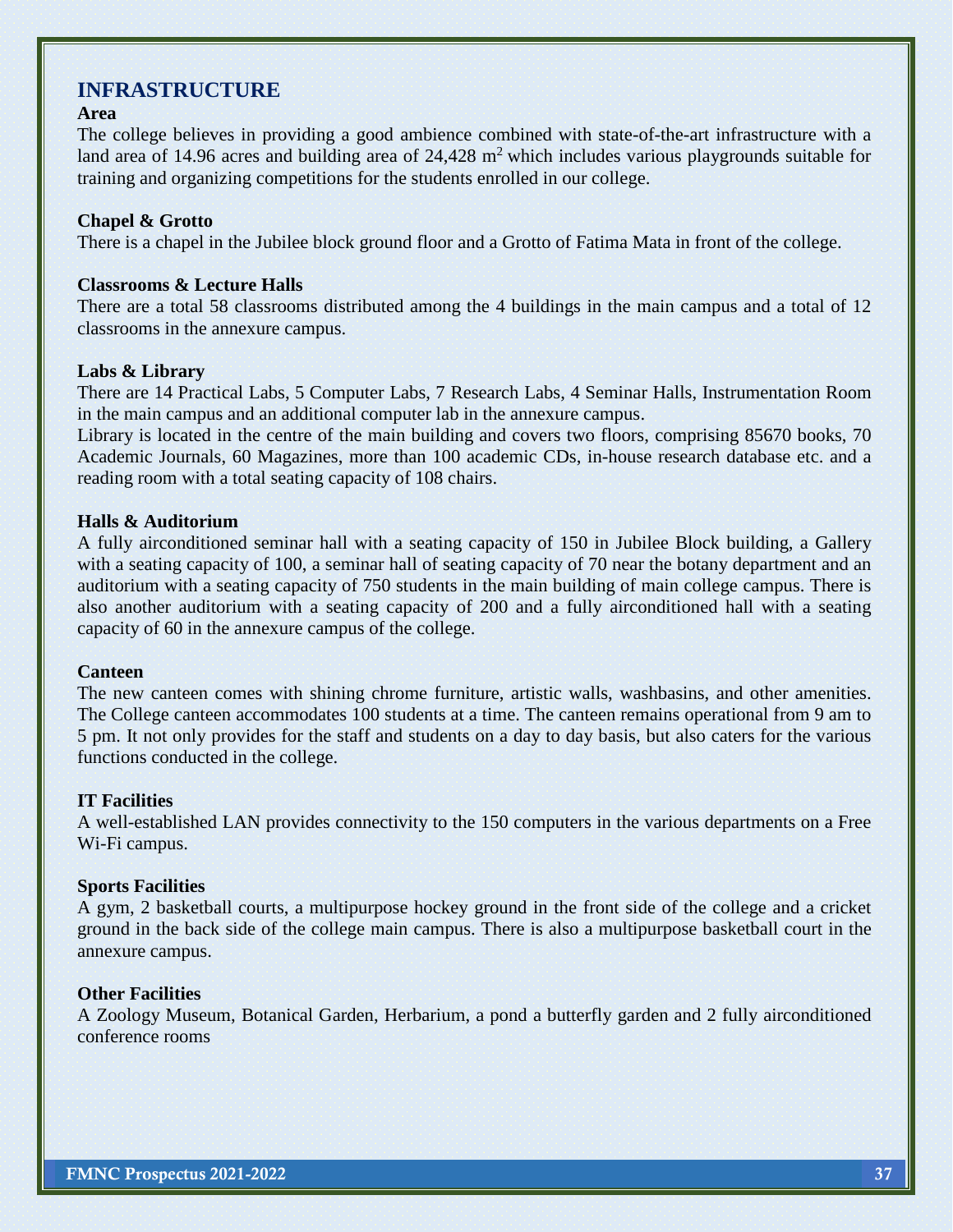# INFRASTRUCTURE

### Area

The college believes in providing a good ambience combined with state-of-the-art infrastructure with a land area of 14.96 acres and building area of 24,428 $m^2$ which includes various playgrounds suitable for training and organizing competitions for the students enrolled in our college.

### Chapel & Grotto

There is a chapel in the Jubilee block ground floor and a Grotto of Fatima Mata in front of the college.

### Classrooms & Lecture Halls

There are a total 58 classrooms distributed among the 4 buildings in the main campus and a total of 12 classrooms in the annexure campus.

### Labs & Library

There are 14 Practical Labs, 5 Computer Labs, 7 Research Labs, 4 Seminar Halls, Instrumentation Room in the main campus and an additional computer lab in the annexure campus.

Library is located in the centre of the main building and covers two floors, comprising 85670 books, 70 Academic Journals, 60 Magazines, more than 100 academic CDs, in-house research database etc. and a reading room with a total seating capacity of 108 chairs.

### Halls & Auditorium

A fully airconditioned seminar hall with a seating capacity of 150 in Jubilee Block building, a Gallery with a seating capacity of 100, a seminar hall of seating capacity of 70 near the botany department and an auditorium with a seating capacity of 750 students in the main building of main college campus. There is also another auditorium with a seating capacity of 200 and a fully airconditioned hall with a seating capacity of 60 in the annexure campus of the college.

### Canteen

The new canteen comes with shining chrome furniture, artistic walls, washbasins, and other amenities. The College canteen accommodates 100 students at a time. The canteen remains operational from 9 am to 5 pm. It not only provides for the staff and students on a day to day basis, but also caters for the various functions conducted in the college.

### IT Facilities

A well-established LAN provides connectivity to the 150 computers in the various departments on a Free Wi-Fi campus.

### Sports Facilities

A gym, 2 basketball courts, a multipurpose hockey ground in the front side of the college and a cricket ground in the back side of the college main campus. There is also a multipurpose basketball court in the annexure campus.

### Other Facilities

A Zoology Museum, Botanical Garden, Herbarium, a pond a butterfly garden and 2 fully airconditioned conference rooms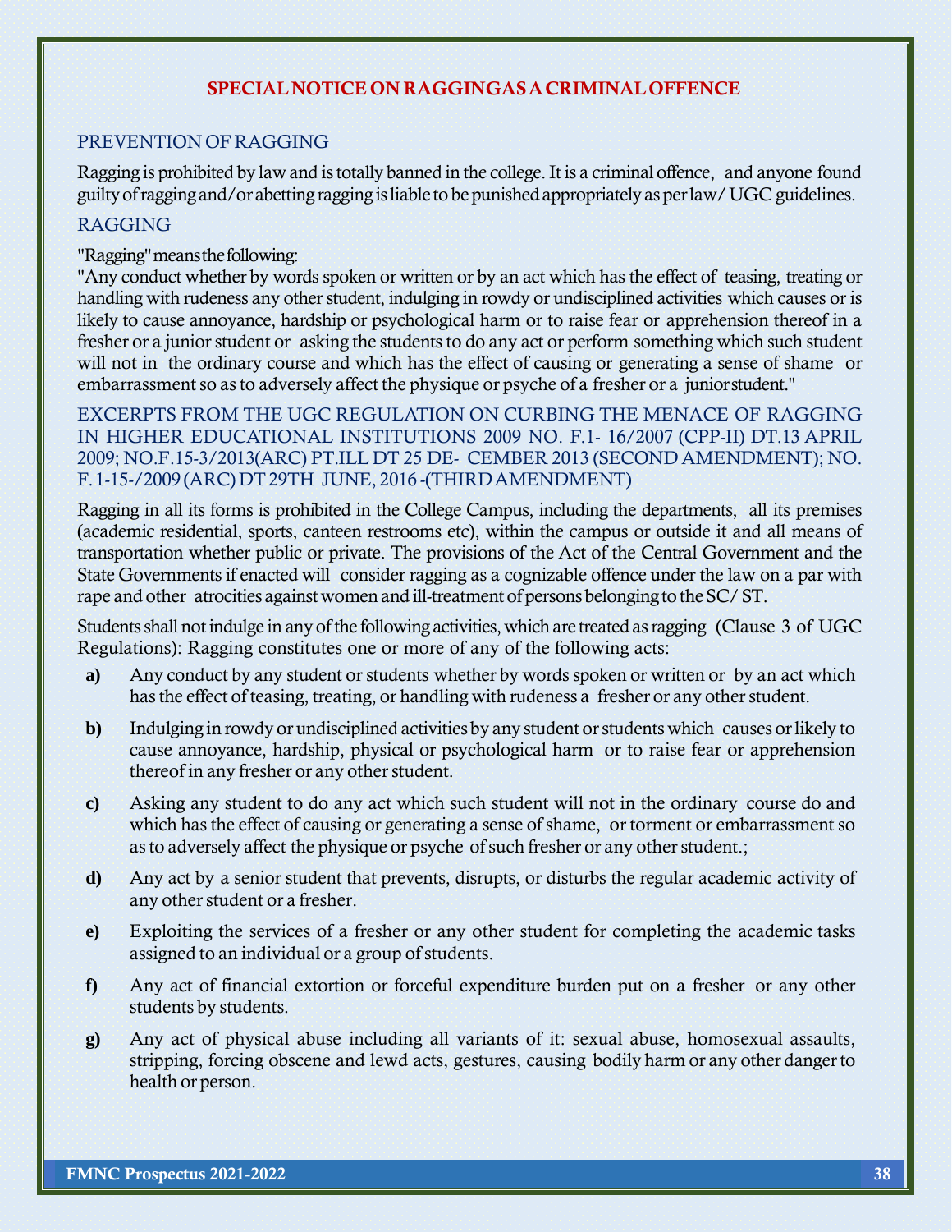## SPECIAL NOTICE ON RAGGINGAS A CRIMINAL OFFENCE

### PREVENTION OF RAGGING

Ragging is prohibited by law and is totally banned in the college. It is a criminal offence, and anyone found guilty of ragging and/or abetting ragging is liable to be punished appropriately as per law/ UGC guidelines.

### RAGGING

"Ragging" means the following:

"Any conduct whether by words spoken or written or by an act which has the effect of teasing, treating or handling with rudeness any other student, indulging in rowdy or undisciplined activities which causes or is likely to cause annoyance, hardship or psychological harm or to raise fear or apprehension thereof in a fresher or a junior student or asking the students to do any act or perform something which such student will not in the ordinary course and which has the effect of causing or generating a sense of shame or embarrassment so as to adversely affect the physique or psyche of a fresher or a junior student."

### EXCERPTS FROM THE UGC REGULATION ON CURBING THE MENACE OF RAGGING IN HIGHER EDUCATIONAL INSTITUTIONS 2009 NO. F.1- 16/2007 (CPP-II) DT.13 APRIL 2009; NO.F.15-3/2013(ARC) PT.ILL DT 25 DE- CEMBER 2013 (SECOND AMENDMENT); NO. F. 1-15-/2009 (ARC) DT 29TH JUNE, 2016 -(THIRD AMENDMENT)

Ragging in all its forms is prohibited in the College Campus, including the departments, all its premises (academic residential, sports, canteen restrooms etc), within the campus or outside it and all means of transportation whether public or private. The provisions of the Act of the Central Government and the State Governments if enacted will consider ragging as a cognizable offence under the law on a par with rape and other atrocities against women and ill-treatment of persons belonging to the SC/ ST.

Students shall not indulge in any of the following activities, which are treated as ragging (Clause 3 of UGC Regulations): Ragging constitutes one or more of any of the following acts:

- **a)** Any conduct by any student or students whether by words spoken or written or by an act which has the effect of teasing, treating, or handling with rudeness a fresher or any other student.
- **b)** Indulging in rowdy or undisciplined activities by any student or students which causes or likely to cause annoyance, hardship, physical or psychological harm or to raise fear or apprehension thereof in any fresher or any other student.
- **c)** Asking any student to do any act which such student will not in the ordinary course do and which has the effect of causing or generating a sense of shame, or torment or embarrassment so as to adversely affect the physique or psyche of such fresher or any other student.;
- **d)** Any act by a senior student that prevents, disrupts, or disturbs the regular academic activity of any other student or a fresher.
- **e)** Exploiting the services of a fresher or any other student for completing the academic tasks assigned to an individual or a group of students.
- **f)** Any act of financial extortion or forceful expenditure burden put on a fresher or any other students by students.
- **g)** Any act of physical abuse including all variants of it: sexual abuse, homosexual assaults, stripping, forcing obscene and lewd acts, gestures, causing bodily harm or any other danger to health or person.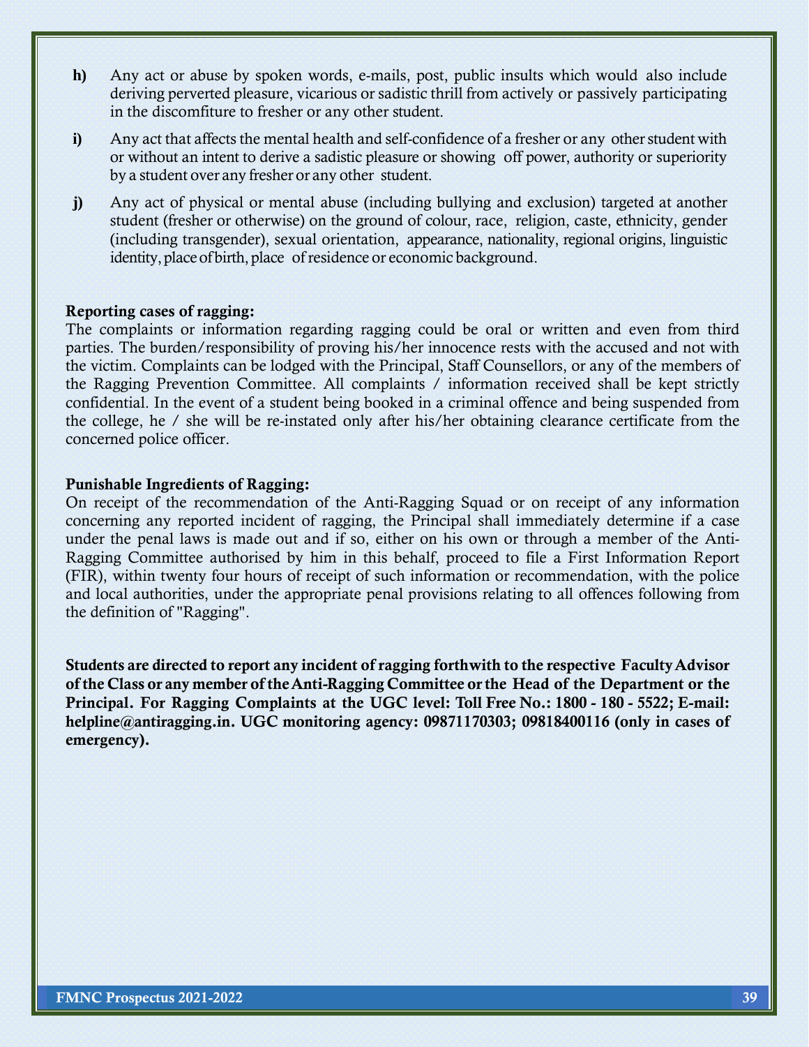- **h)** Any act or abuse by spoken words, e-mails, post, public insults which would also include deriving perverted pleasure, vicarious or sadistic thrill from actively or passively participating in the discomfiture to fresher or any other student.
- **i)** Any act that affects the mental health and self-confidence of a fresher or any other student with or without an intent to derive a sadistic pleasure or showing off power, authority or superiority by a student over any fresher or any other student.
- **j)** Any act of physical or mental abuse (including bullying and exclusion) targeted at another student (fresher or otherwise) on the ground of colour, race, religion, caste, ethnicity, gender (including transgender), sexual orientation, appearance, nationality, regional origins, linguistic identity, place of birth, place of residence or economic background.

**Reporting cases of ragging:**

The complaints or information regarding ragging could be oral or written and even from third parties. The burden/responsibility of proving his/her innocence rests with the accused and not with the victim. Complaints can be lodged with the Principal, Staff Counsellors, or any of the members of the Ragging Prevention Committee. All complaints / information received shall be kept strictly confidential. In the event of a student being booked in a criminal offence and being suspended from the college, he / she will be re-instated only after his/her obtaining clearance certificate from the concerned police officer.

**Punishable Ingredients of Ragging:**

On receipt of the recommendation of the Anti-Ragging Squad or on receipt of any information concerning any reported incident of ragging, the Principal shall immediately determine if a case under the penal laws is made out and if so, either on his own or through a member of the Anti-Ragging Committee authorised by him in this behalf, proceed to file a First Information Report (FIR), within twenty four hours of receipt of such information or recommendation, with the police and local authorities, under the appropriate penal provisions relating to all offences following from the definition of "Ragging".

**Students are directed to report any incident of ragging forthwith to the respective Faculty Advisor of the Class or any member of the Anti-Ragging Committee or the Head of the Department or the Principal. For Ragging Complaints at the UGC level: Toll Free No.: 1800 - 180 - 5522; E-mail: helpline@antiragging.in. UGC monitoring agency: 09871170303; 09818400116 (only in cases of emergency).**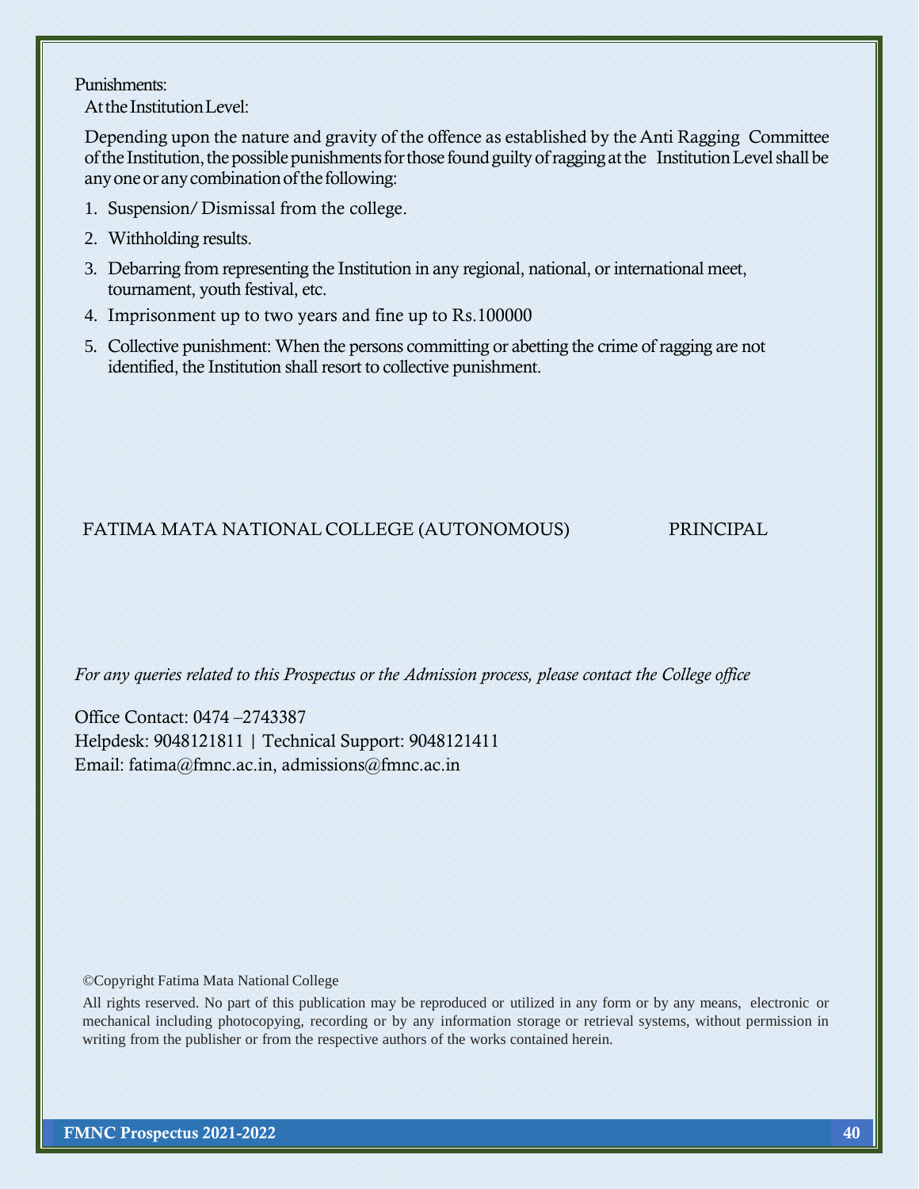Punishments:

At the Institution Level:

Depending upon the nature and gravity of the offence as established by the Anti Ragging Committee of the Institution, the possible punishments for those found guilty of ragging at the Institution Level shall be any one or any combination of the following:

1. Suspension/ Dismissal from the college.
2. Withholding results.
3. Debarring from representing the Institution in any regional, national, or international meet, tournament, youth festival, etc.
4. Imprisonment up to two years and fine up to Rs.100000
5. Collective punishment: When the persons committing or abetting the crime of ragging are not identified, the Institution shall resort to collective punishment.

FATIMA MATA NATIONAL COLLEGE (AUTONOMOUS) PRINCIPAL

*For any queries related to this Prospectus or the Admission process, please contact the College office*

Office Contact: 0474 –2743387
Helpdesk: 9048121811 | Technical Support: 9048121411
Email: fatima@fmnc.ac.in, admissions@fmnc.ac.in

©Copyright Fatima Mata National College

All rights reserved. No part of this publication may be reproduced or utilized in any form or by any means, electronic or mechanical including photocopying, recording or by any information storage or retrieval systems, without permission in writing from the publisher or from the respective authors of the works contained herein.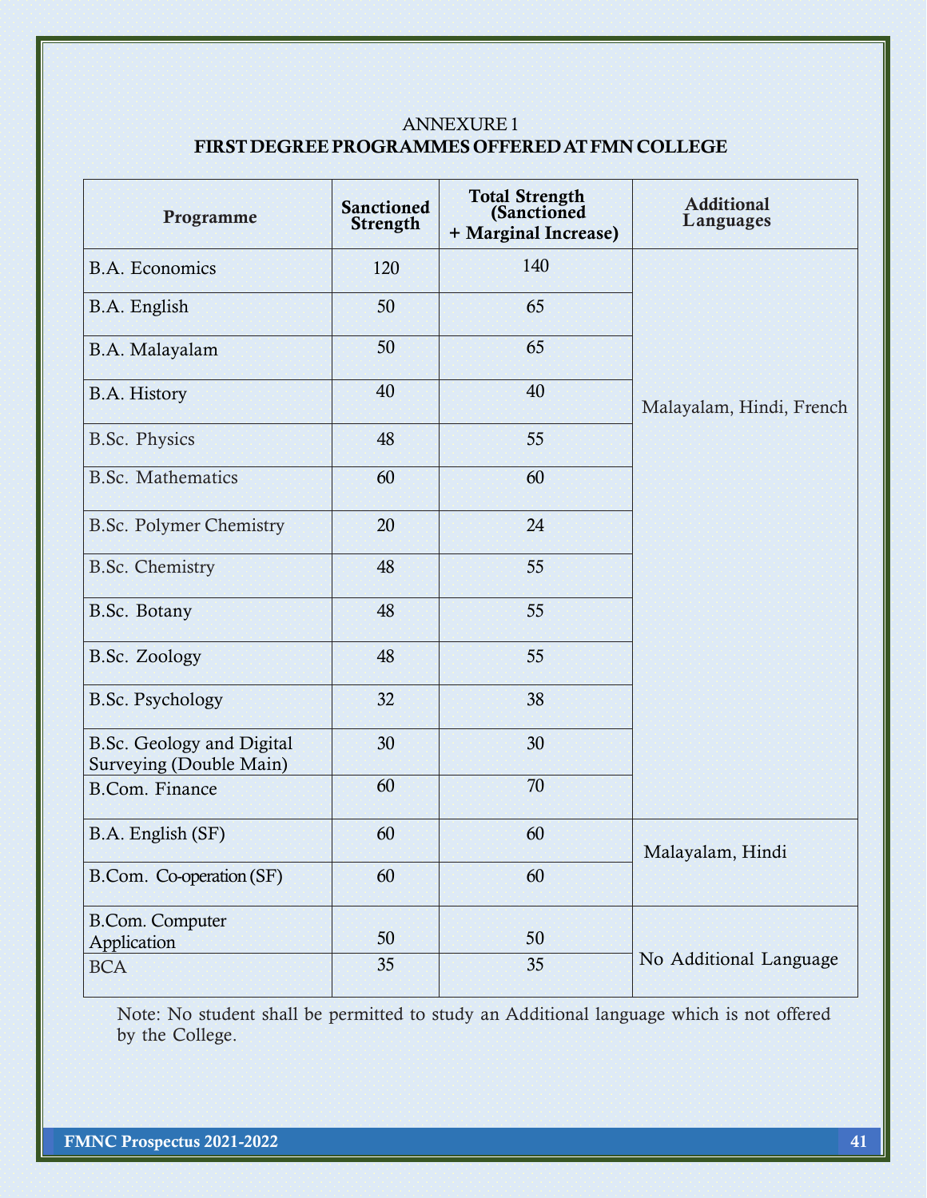ANNEXURE 1

## FIRST DEGREE PROGRAMMES OFFERED AT FMN COLLEGE

| Programme | Sanctioned Strength | Total Strength (Sanctioned + Marginal Increase) | Additional Languages |
|---|---|---|---|
| B.A. Economics | 120 | 140 | Malayalam, Hindi, French |
| B.A. English | 50 | 65 | |
| B.A. Malayalam | 50 | 65 | |
| B.A. History | 40 | 40 | |
| B.Sc. Physics | 48 | 55 | |
| B.Sc. Mathematics | 60 | 60 | |
| B.Sc. Polymer Chemistry | 20 | 24 | |
| B.Sc. Chemistry | 48 | 55 | |
| B.Sc. Botany | 48 | 55 | |
| B.Sc. Zoology | 48 | 55 | |
| B.Sc. Psychology | 32 | 38 | |
| B.Sc. Geology and Digital Surveying (Double Main) | 30 | 30 | |
| B.Com. Finance | 60 | 70 | |
| B.A. English (SF) | 60 | 60 | Malayalam, Hindi |
| B.Com. Co-operation (SF) | 60 | 60 | |
| B.Com. Computer Application | 50 | 50 | No Additional Language |
| BCA | 35 | 35 | |

Note: No student shall be permitted to study an Additional language which is not offered by the College.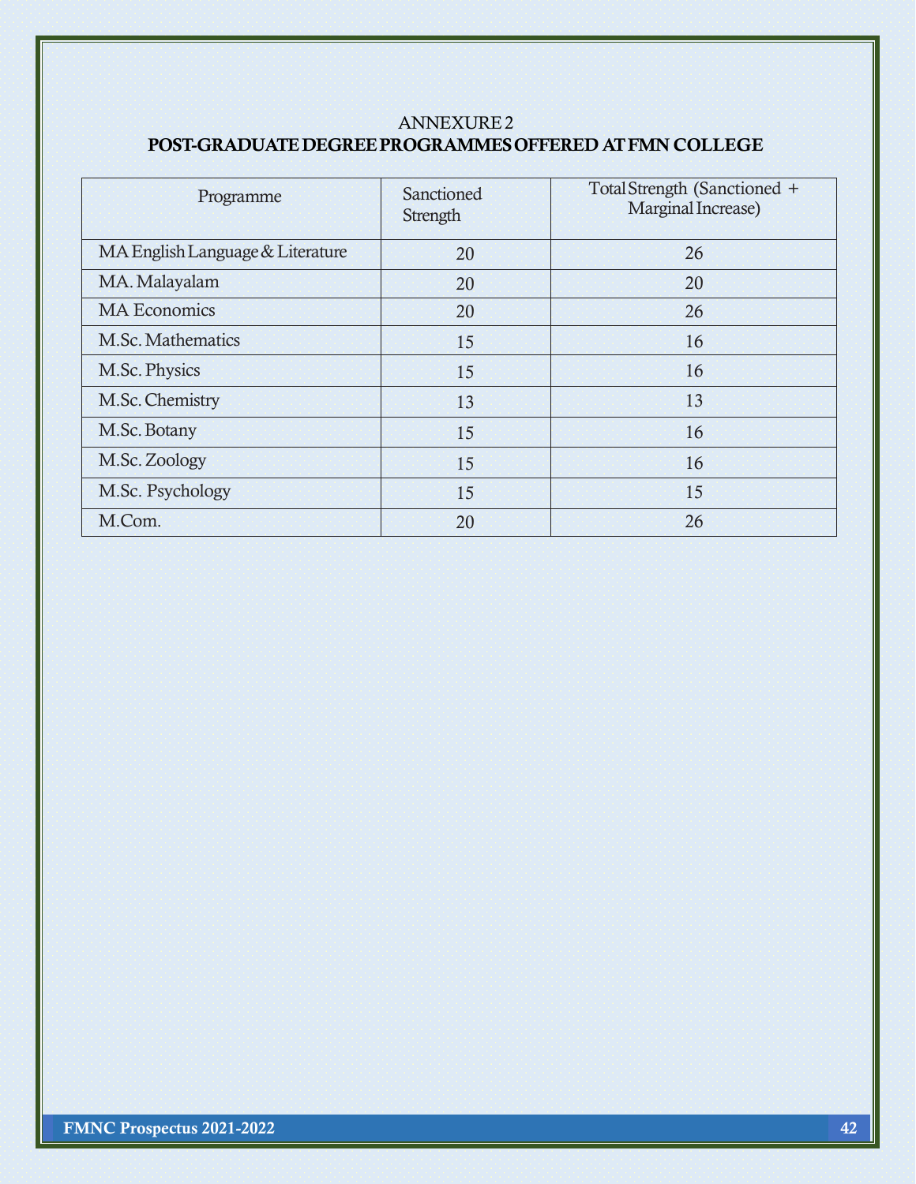ANNEXURE 2

## POST-GRADUATE DEGREE PROGRAMMES OFFERED AT FMN COLLEGE

| Programme | Sanctioned Strength | Total Strength (Sanctioned + Marginal Increase) |
|---|---|---|
| MA English Language & Literature | 20 | 26 |
| MA. Malayalam | 20 | 20 |
| MA Economics | 20 | 26 |
| M.Sc. Mathematics | 15 | 16 |
| M.Sc. Physics | 15 | 16 |
| M.Sc. Chemistry | 13 | 13 |
| M.Sc. Botany | 15 | 16 |
| M.Sc. Zoology | 15 | 16 |
| M.Sc. Psychology | 15 | 15 |
| M.Com. | 20 | 26 |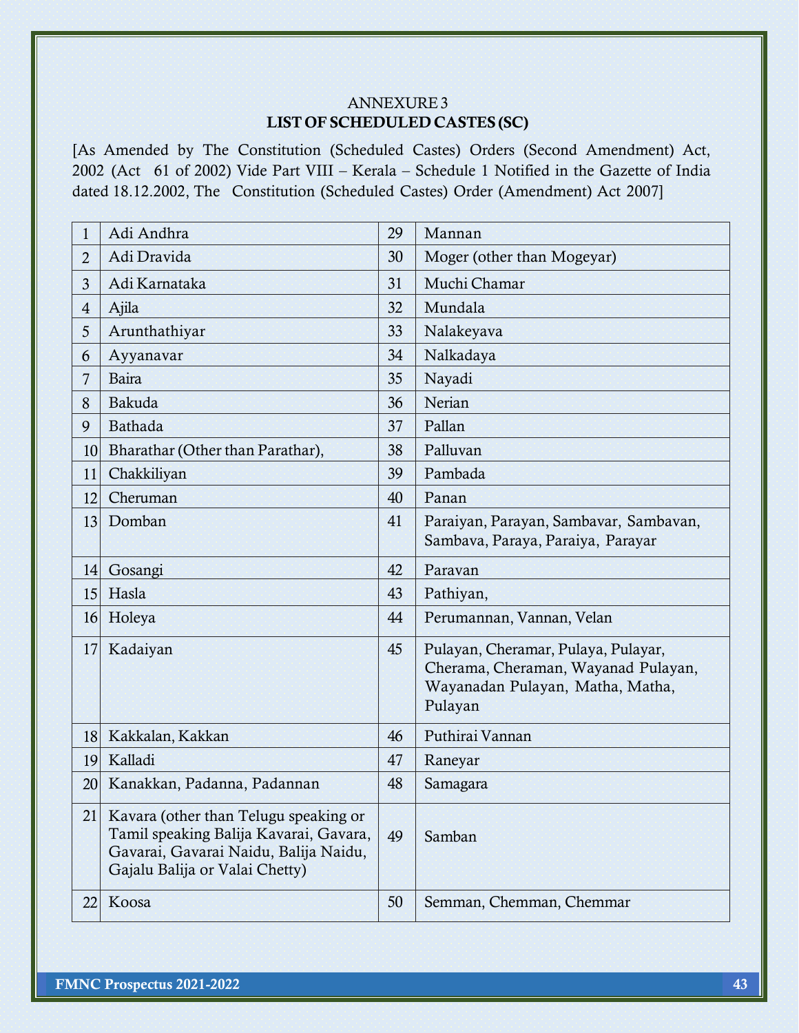ANNEXURE 3

## LIST OF SCHEDULED CASTES (SC)

[As Amended by The Constitution (Scheduled Castes) Orders (Second Amendment) Act, 2002 (Act 61 of 2002) Vide Part VIII – Kerala – Schedule 1 Notified in the Gazette of India dated 18.12.2002, The Constitution (Scheduled Castes) Order (Amendment) Act 2007]

| | | | |
|---|---|---|---|
| 1 | Adi Andhra | 29 | Mannan |
| 2 | Adi Dravida | 30 | Moger (other than Mogeyar) |
| 3 | Adi Karnataka | 31 | Muchi Chamar |
| 4 | Ajila | 32 | Mundala |
| 5 | Arunthathiyar | 33 | Nalakeyava |
| 6 | Ayyanavar | 34 | Nalkadaya |
| 7 | Baira | 35 | Nayadi |
| 8 | Bakuda | 36 | Nerian |
| 9 | Bathada | 37 | Pallan |
| 10 | Bharathar (Other than Parathar), | 38 | Palluvan |
| 11 | Chakkiliyan | 39 | Pambada |
| 12 | Cheruman | 40 | Panan |
| 13 | Domban | 41 | Paraiyan, Parayan, Sambavar, Sambavan, Sambava, Paraya, Paraiya, Parayar |
| 14 | Gosangi | 42 | Paravan |
| 15 | Hasla | 43 | Pathiyan, |
| 16 | Holeya | 44 | Perumannan, Vannan, Velan |
| 17 | Kadaiyan | 45 | Pulayan, Cheramar, Pulaya, Pulayar, Cherama, Cheraman, Wayanad Pulayan, Wayanadan Pulayan, Matha, Matha, Pulayan |
| 18 | Kakkalan, Kakkan | 46 | Puthirai Vannan |
| 19 | Kalladi | 47 | Raneyar |
| 20 | Kanakkan, Padanna, Padannan | 48 | Samagara |
| 21 | Kavara (other than Telugu speaking or Tamil speaking Balija Kavarai, Gavara, Gavarai, Gavarai Naidu, Balija Naidu, Gajalu Balija or Valai Chetty) | 49 | Samban |
| 22 | Koosa | 50 | Semman, Chemman, Chemmar |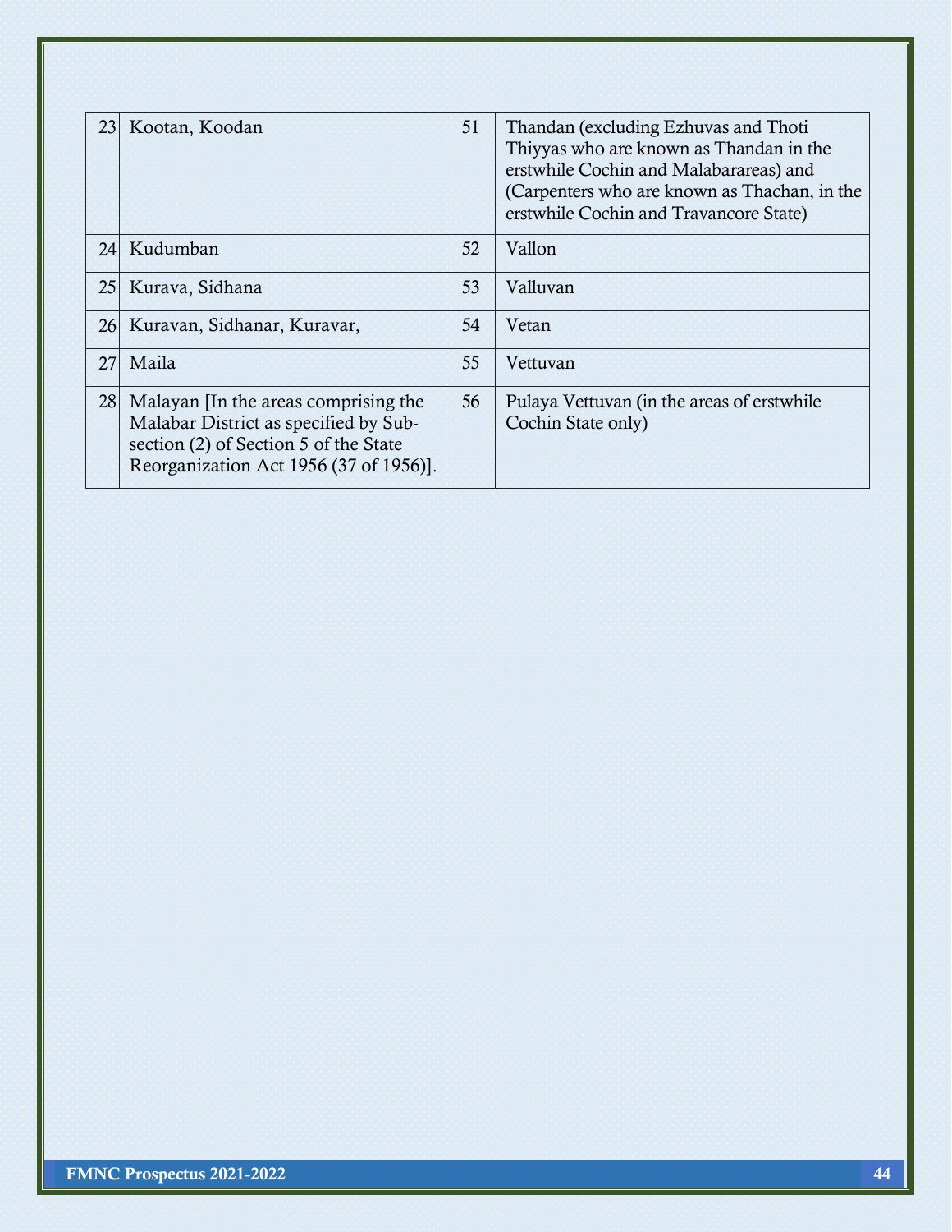| | | | |
|---|---|---|---|
| 23 | Kootan, Koodan | 51 | Thandan (excluding Ezhuvas and Thoti Thiyyas who are known as Thandan in the erstwhile Cochin and Malabarareas) and (Carpenters who are known as Thachan, in the erstwhile Cochin and Travancore State) |
| 24 | Kudumban | 52 | Vallon |
| 25 | Kurava, Sidhana | 53 | Valluvan |
| 26 | Kuravan, Sidhanar, Kuravar, | 54 | Vetan |
| 27 | Maila | 55 | Vettuvan |
| 28 | Malayan [In the areas comprising the Malabar District as specified by Sub-section (2) of Section 5 of the State Reorganization Act 1956 (37 of 1956)]. | 56 | Pulaya Vettuvan (in the areas of erstwhile Cochin State only) |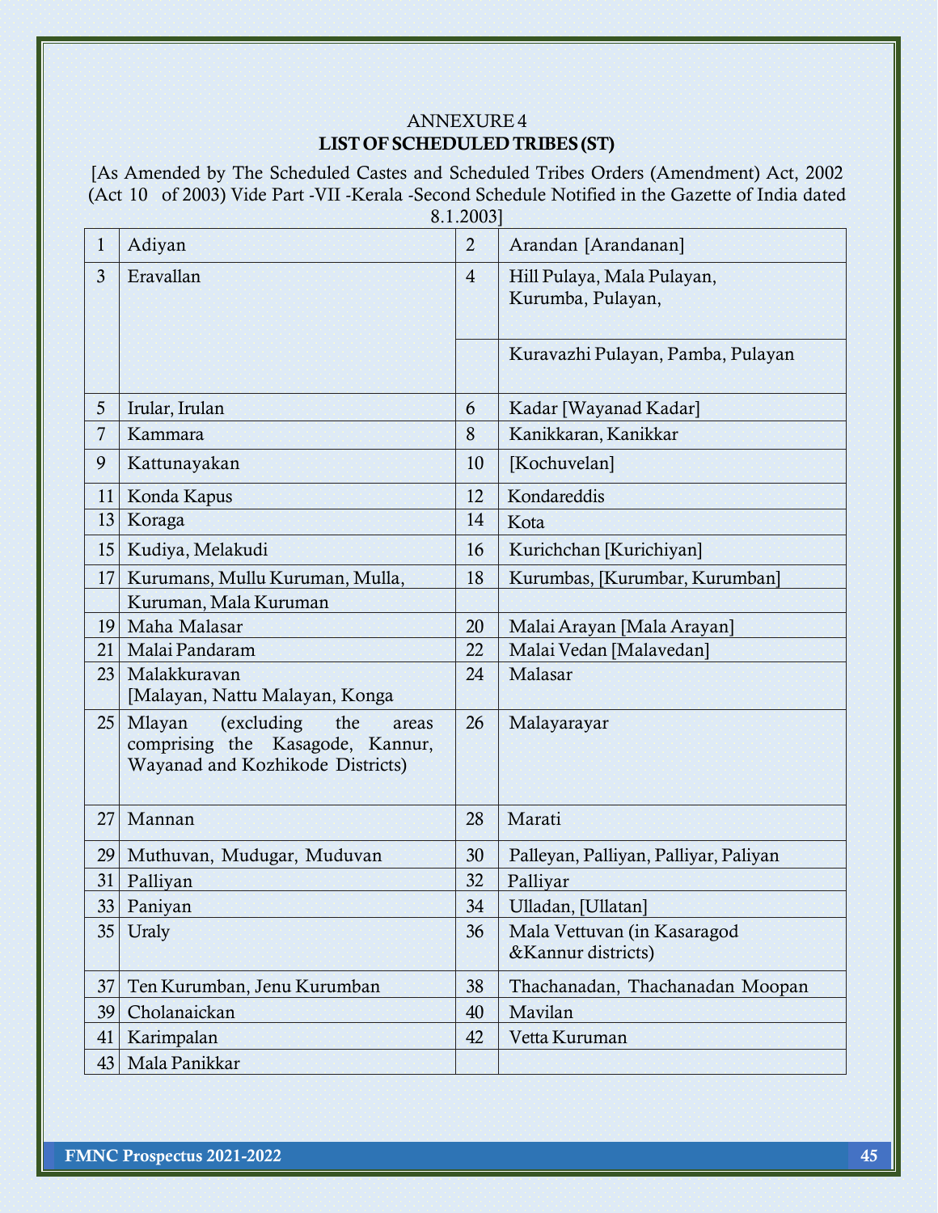ANNEXURE 4

**LIST OF SCHEDULED TRIBES (ST)**

[As Amended by The Scheduled Castes and Scheduled Tribes Orders (Amendment) Act, 2002 (Act 10 of 2003) Vide Part -VII -Kerala -Second Schedule Notified in the Gazette of India dated 8.1.2003]

| | | | |
|---|---|---|---|
| 1 | Adiyan | 2 | Arandan [Arandanan] |
| 3 | Eravallan | 4 | Hill Pulaya, Mala Pulayan, Kurumba, Pulayan, |
| | | | Kuravazhi Pulayan, Pamba, Pulayan |
| 5 | Irular, Irulan | 6 | Kadar [Wayanad Kadar] |
| 7 | Kammara | 8 | Kanikkaran, Kanikkar |
| 9 | Kattunayakan | 10 | [Kochuvelan] |
| 11 | Konda Kapus | 12 | Kondareddis |
| 13 | Koraga | 14 | Kota |
| 15 | Kudiya, Melakudi | 16 | Kurichchan [Kurichiyan] |
| 17 | Kurumans, Mullu Kuruman, Mulla, | 18 | Kurumbas, [Kurumbar, Kurumban] |
| | Kuruman, Mala Kuruman | | |
| 19 | Maha Malasar | 20 | Malai Arayan [Mala Arayan] |
| 21 | Malai Pandaram | 22 | Malai Vedan [Malavedan] |
| 23 | Malakkuravan [Malayan, Nattu Malayan, Konga | 24 | Malasar |
| 25 | Mlayan (excluding the areas comprising the Kasagode, Kannur, Wayanad and Kozhikode Districts) | 26 | Malayarayar |
| 27 | Mannan | 28 | Marati |
| 29 | Muthuvan, Mudugar, Muduvan | 30 | Palleyan, Palliyan, Palliyar, Paliyan |
| 31 | Palliyan | 32 | Palliyar |
| 33 | Paniyan | 34 | Ulladan, [Ullatan] |
| 35 | Uraly | 36 | Mala Vettuvan (in Kasaragod &Kannur districts) |
| 37 | Ten Kurumban, Jenu Kurumban | 38 | Thachanadan, Thachanadan Moopan |
| 39 | Cholanaickan | 40 | Mavilan |
| 41 | Karimpalan | 42 | Vetta Kuruman |
| 43 | Mala Panikkar | | |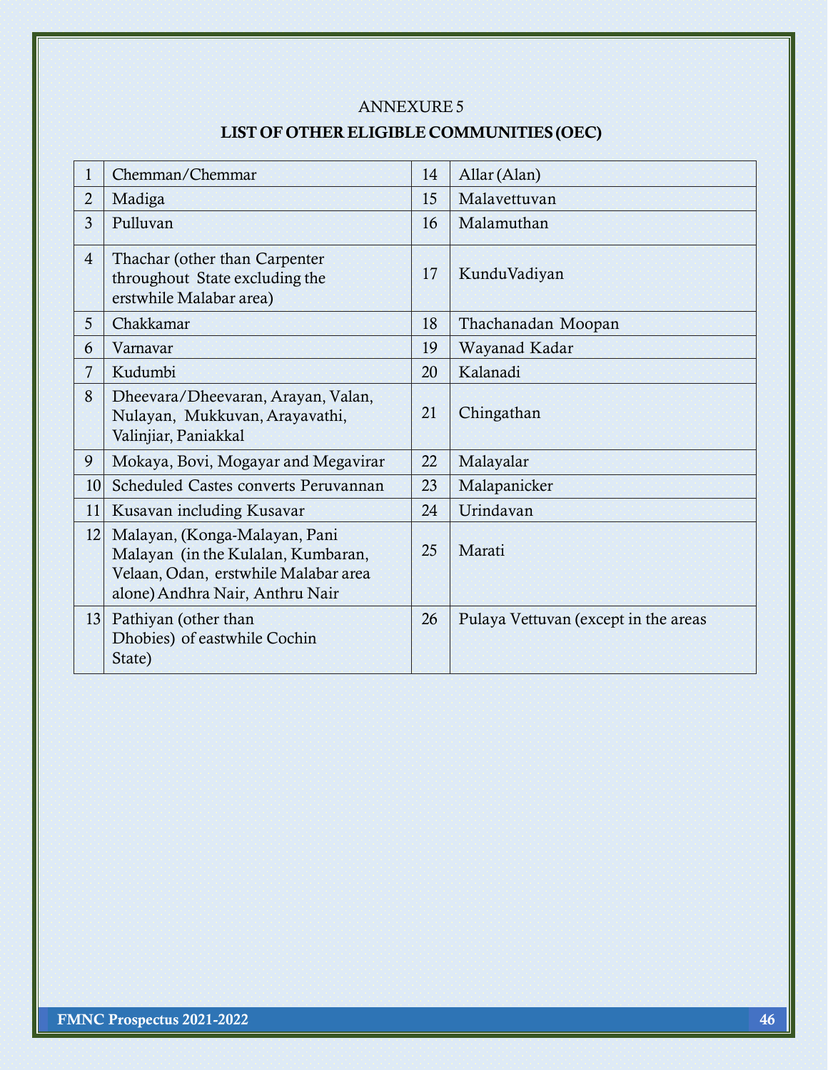ANNEXURE 5

## LIST OF OTHER ELIGIBLE COMMUNITIES (OEC)

| | | | |
|---|---|---|---|
| 1 | Chemman/Chemmar | 14 | Allar (Alan) |
| 2 | Madiga | 15 | Malavettuvan |
| 3 | Pulluvan | 16 | Malamuthan |
| 4 | Thachar (other than Carpenter throughout State excluding the erstwhile Malabar area) | 17 | KunduVadiyan |
| 5 | Chakkamar | 18 | Thachanadan Moopan |
| 6 | Varnavar | 19 | Wayanad Kadar |
| 7 | Kudumbi | 20 | Kalanadi |
| 8 | Dheevara/Dheevaran, Arayan, Valan, Nulayan, Mukkuvan, Arayavathi, Valinjiar, Paniakkal | 21 | Chingathan |
| 9 | Mokaya, Bovi, Mogayar and Megavirar | 22 | Malayalar |
| 10 | Scheduled Castes converts Peruvannan | 23 | Malapanicker |
| 11 | Kusavan including Kusavar | 24 | Urindavan |
| 12 | Malayan, (Konga-Malayan, Pani Malayan (in the Kulalan, Kumbaran, Velaan, Odan, erstwhile Malabar area alone) Andhra Nair, Anthru Nair | 25 | Marati |
| 13 | Pathiyan (other than Dhobies) of eastwhile Cochin State) | 26 | Pulaya Vettuvan (except in the areas |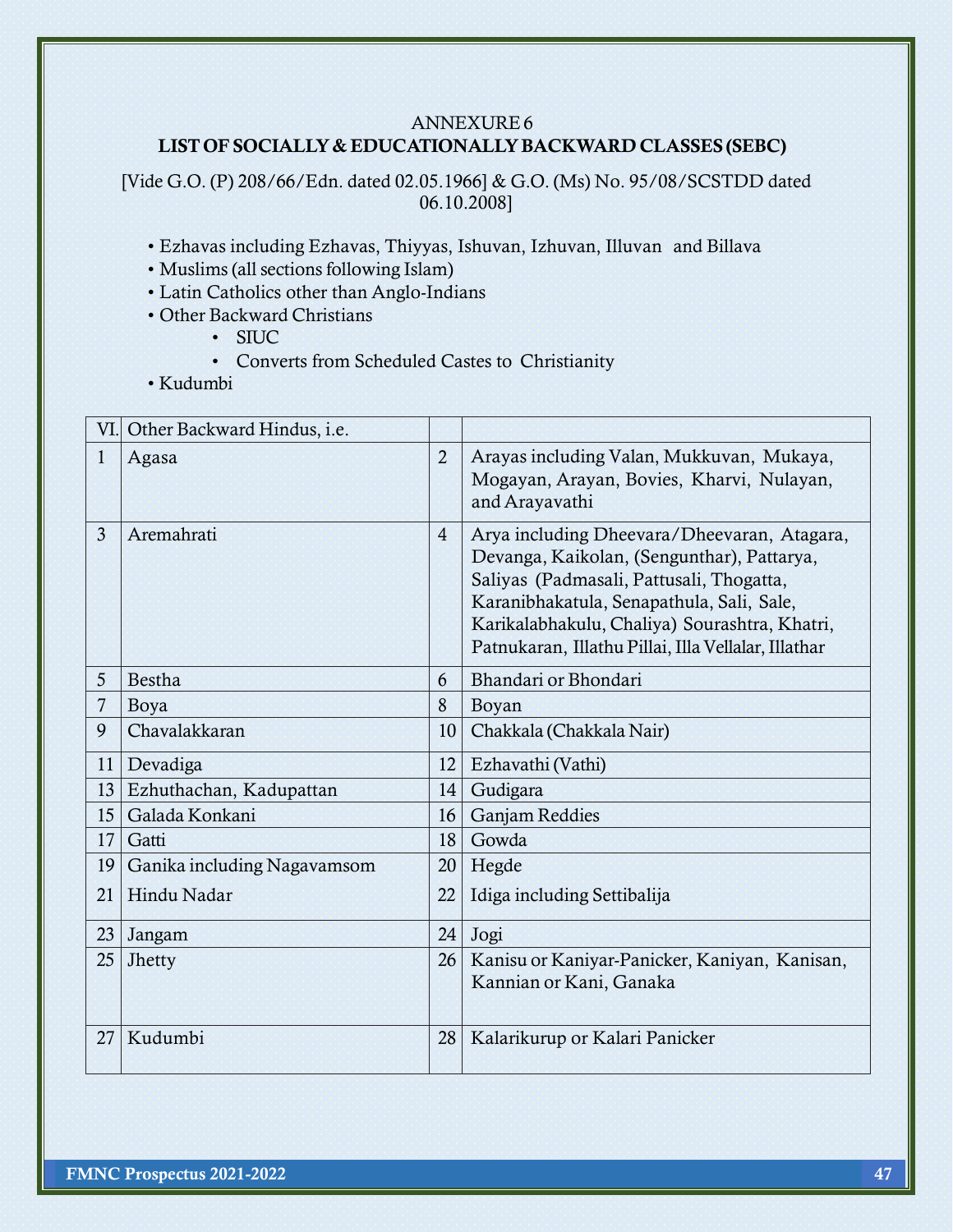ANNEXURE 6

## LIST OF SOCIALLY & EDUCATIONALLY BACKWARD CLASSES (SEBC)

[Vide G.O. (P) 208/66/Edn. dated 02.05.1966] & G.O. (Ms) No. 95/08/SCSTDD dated 06.10.2008]

- Ezhavas including Ezhavas, Thiyyas, Ishuvan, Izhuvan, Illuvan and Billava
- Muslims (all sections following Islam)
- Latin Catholics other than Anglo-Indians
- Other Backward Christians
    - SIUC
    - Converts from Scheduled Castes to Christianity
- Kudumbi

| VI. | Other Backward Hindus, i.e. | | |
|---|---|---|---|
| 1 | Agasa | 2 | Arayas including Valan, Mukkuvan, Mukaya, Mogayan, Arayan, Bovies, Kharvi, Nulayan, and Arayavathi |
| 3 | Aremahrati | 4 | Arya including Dheevara/Dheevaran, Atagara, Devanga, Kaikolan, (Sengunthar), Pattarya, Saliyas (Padmasali, Pattusali, Thogatta, Karanibhakatula, Senapathula, Sali, Sale, Karikalabhakulu, Chaliya) Sourashtra, Khatri, Patnukaran, Illathu Pillai, Illa Vellalar, Illathar |
| 5 | Bestha | 6 | Bhandari or Bhondari |
| 7 | Boya | 8 | Boyan |
| 9 | Chavalakkaran | 10 | Chakkala (Chakkala Nair) |
| 11 | Devadiga | 12 | Ezhavathi (Vathi) |
| 13 | Ezhuthachan, Kadupattan | 14 | Gudigara |
| 15 | Galada Konkani | 16 | Ganjam Reddies |
| 17 | Gatti | 18 | Gowda |
| 19 | Ganika including Nagavamsom | 20 | Hegde |
| 21 | Hindu Nadar | 22 | Idiga including Settibalija |
| 23 | Jangam | 24 | Jogi |
| 25 | Jhetty | 26 | Kanisu or Kaniyar-Panicker, Kaniyan, Kanisan, Kannian or Kani, Ganaka |
| 27 | Kudumbi | 28 | Kalarikurup or Kalari Panicker |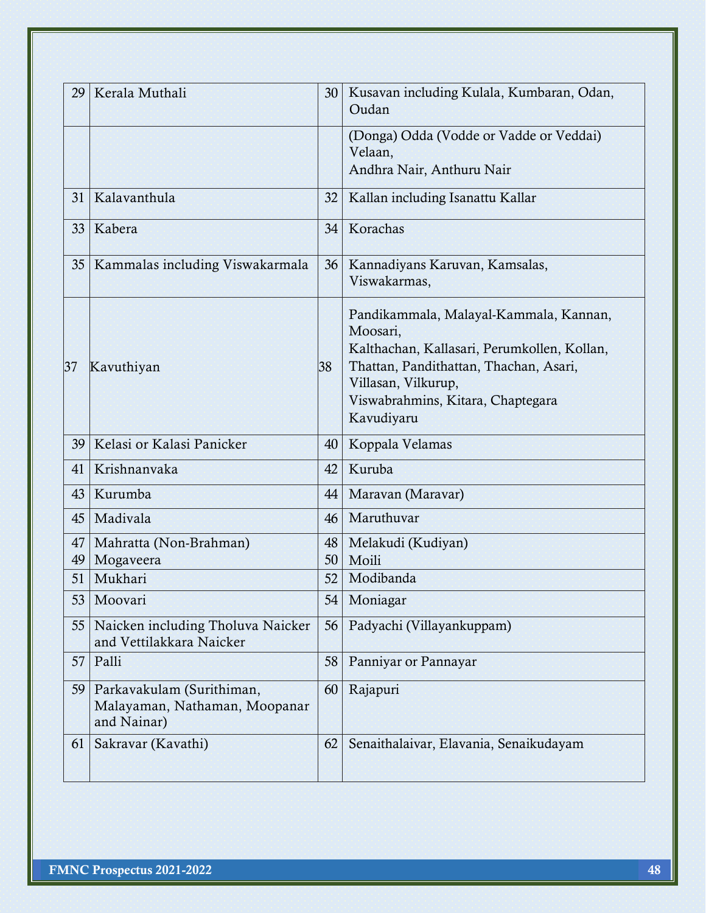| | | | |
|---|---|---|---|
| 29 | Kerala Muthali | 30 | Kusavan including Kulala, Kumbaran, Odan, Oudan |
| | | | (Donga) Odda (Vodde or Vadde or Veddai) Velaan,<br>Andhra Nair, Anthuru Nair |
| 31 | Kalavanthula | 32 | Kallan including Isanattu Kallar |
| 33 | Kabera | 34 | Korachas |
| 35 | Kammalas including Viswakarmala | 36 | Kannadiyans Karuvan, Kamsalas, Viswakarmas, |
| 37 | Kavuthiyan | 38 | Pandikammala, Malayal-Kammala, Kannan, Moosari,<br>Kalthachan, Kallasari, Perumkollen, Kollan, Thattan, Pandithattan, Thachan, Asari, Villasan, Vilkurup,<br>Viswabrahmins, Kitara, Chaptegara Kavudiyaru |
| 39 | Kelasi or Kalasi Panicker | 40 | Koppala Velamas |
| 41 | Krishnanvaka | 42 | Kuruba |
| 43 | Kurumba | 44 | Maravan (Maravar) |
| 45 | Madivala | 46 | Maruthuvar |
| 47 | Mahratta (Non-Brahman) | 48 | Melakudi (Kudiyan) |
| 49 | Mogaveera | 50 | Moili |
| 51 | Mukhari | 52 | Modibanda |
| 53 | Moovari | 54 | Moniagar |
| 55 | Naicken including Tholuva Naicker and Vettilakkara Naicker | 56 | Padyachi (Villayankuppam) |
| 57 | Palli | 58 | Panniyar or Pannayar |
| 59 | Parkavakulam (Surithiman, Malayaman, Nathaman, Moopanar and Nainar) | 60 | Rajapuri |
| 61 | Sakravar (Kavathi) | 62 | Senaithalaivar, Elavania, Senaikudayam |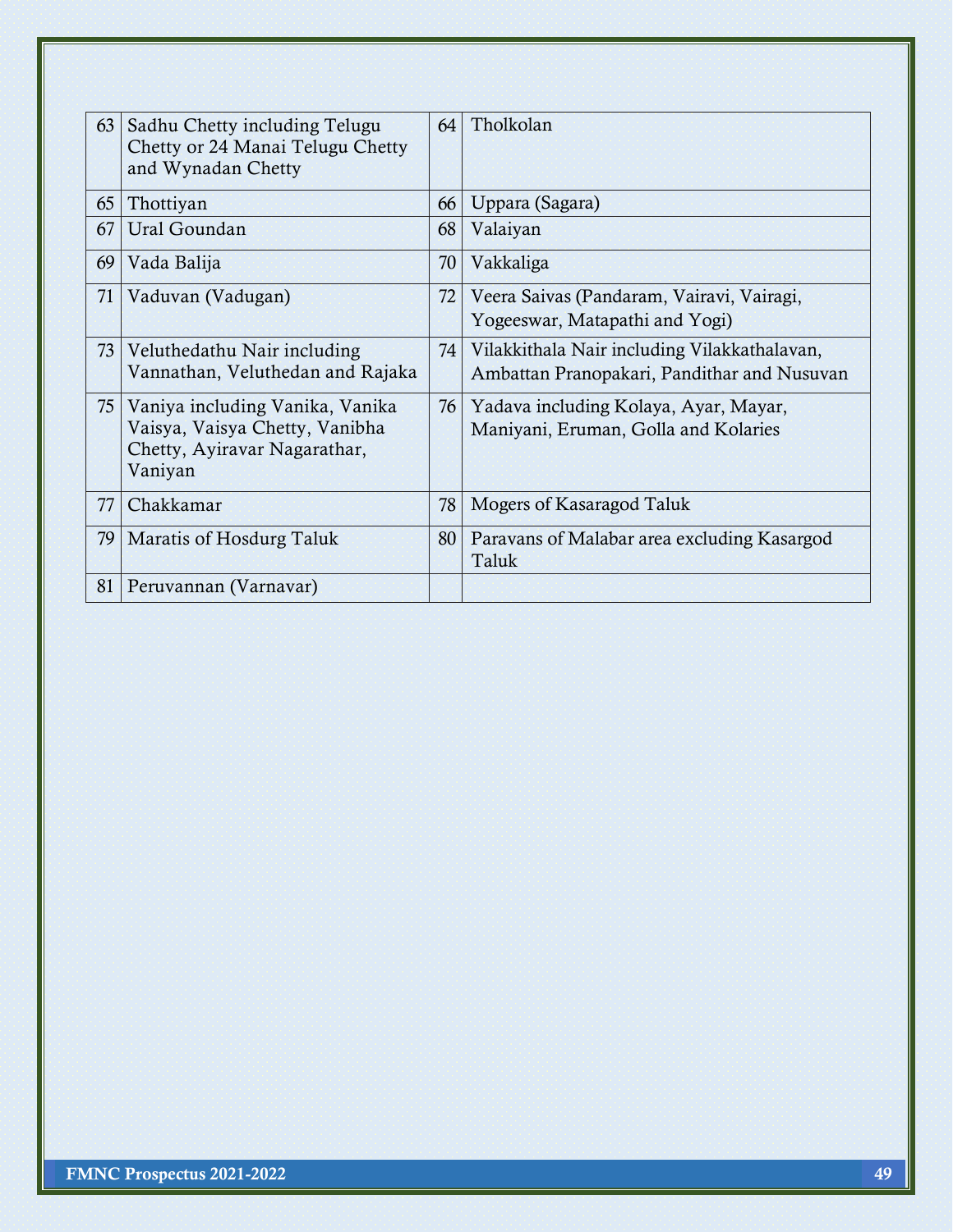| | | | |
|---|---|---|---|
| 63 | Sadhu Chetty including Telugu Chetty or 24 Manai Telugu Chetty and Wynadan Chetty | 64 | Tholkolan |
| 65 | Thottiyan | 66 | Uppara (Sagara) |
| 67 | Ural Goundan | 68 | Valaiyan |
| 69 | Vada Balija | 70 | Vakkaliga |
| 71 | Vaduvan (Vadugan) | 72 | Veera Saivas (Pandaram, Vairavi, Vairagi, Yogeeswar, Matapathi and Yogi) |
| 73 | Veluthedathu Nair including Vannathan, Veluthedan and Rajaka | 74 | Vilakkithala Nair including Vilakkathalavan, Ambattan Pranopakari, Pandithar and Nusuvan |
| 75 | Vaniya including Vanika, Vanika Vaisya, Vaisya Chetty, Vanibha Chetty, Ayiravar Nagarathar, Vaniyan | 76 | Yadava including Kolaya, Ayar, Mayar, Maniyani, Eruman, Golla and Kolaries |
| 77 | Chakkamar | 78 | Mogers of Kasaragod Taluk |
| 79 | Maratis of Hosdurg Taluk | 80 | Paravans of Malabar area excluding Kasargod Taluk |
| 81 | Peruvannan (Varnavar) | | |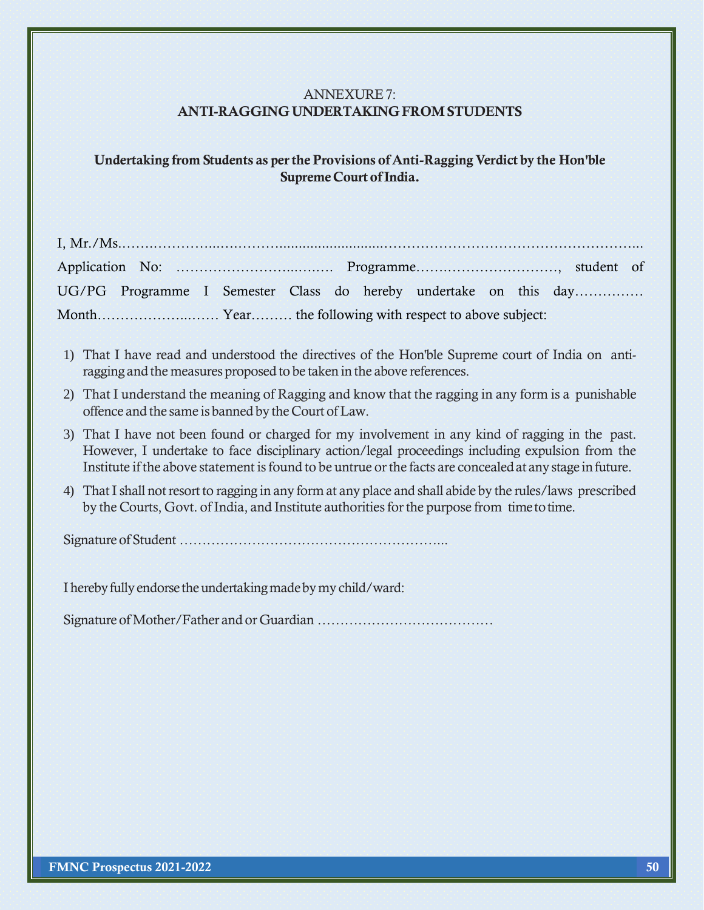ANNEXURE 7:

## ANTI-RAGGING UNDERTAKING FROM STUDENTS

**Undertaking from Students as per the Provisions of Anti-Ragging Verdict by the Hon'ble Supreme Court of India.**

I, Mr./Ms.……….………...………….........................………………………………………………...
Application No: ……………………...….…. Programme…….……………………, student of UG/PG Programme I Semester Class do hereby undertake on this day…………… Month……………….…… Year……… the following with respect to above subject:

1) That I have read and understood the directives of the Hon'ble Supreme court of India on anti-ragging and the measures proposed to be taken in the above references.
2) That I understand the meaning of Ragging and know that the ragging in any form is a punishable offence and the same is banned by the Court of Law.
3) That I have not been found or charged for my involvement in any kind of ragging in the past. However, I undertake to face disciplinary action/legal proceedings including expulsion from the Institute if the above statement is found to be untrue or the facts are concealed at any stage in future.
4) That I shall not resort to ragging in any form at any place and shall abide by the rules/laws prescribed by the Courts, Govt. of India, and Institute authorities for the purpose from time to time.

Signature of Student ………………………………………………...

I hereby fully endorse the undertaking made by my child/ward:

Signature of Mother/Father and or Guardian ………………………………